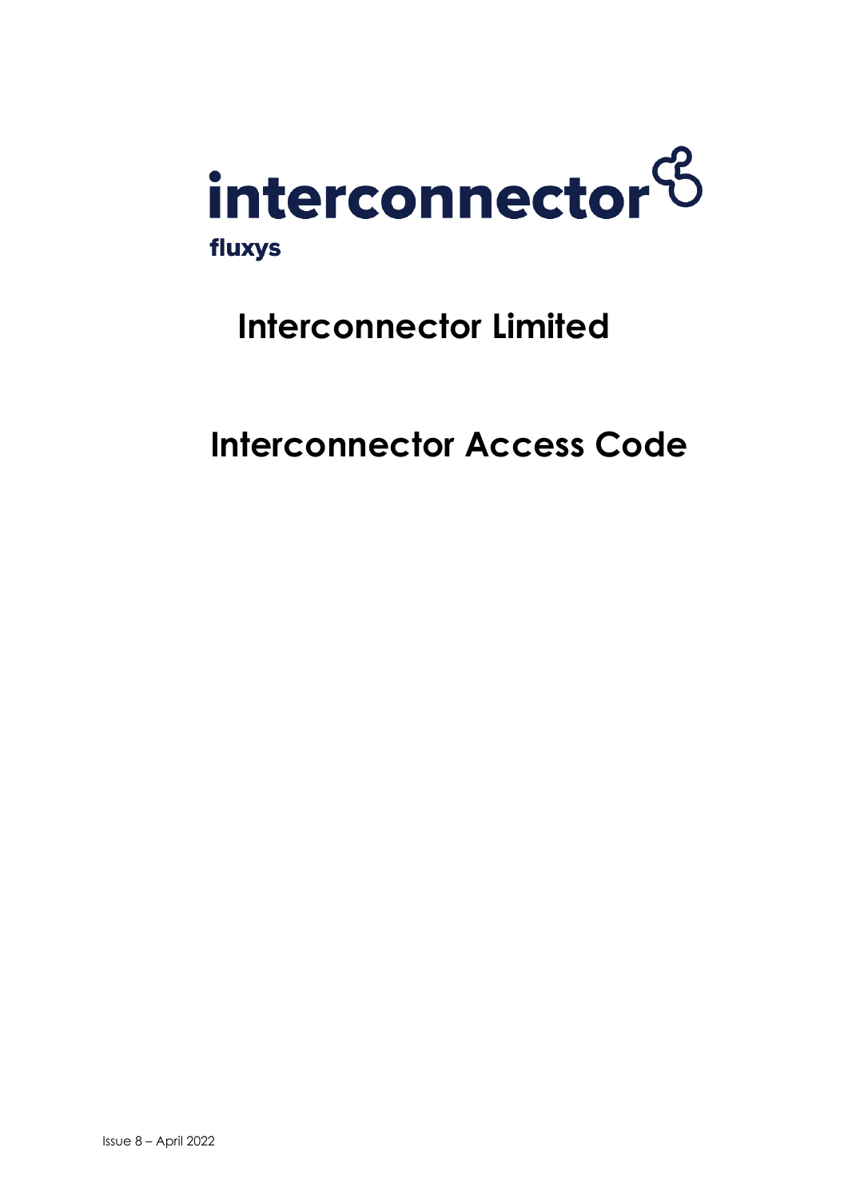interconnector

fluxys

# Interconnector Limited

# Interconnector Access Code

Issue 8 – April 2022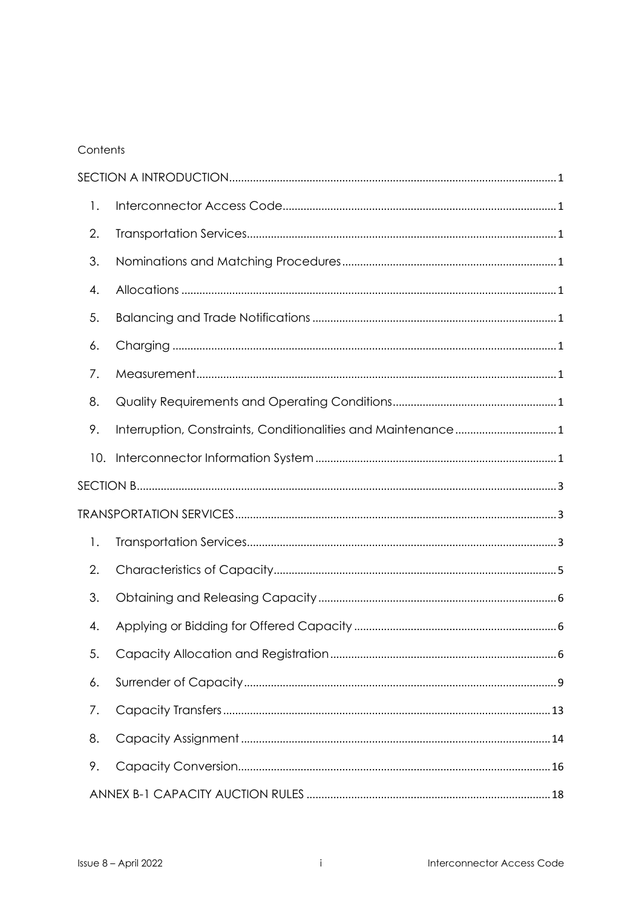Contents

SECTION A INTRODUCTION ........ 1

1. Interconnector Access Code ........ 1
2. Transportation Services ........ 1
3. Nominations and Matching Procedures ........ 1
4. Allocations ........ 1
5. Balancing and Trade Notifications ........ 1
6. Charging ........ 1
7. Measurement ........ 1
8. Quality Requirements and Operating Conditions ........ 1
9. Interruption, Constraints, Conditionalities and Maintenance ........ 1
10. Interconnector Information System ........ 1

SECTION B ........ 3

TRANSPORTATION SERVICES ........ 3

1. Transportation Services ........ 3
2. Characteristics of Capacity ........ 5
3. Obtaining and Releasing Capacity ........ 6
4. Applying or Bidding for Offered Capacity ........ 6
5. Capacity Allocation and Registration ........ 6
6. Surrender of Capacity ........ 9
7. Capacity Transfers ........ 13
8. Capacity Assignment ........ 14
9. Capacity Conversion ........ 16

ANNEX B-1 CAPACITY AUCTION RULES ........ 18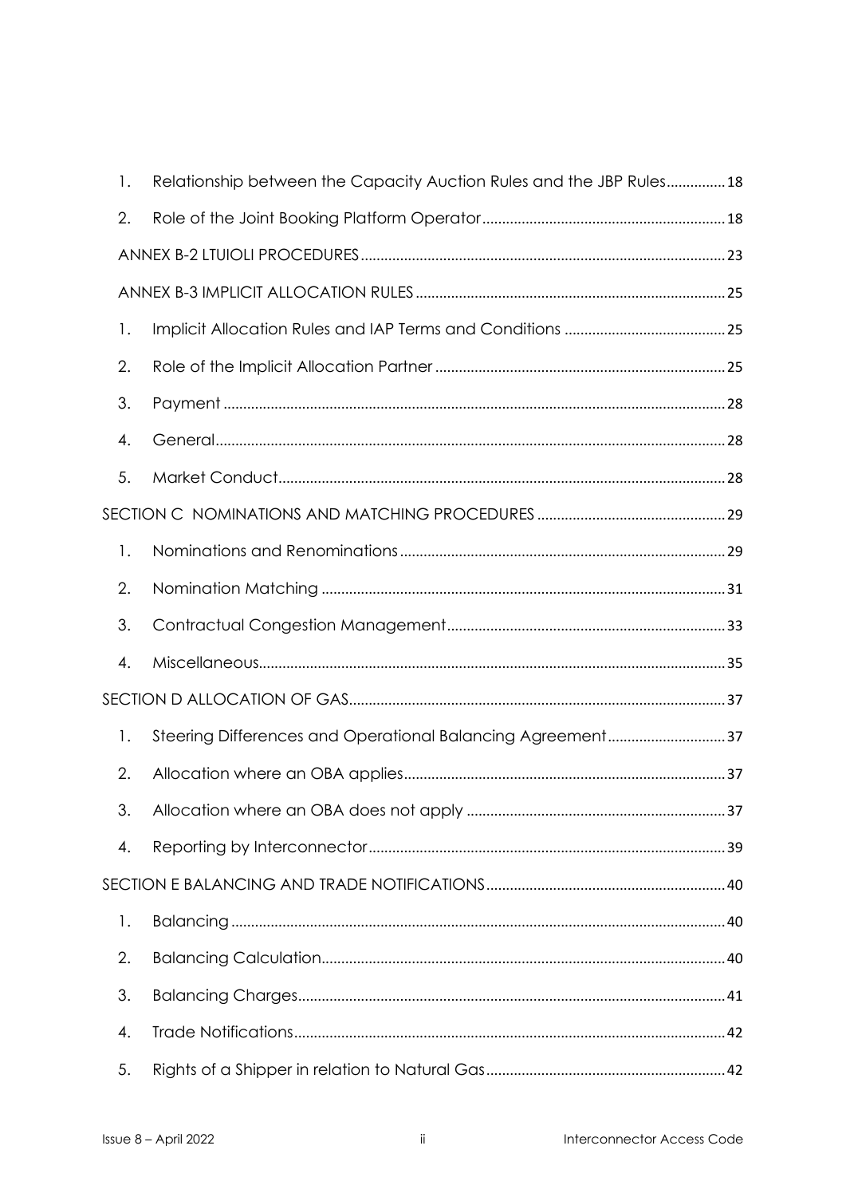1. Relationship between the Capacity Auction Rules and the JBP Rules ............... 18

2. Role of the Joint Booking Platform Operator ............................................................. 18

ANNEX B-2 LTUIOLI PROCEDURES ........................................................................................... 23

ANNEX B-3 IMPLICIT ALLOCATION RULES ............................................................................. 25

1. Implicit Allocation Rules and IAP Terms and Conditions ......................................... 25

2. Role of the Implicit Allocation Partner ......................................................................... 25

3. Payment .............................................................................................................................. 28

4. General................................................................................................................................. 28

5. Market Conduct................................................................................................................ 28

SECTION C NOMINATIONS AND MATCHING PROCEDURES ................................................ 29

1. Nominations and Renominations .................................................................................. 29

2. Nomination Matching ...................................................................................................... 31

3. Contractual Congestion Management...................................................................... 33

4. Miscellaneous..................................................................................................................... 35

SECTION D ALLOCATION OF GAS............................................................................................... 37

1. Steering Differences and Operational Balancing Agreement............................. 37

2. Allocation where an OBA applies................................................................................. 37

3. Allocation where an OBA does not apply ................................................................. 37

4. Reporting by Interconnector.......................................................................................... 39

SECTION E BALANCING AND TRADE NOTIFICATIONS ............................................................ 40

1. Balancing ............................................................................................................................ 40

2. Balancing Calculation...................................................................................................... 40

3. Balancing Charges........................................................................................................... 41

4. Trade Notifications............................................................................................................. 42

5. Rights of a Shipper in relation to Natural Gas ............................................................ 42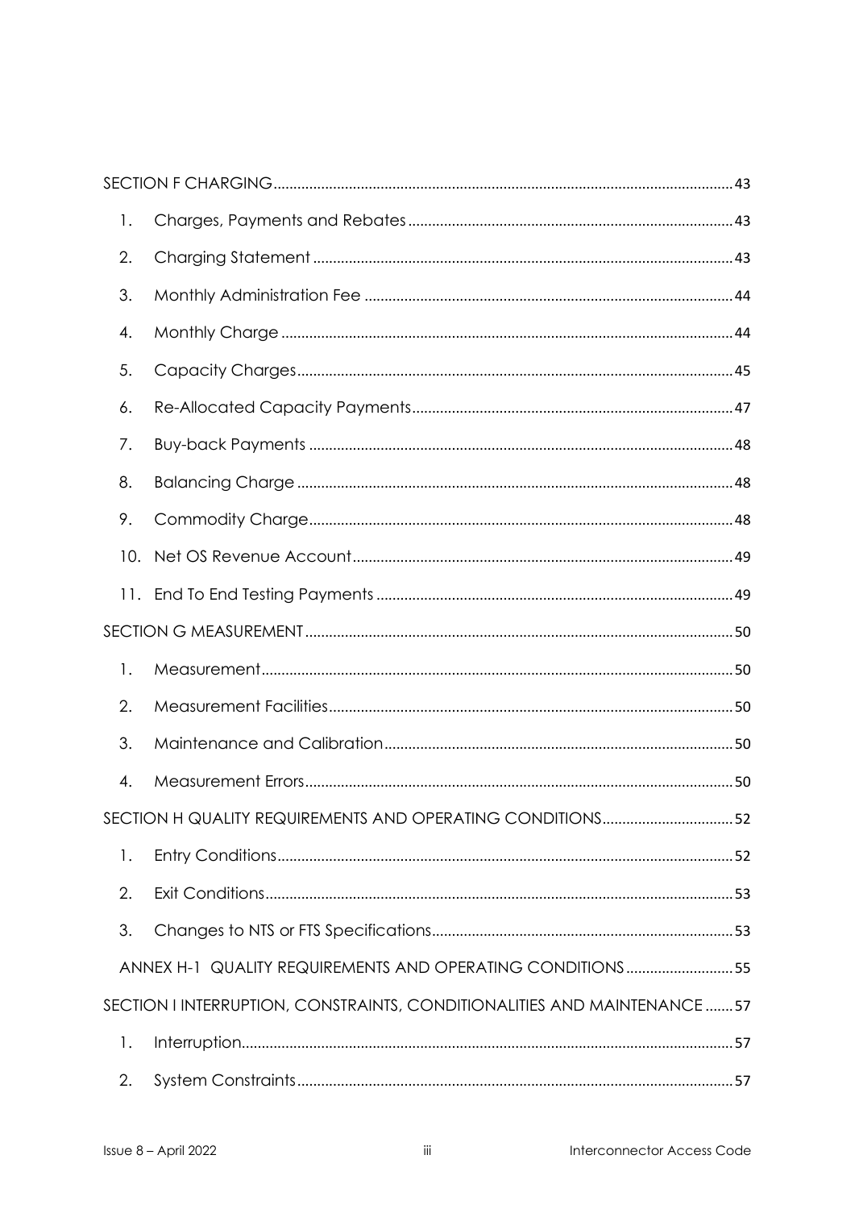| | | |
|---|---|---|
| SECTION F CHARGING | | 43 |
| 1. | Charges, Payments and Rebates | 43 |
| 2. | Charging Statement | 43 |
| 3. | Monthly Administration Fee | 44 |
| 4. | Monthly Charge | 44 |
| 5. | Capacity Charges | 45 |
| 6. | Re-Allocated Capacity Payments | 47 |
| 7. | Buy-back Payments | 48 |
| 8. | Balancing Charge | 48 |
| 9. | Commodity Charge | 48 |
| 10. | Net OS Revenue Account | 49 |
| 11. | End To End Testing Payments | 49 |
| SECTION G MEASUREMENT | | 50 |
| 1. | Measurement | 50 |
| 2. | Measurement Facilities | 50 |
| 3. | Maintenance and Calibration | 50 |
| 4. | Measurement Errors | 50 |
| SECTION H QUALITY REQUIREMENTS AND OPERATING CONDITIONS | | 52 |
| 1. | Entry Conditions | 52 |
| 2. | Exit Conditions | 53 |
| 3. | Changes to NTS or FTS Specifications | 53 |
| ANNEX H-1 QUALITY REQUIREMENTS AND OPERATING CONDITIONS | | 55 |
| SECTION I INTERRUPTION, CONSTRAINTS, CONDITIONALITIES AND MAINTENANCE | | 57 |
| 1. | Interruption | 57 |
| 2. | System Constraints | 57 |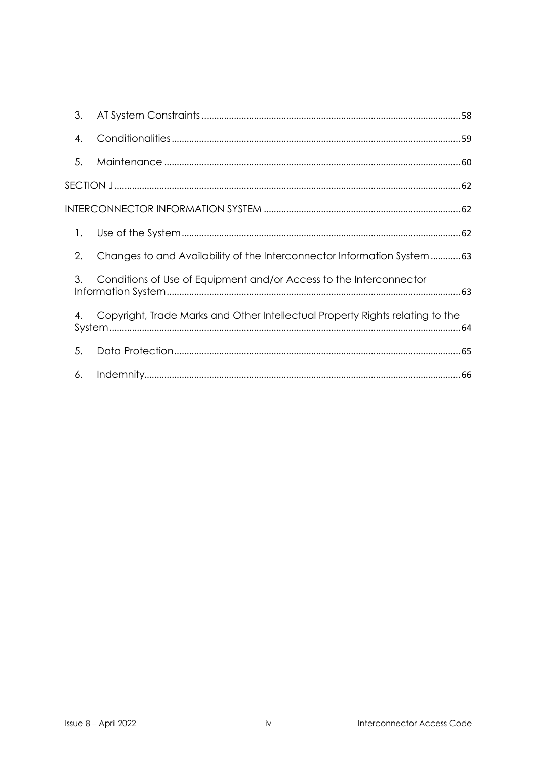3. AT System Constraints ........................................................................ 58

4. Conditionalities ................................................................................... 59

5. Maintenance ......................................................................................... 60

SECTION J ..................................................................................................... 62

INTERCONNECTOR INFORMATION SYSTEM ................................................. 62

1. Use of the System ................................................................................ 62

2. Changes to and Availability of the Interconnector Information System ............ 63

3. Conditions of Use of Equipment and/or Access to the Interconnector Information System ........................................................................................ 63

4. Copyright, Trade Marks and Other Intellectual Property Rights relating to the System .............................................................................................................. 64

5. Data Protection ..................................................................................... 65

6. Indemnity ............................................................................................... 66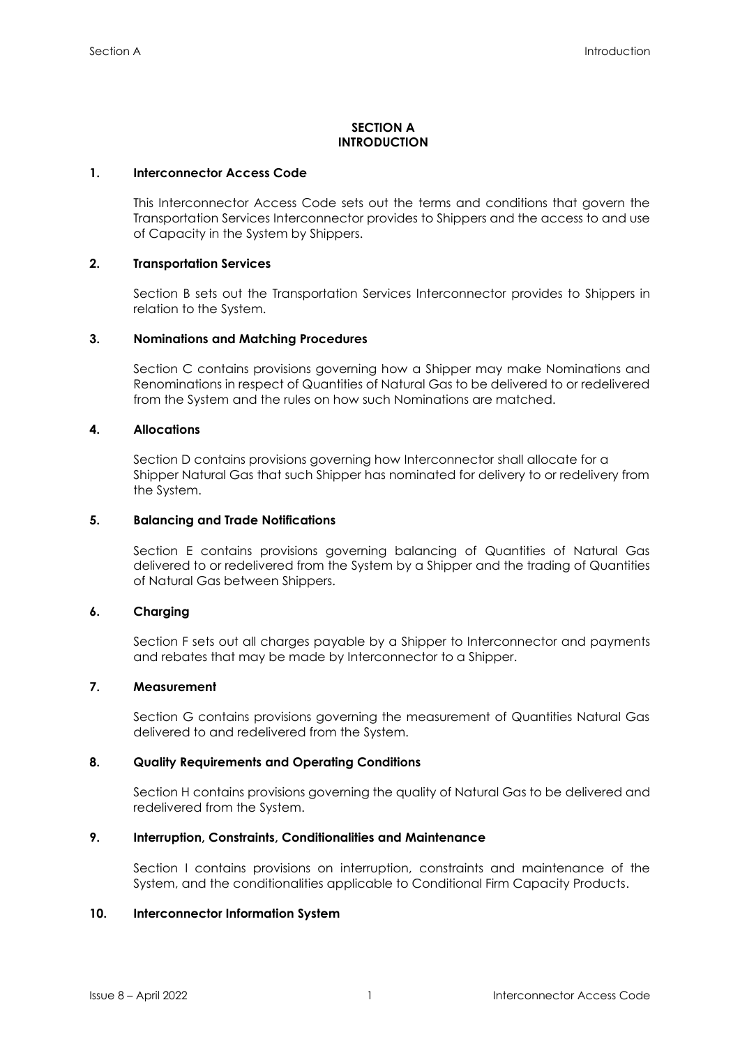# SECTION A
# INTRODUCTION

## 1. Interconnector Access Code

This Interconnector Access Code sets out the terms and conditions that govern the Transportation Services Interconnector provides to Shippers and the access to and use of Capacity in the System by Shippers.

## 2. Transportation Services

Section B sets out the Transportation Services Interconnector provides to Shippers in relation to the System.

## 3. Nominations and Matching Procedures

Section C contains provisions governing how a Shipper may make Nominations and Renominations in respect of Quantities of Natural Gas to be delivered to or redelivered from the System and the rules on how such Nominations are matched.

## 4. Allocations

Section D contains provisions governing how Interconnector shall allocate for a Shipper Natural Gas that such Shipper has nominated for delivery to or redelivery from the System.

## 5. Balancing and Trade Notifications

Section E contains provisions governing balancing of Quantities of Natural Gas delivered to or redelivered from the System by a Shipper and the trading of Quantities of Natural Gas between Shippers.

## 6. Charging

Section F sets out all charges payable by a Shipper to Interconnector and payments and rebates that may be made by Interconnector to a Shipper.

## 7. Measurement

Section G contains provisions governing the measurement of Quantities Natural Gas delivered to and redelivered from the System.

## 8. Quality Requirements and Operating Conditions

Section H contains provisions governing the quality of Natural Gas to be delivered and redelivered from the System.

## 9. Interruption, Constraints, Conditionalities and Maintenance

Section I contains provisions on interruption, constraints and maintenance of the System, and the conditionalities applicable to Conditional Firm Capacity Products.

## 10. Interconnector Information System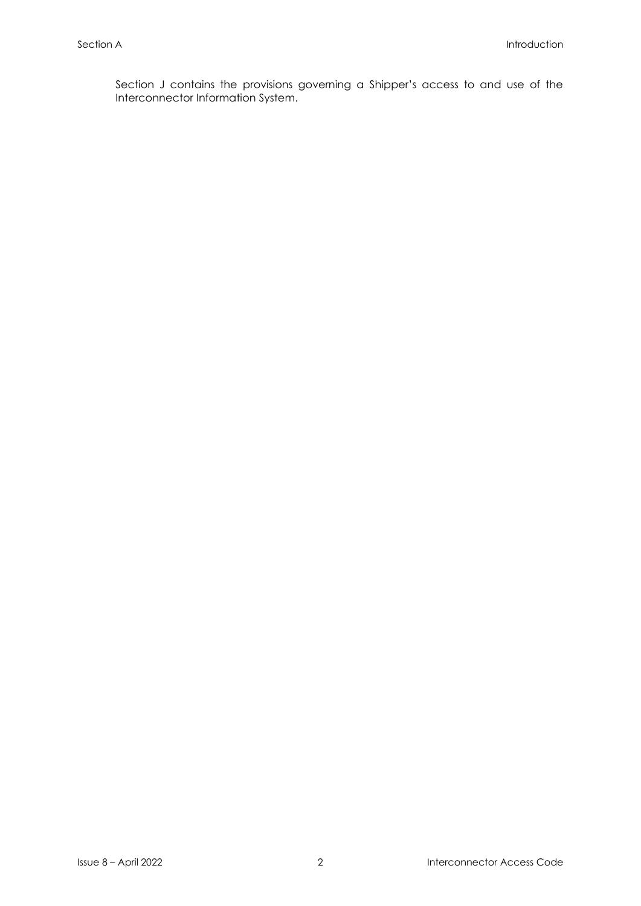Section J contains the provisions governing a Shipper's access to and use of the Interconnector Information System.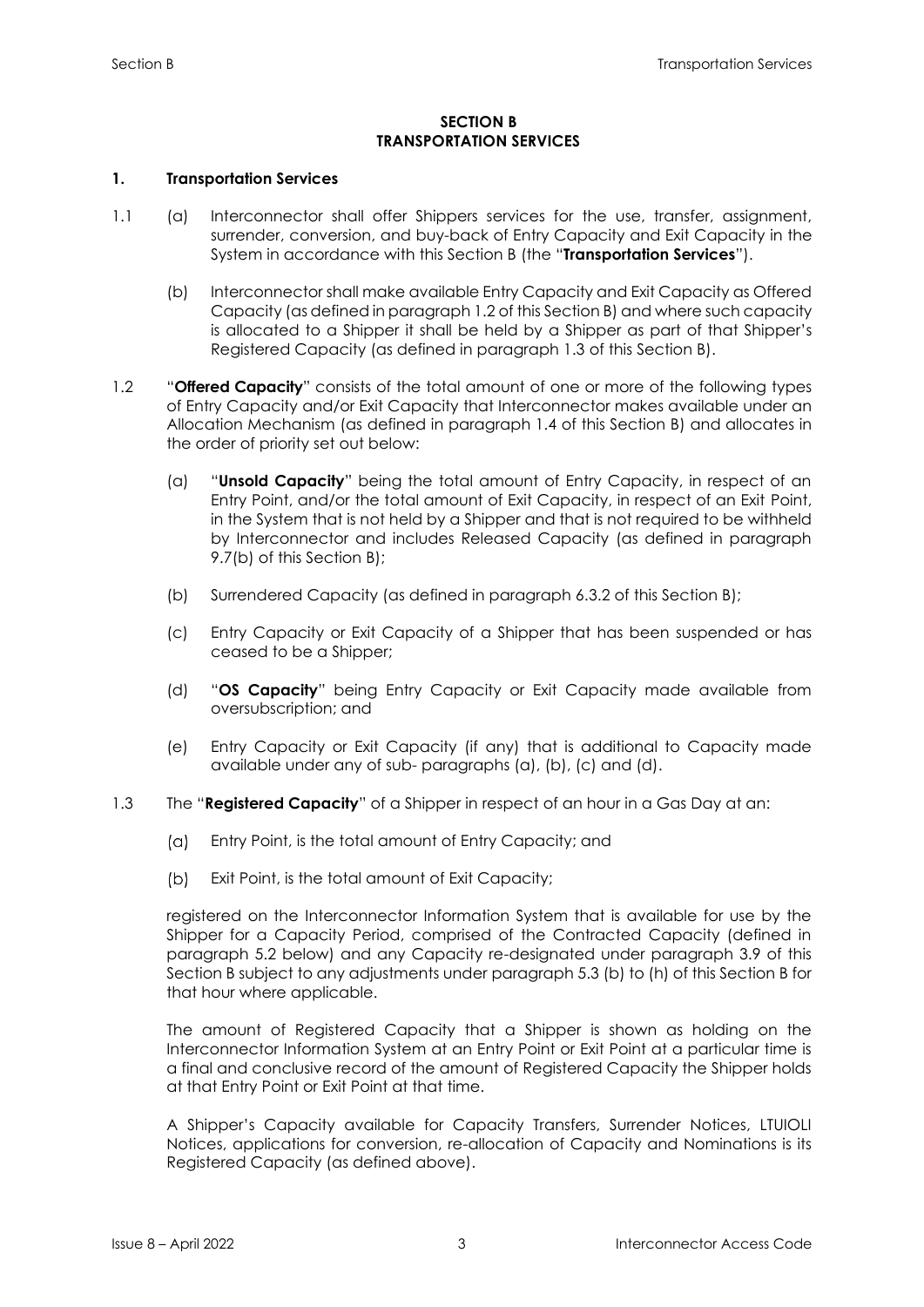## SECTION B
## TRANSPORTATION SERVICES

### 1. Transportation Services

1.1 (a) Interconnector shall offer Shippers services for the use, transfer, assignment, surrender, conversion, and buy-back of Entry Capacity and Exit Capacity in the System in accordance with this Section B (the "**Transportation Services**").

(b) Interconnector shall make available Entry Capacity and Exit Capacity as Offered Capacity (as defined in paragraph 1.2 of this Section B) and where such capacity is allocated to a Shipper it shall be held by a Shipper as part of that Shipper's Registered Capacity (as defined in paragraph 1.3 of this Section B).

1.2 "**Offered Capacity**" consists of the total amount of one or more of the following types of Entry Capacity and/or Exit Capacity that Interconnector makes available under an Allocation Mechanism (as defined in paragraph 1.4 of this Section B) and allocates in the order of priority set out below:

(a) "**Unsold Capacity**" being the total amount of Entry Capacity, in respect of an Entry Point, and/or the total amount of Exit Capacity, in respect of an Exit Point, in the System that is not held by a Shipper and that is not required to be withheld by Interconnector and includes Released Capacity (as defined in paragraph 9.7(b) of this Section B);

(b) Surrendered Capacity (as defined in paragraph 6.3.2 of this Section B);

(c) Entry Capacity or Exit Capacity of a Shipper that has been suspended or has ceased to be a Shipper;

(d) "**OS Capacity**" being Entry Capacity or Exit Capacity made available from oversubscription; and

(e) Entry Capacity or Exit Capacity (if any) that is additional to Capacity made available under any of sub- paragraphs (a), (b), (c) and (d).

1.3 The "**Registered Capacity**" of a Shipper in respect of an hour in a Gas Day at an:

(a) Entry Point, is the total amount of Entry Capacity; and

(b) Exit Point, is the total amount of Exit Capacity;

registered on the Interconnector Information System that is available for use by the Shipper for a Capacity Period, comprised of the Contracted Capacity (defined in paragraph 5.2 below) and any Capacity re-designated under paragraph 3.9 of this Section B subject to any adjustments under paragraph 5.3 (b) to (h) of this Section B for that hour where applicable.

The amount of Registered Capacity that a Shipper is shown as holding on the Interconnector Information System at an Entry Point or Exit Point at a particular time is a final and conclusive record of the amount of Registered Capacity the Shipper holds at that Entry Point or Exit Point at that time.

A Shipper's Capacity available for Capacity Transfers, Surrender Notices, LTUIOLI Notices, applications for conversion, re-allocation of Capacity and Nominations is its Registered Capacity (as defined above).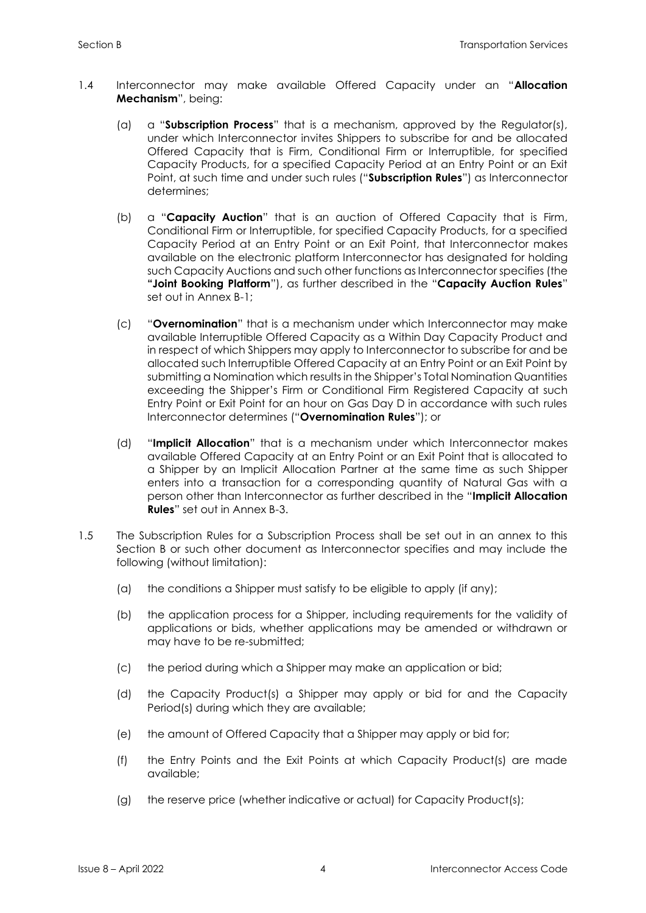1.4 Interconnector may make available Offered Capacity under an "**Allocation Mechanism**", being:

(a) a "**Subscription Process**" that is a mechanism, approved by the Regulator(s), under which Interconnector invites Shippers to subscribe for and be allocated Offered Capacity that is Firm, Conditional Firm or Interruptible, for specified Capacity Products, for a specified Capacity Period at an Entry Point or an Exit Point, at such time and under such rules ("**Subscription Rules**") as Interconnector determines;

(b) a "**Capacity Auction**" that is an auction of Offered Capacity that is Firm, Conditional Firm or Interruptible, for specified Capacity Products, for a specified Capacity Period at an Entry Point or an Exit Point, that Interconnector makes available on the electronic platform Interconnector has designated for holding such Capacity Auctions and such other functions as Interconnector specifies (the **"Joint Booking Platform**"), as further described in the "**Capacity Auction Rules**" set out in Annex B-1;

(c) "**Overnomination**" that is a mechanism under which Interconnector may make available Interruptible Offered Capacity as a Within Day Capacity Product and in respect of which Shippers may apply to Interconnector to subscribe for and be allocated such Interruptible Offered Capacity at an Entry Point or an Exit Point by submitting a Nomination which results in the Shipper's Total Nomination Quantities exceeding the Shipper's Firm or Conditional Firm Registered Capacity at such Entry Point or Exit Point for an hour on Gas Day D in accordance with such rules Interconnector determines ("**Overnomination Rules**"); or

(d) "**Implicit Allocation**" that is a mechanism under which Interconnector makes available Offered Capacity at an Entry Point or an Exit Point that is allocated to a Shipper by an Implicit Allocation Partner at the same time as such Shipper enters into a transaction for a corresponding quantity of Natural Gas with a person other than Interconnector as further described in the "**Implicit Allocation Rules**" set out in Annex B-3.

1.5 The Subscription Rules for a Subscription Process shall be set out in an annex to this Section B or such other document as Interconnector specifies and may include the following (without limitation):

(a) the conditions a Shipper must satisfy to be eligible to apply (if any);

(b) the application process for a Shipper, including requirements for the validity of applications or bids, whether applications may be amended or withdrawn or may have to be re-submitted;

(c) the period during which a Shipper may make an application or bid;

(d) the Capacity Product(s) a Shipper may apply or bid for and the Capacity Period(s) during which they are available;

(e) the amount of Offered Capacity that a Shipper may apply or bid for;

(f) the Entry Points and the Exit Points at which Capacity Product(s) are made available;

(g) the reserve price (whether indicative or actual) for Capacity Product(s);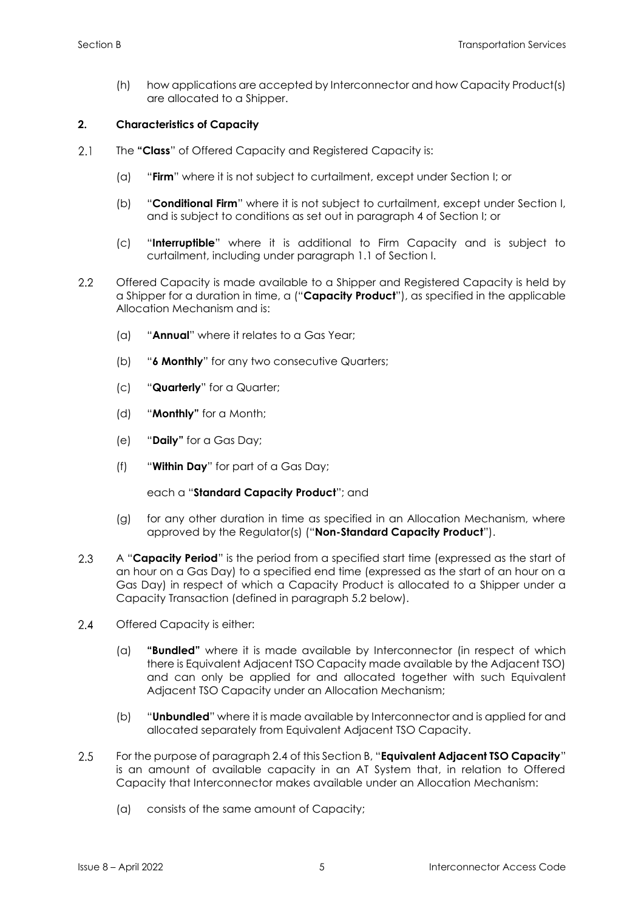(h) how applications are accepted by Interconnector and how Capacity Product(s) are allocated to a Shipper.

## 2. Characteristics of Capacity

2.1 The **"Class"** of Offered Capacity and Registered Capacity is:

(a) "**Firm**" where it is not subject to curtailment, except under Section I; or

(b) "**Conditional Firm**" where it is not subject to curtailment, except under Section I, and is subject to conditions as set out in paragraph 4 of Section I; or

(c) "**Interruptible**" where it is additional to Firm Capacity and is subject to curtailment, including under paragraph 1.1 of Section I.

2.2 Offered Capacity is made available to a Shipper and Registered Capacity is held by a Shipper for a duration in time, a ("**Capacity Product**"), as specified in the applicable Allocation Mechanism and is:

(a) "**Annual**" where it relates to a Gas Year;

(b) "**6 Monthly**" for any two consecutive Quarters;

(c) "**Quarterly**" for a Quarter;

(d) "**Monthly"** for a Month;

(e) "**Daily"** for a Gas Day;

(f) "**Within Day**" for part of a Gas Day;

each a "**Standard Capacity Product**"; and

(g) for any other duration in time as specified in an Allocation Mechanism, where approved by the Regulator(s) ("**Non-Standard Capacity Product**").

2.3 A "**Capacity Period**" is the period from a specified start time (expressed as the start of an hour on a Gas Day) to a specified end time (expressed as the start of an hour on a Gas Day) in respect of which a Capacity Product is allocated to a Shipper under a Capacity Transaction (defined in paragraph 5.2 below).

2.4 Offered Capacity is either:

(a) **"Bundled"** where it is made available by Interconnector (in respect of which there is Equivalent Adjacent TSO Capacity made available by the Adjacent TSO) and can only be applied for and allocated together with such Equivalent Adjacent TSO Capacity under an Allocation Mechanism;

(b) "**Unbundled**" where it is made available by Interconnector and is applied for and allocated separately from Equivalent Adjacent TSO Capacity.

2.5 For the purpose of paragraph 2.4 of this Section B, "**Equivalent Adjacent TSO Capacity**" is an amount of available capacity in an AT System that, in relation to Offered Capacity that Interconnector makes available under an Allocation Mechanism:

(a) consists of the same amount of Capacity;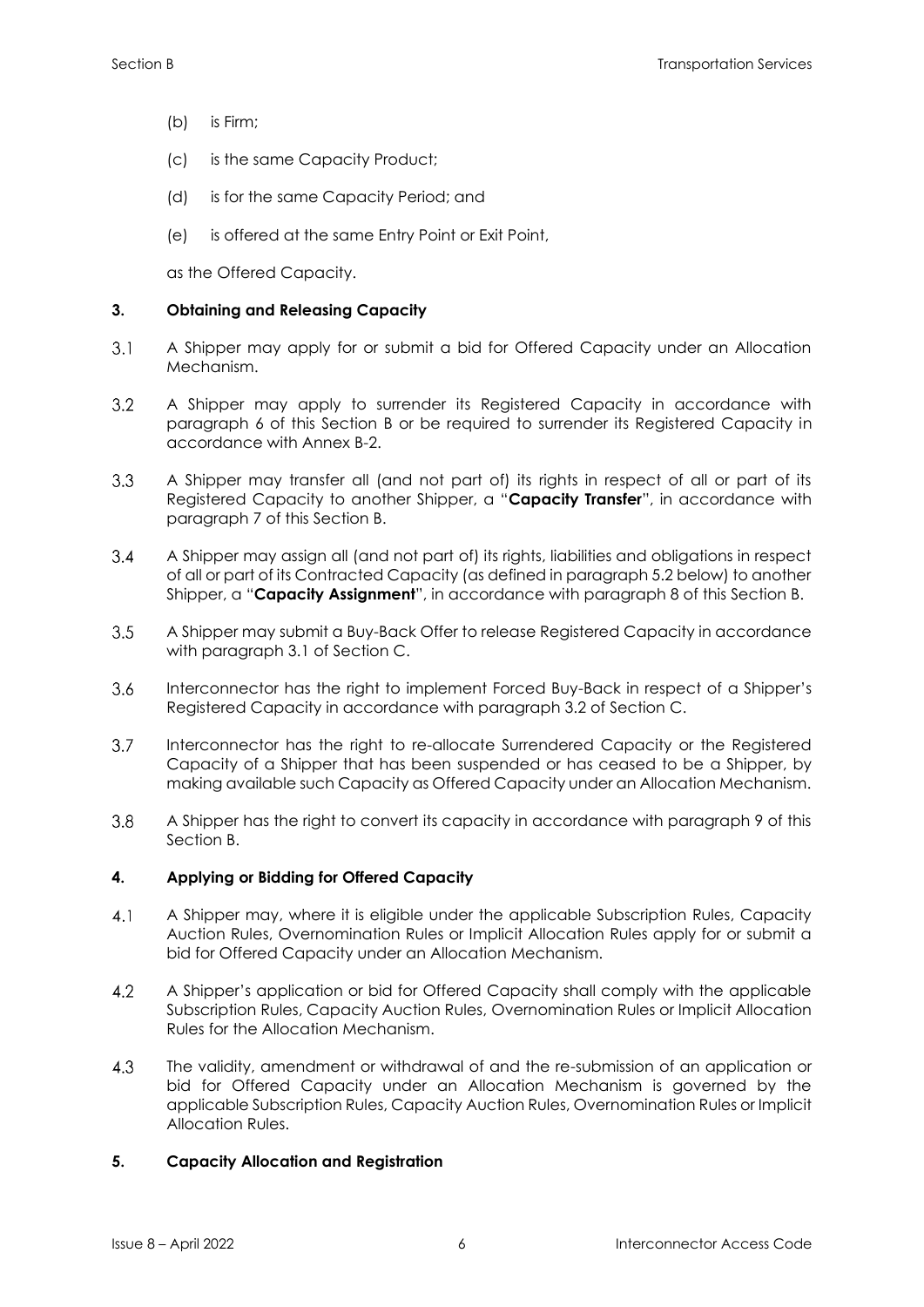(b) is Firm;

(c) is the same Capacity Product;

(d) is for the same Capacity Period; and

(e) is offered at the same Entry Point or Exit Point,

as the Offered Capacity.

## 3. Obtaining and Releasing Capacity

3.1 A Shipper may apply for or submit a bid for Offered Capacity under an Allocation Mechanism.

3.2 A Shipper may apply to surrender its Registered Capacity in accordance with paragraph 6 of this Section B or be required to surrender its Registered Capacity in accordance with Annex B-2.

3.3 A Shipper may transfer all (and not part of) its rights in respect of all or part of its Registered Capacity to another Shipper, a "**Capacity Transfer**", in accordance with paragraph 7 of this Section B.

3.4 A Shipper may assign all (and not part of) its rights, liabilities and obligations in respect of all or part of its Contracted Capacity (as defined in paragraph 5.2 below) to another Shipper, a "**Capacity Assignment**", in accordance with paragraph 8 of this Section B.

3.5 A Shipper may submit a Buy-Back Offer to release Registered Capacity in accordance with paragraph 3.1 of Section C.

3.6 Interconnector has the right to implement Forced Buy-Back in respect of a Shipper's Registered Capacity in accordance with paragraph 3.2 of Section C.

3.7 Interconnector has the right to re-allocate Surrendered Capacity or the Registered Capacity of a Shipper that has been suspended or has ceased to be a Shipper, by making available such Capacity as Offered Capacity under an Allocation Mechanism.

3.8 A Shipper has the right to convert its capacity in accordance with paragraph 9 of this Section B.

## 4. Applying or Bidding for Offered Capacity

4.1 A Shipper may, where it is eligible under the applicable Subscription Rules, Capacity Auction Rules, Overnomination Rules or Implicit Allocation Rules apply for or submit a bid for Offered Capacity under an Allocation Mechanism.

4.2 A Shipper's application or bid for Offered Capacity shall comply with the applicable Subscription Rules, Capacity Auction Rules, Overnomination Rules or Implicit Allocation Rules for the Allocation Mechanism.

4.3 The validity, amendment or withdrawal of and the re-submission of an application or bid for Offered Capacity under an Allocation Mechanism is governed by the applicable Subscription Rules, Capacity Auction Rules, Overnomination Rules or Implicit Allocation Rules.

## 5. Capacity Allocation and Registration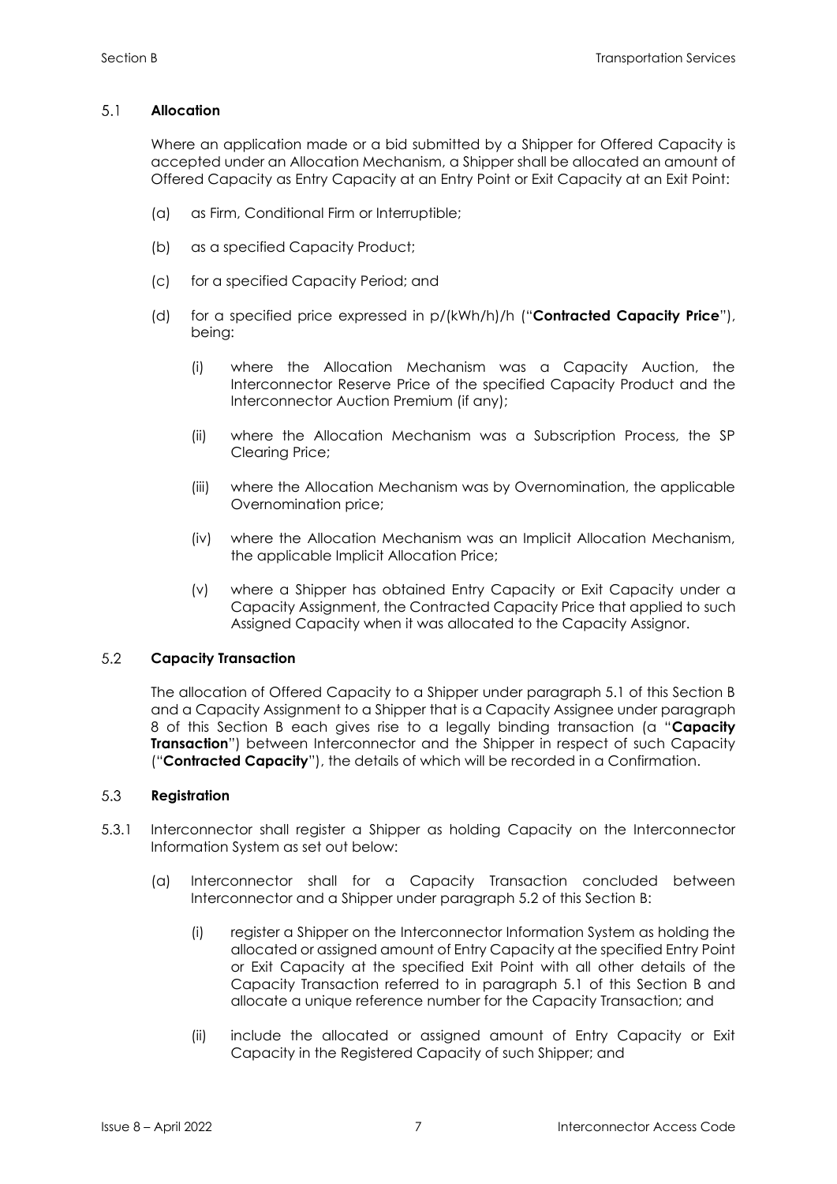### 5.1 **Allocation**

Where an application made or a bid submitted by a Shipper for Offered Capacity is accepted under an Allocation Mechanism, a Shipper shall be allocated an amount of Offered Capacity as Entry Capacity at an Entry Point or Exit Capacity at an Exit Point:

(a) as Firm, Conditional Firm or Interruptible;

(b) as a specified Capacity Product;

(c) for a specified Capacity Period; and

(d) for a specified price expressed in p/(kWh/h)/h ("**Contracted Capacity Price**"), being:

(i) where the Allocation Mechanism was a Capacity Auction, the Interconnector Reserve Price of the specified Capacity Product and the Interconnector Auction Premium (if any);

(ii) where the Allocation Mechanism was a Subscription Process, the SP Clearing Price;

(iii) where the Allocation Mechanism was by Overnomination, the applicable Overnomination price;

(iv) where the Allocation Mechanism was an Implicit Allocation Mechanism, the applicable Implicit Allocation Price;

(v) where a Shipper has obtained Entry Capacity or Exit Capacity under a Capacity Assignment, the Contracted Capacity Price that applied to such Assigned Capacity when it was allocated to the Capacity Assignor.

### 5.2 **Capacity Transaction**

The allocation of Offered Capacity to a Shipper under paragraph 5.1 of this Section B and a Capacity Assignment to a Shipper that is a Capacity Assignee under paragraph 8 of this Section B each gives rise to a legally binding transaction (a "**Capacity Transaction**") between Interconnector and the Shipper in respect of such Capacity ("**Contracted Capacity**"), the details of which will be recorded in a Confirmation.

### 5.3 **Registration**

5.3.1 Interconnector shall register a Shipper as holding Capacity on the Interconnector Information System as set out below:

(a) Interconnector shall for a Capacity Transaction concluded between Interconnector and a Shipper under paragraph 5.2 of this Section B:

(i) register a Shipper on the Interconnector Information System as holding the allocated or assigned amount of Entry Capacity at the specified Entry Point or Exit Capacity at the specified Exit Point with all other details of the Capacity Transaction referred to in paragraph 5.1 of this Section B and allocate a unique reference number for the Capacity Transaction; and

(ii) include the allocated or assigned amount of Entry Capacity or Exit Capacity in the Registered Capacity of such Shipper; and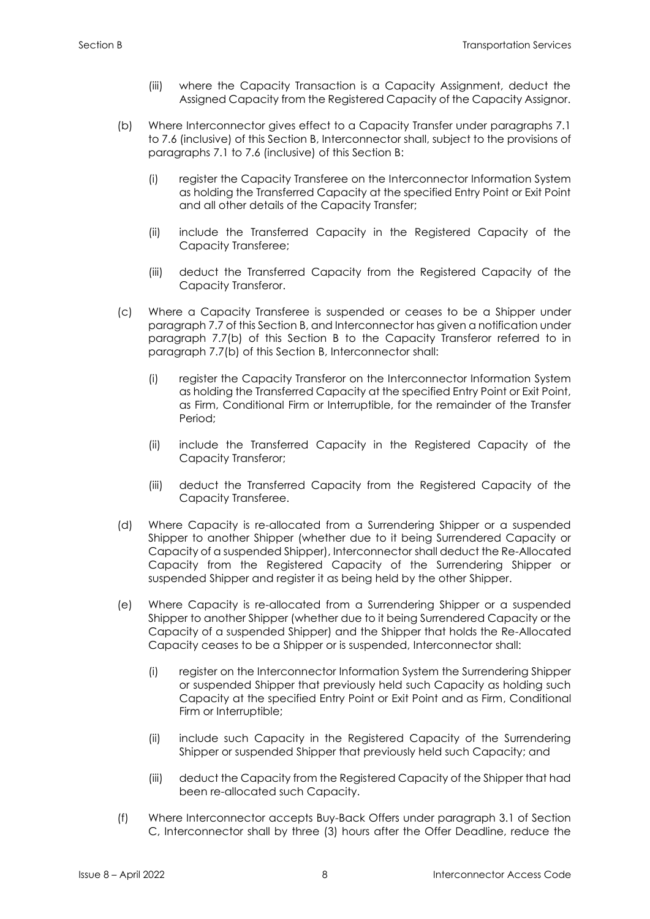(iii) where the Capacity Transaction is a Capacity Assignment, deduct the Assigned Capacity from the Registered Capacity of the Capacity Assignor.

(b) Where Interconnector gives effect to a Capacity Transfer under paragraphs 7.1 to 7.6 (inclusive) of this Section B, Interconnector shall, subject to the provisions of paragraphs 7.1 to 7.6 (inclusive) of this Section B:

(i) register the Capacity Transferee on the Interconnector Information System as holding the Transferred Capacity at the specified Entry Point or Exit Point and all other details of the Capacity Transfer;

(ii) include the Transferred Capacity in the Registered Capacity of the Capacity Transferee;

(iii) deduct the Transferred Capacity from the Registered Capacity of the Capacity Transferor.

(c) Where a Capacity Transferee is suspended or ceases to be a Shipper under paragraph 7.7 of this Section B, and Interconnector has given a notification under paragraph 7.7(b) of this Section B to the Capacity Transferor referred to in paragraph 7.7(b) of this Section B, Interconnector shall:

(i) register the Capacity Transferor on the Interconnector Information System as holding the Transferred Capacity at the specified Entry Point or Exit Point, as Firm, Conditional Firm or Interruptible, for the remainder of the Transfer Period;

(ii) include the Transferred Capacity in the Registered Capacity of the Capacity Transferor;

(iii) deduct the Transferred Capacity from the Registered Capacity of the Capacity Transferee.

(d) Where Capacity is re-allocated from a Surrendering Shipper or a suspended Shipper to another Shipper (whether due to it being Surrendered Capacity or Capacity of a suspended Shipper), Interconnector shall deduct the Re-Allocated Capacity from the Registered Capacity of the Surrendering Shipper or suspended Shipper and register it as being held by the other Shipper.

(e) Where Capacity is re-allocated from a Surrendering Shipper or a suspended Shipper to another Shipper (whether due to it being Surrendered Capacity or the Capacity of a suspended Shipper) and the Shipper that holds the Re-Allocated Capacity ceases to be a Shipper or is suspended, Interconnector shall:

(i) register on the Interconnector Information System the Surrendering Shipper or suspended Shipper that previously held such Capacity as holding such Capacity at the specified Entry Point or Exit Point and as Firm, Conditional Firm or Interruptible;

(ii) include such Capacity in the Registered Capacity of the Surrendering Shipper or suspended Shipper that previously held such Capacity; and

(iii) deduct the Capacity from the Registered Capacity of the Shipper that had been re-allocated such Capacity.

(f) Where Interconnector accepts Buy-Back Offers under paragraph 3.1 of Section C, Interconnector shall by three (3) hours after the Offer Deadline, reduce the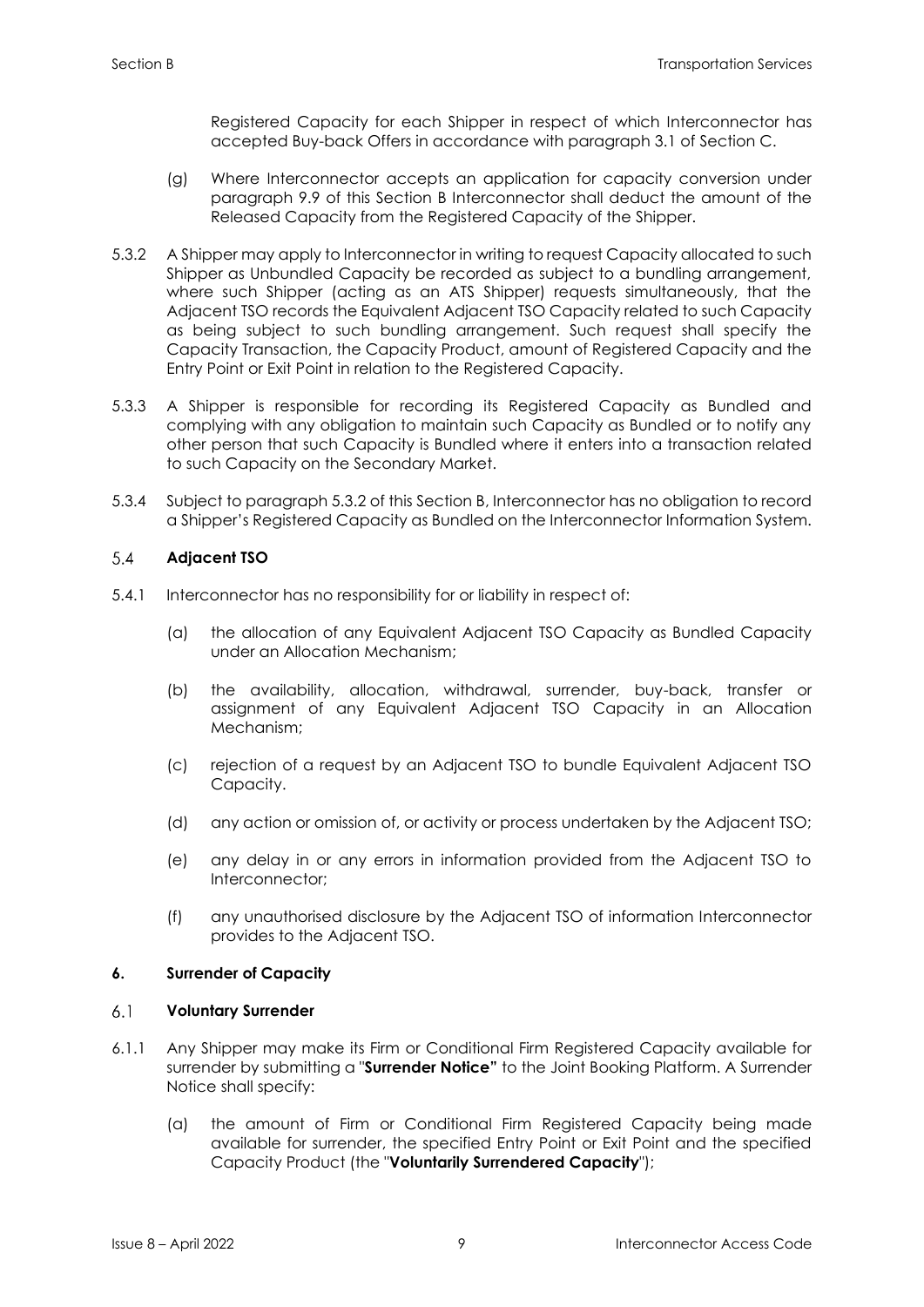Registered Capacity for each Shipper in respect of which Interconnector has accepted Buy-back Offers in accordance with paragraph 3.1 of Section C.

(g) Where Interconnector accepts an application for capacity conversion under paragraph 9.9 of this Section B Interconnector shall deduct the amount of the Released Capacity from the Registered Capacity of the Shipper.

5.3.2 A Shipper may apply to Interconnector in writing to request Capacity allocated to such Shipper as Unbundled Capacity be recorded as subject to a bundling arrangement, where such Shipper (acting as an ATS Shipper) requests simultaneously, that the Adjacent TSO records the Equivalent Adjacent TSO Capacity related to such Capacity as being subject to such bundling arrangement. Such request shall specify the Capacity Transaction, the Capacity Product, amount of Registered Capacity and the Entry Point or Exit Point in relation to the Registered Capacity.

5.3.3 A Shipper is responsible for recording its Registered Capacity as Bundled and complying with any obligation to maintain such Capacity as Bundled or to notify any other person that such Capacity is Bundled where it enters into a transaction related to such Capacity on the Secondary Market.

5.3.4 Subject to paragraph 5.3.2 of this Section B, Interconnector has no obligation to record a Shipper's Registered Capacity as Bundled on the Interconnector Information System.

### 5.4 Adjacent TSO

5.4.1 Interconnector has no responsibility for or liability in respect of:

(a) the allocation of any Equivalent Adjacent TSO Capacity as Bundled Capacity under an Allocation Mechanism;

(b) the availability, allocation, withdrawal, surrender, buy-back, transfer or assignment of any Equivalent Adjacent TSO Capacity in an Allocation Mechanism;

(c) rejection of a request by an Adjacent TSO to bundle Equivalent Adjacent TSO Capacity.

(d) any action or omission of, or activity or process undertaken by the Adjacent TSO;

(e) any delay in or any errors in information provided from the Adjacent TSO to Interconnector;

(f) any unauthorised disclosure by the Adjacent TSO of information Interconnector provides to the Adjacent TSO.

## 6. Surrender of Capacity

### 6.1 Voluntary Surrender

6.1.1 Any Shipper may make its Firm or Conditional Firm Registered Capacity available for surrender by submitting a "**Surrender Notice"** to the Joint Booking Platform. A Surrender Notice shall specify:

(a) the amount of Firm or Conditional Firm Registered Capacity being made available for surrender, the specified Entry Point or Exit Point and the specified Capacity Product (the "**Voluntarily Surrendered Capacity**");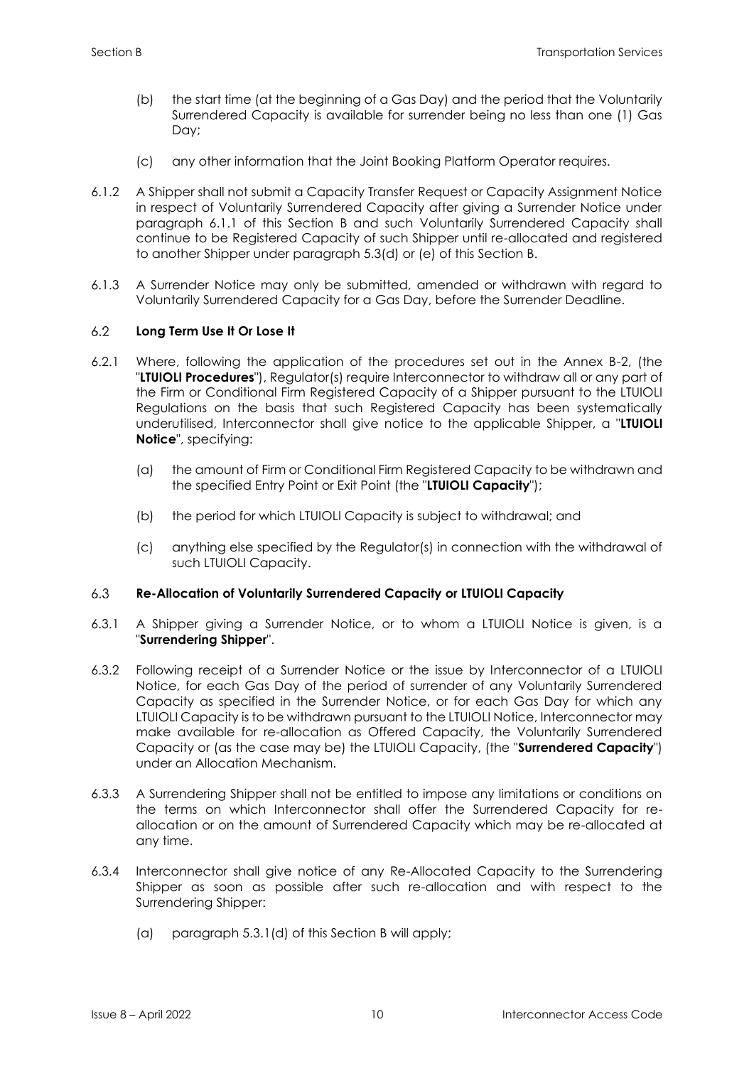(b) the start time (at the beginning of a Gas Day) and the period that the Voluntarily Surrendered Capacity is available for surrender being no less than one (1) Gas Day;

(c) any other information that the Joint Booking Platform Operator requires.

6.1.2 A Shipper shall not submit a Capacity Transfer Request or Capacity Assignment Notice in respect of Voluntarily Surrendered Capacity after giving a Surrender Notice under paragraph 6.1.1 of this Section B and such Voluntarily Surrendered Capacity shall continue to be Registered Capacity of such Shipper until re-allocated and registered to another Shipper under paragraph 5.3(d) or (e) of this Section B.

6.1.3 A Surrender Notice may only be submitted, amended or withdrawn with regard to Voluntarily Surrendered Capacity for a Gas Day, before the Surrender Deadline.

## 6.2 Long Term Use It Or Lose It

6.2.1 Where, following the application of the procedures set out in the Annex B-2, (the "**LTUIOLI Procedures**"), Regulator(s) require Interconnector to withdraw all or any part of the Firm or Conditional Firm Registered Capacity of a Shipper pursuant to the LTUIOLI Regulations on the basis that such Registered Capacity has been systematically underutilised, Interconnector shall give notice to the applicable Shipper, a "**LTUIOLI Notice**", specifying:

(a) the amount of Firm or Conditional Firm Registered Capacity to be withdrawn and the specified Entry Point or Exit Point (the "**LTUIOLI Capacity**");

(b) the period for which LTUIOLI Capacity is subject to withdrawal; and

(c) anything else specified by the Regulator(s) in connection with the withdrawal of such LTUIOLI Capacity.

## 6.3 Re-Allocation of Voluntarily Surrendered Capacity or LTUIOLI Capacity

6.3.1 A Shipper giving a Surrender Notice, or to whom a LTUIOLI Notice is given, is a "**Surrendering Shipper**".

6.3.2 Following receipt of a Surrender Notice or the issue by Interconnector of a LTUIOLI Notice, for each Gas Day of the period of surrender of any Voluntarily Surrendered Capacity as specified in the Surrender Notice, or for each Gas Day for which any LTUIOLI Capacity is to be withdrawn pursuant to the LTUIOLI Notice, Interconnector may make available for re-allocation as Offered Capacity, the Voluntarily Surrendered Capacity or (as the case may be) the LTUIOLI Capacity, (the "**Surrendered Capacity**") under an Allocation Mechanism.

6.3.3 A Surrendering Shipper shall not be entitled to impose any limitations or conditions on the terms on which Interconnector shall offer the Surrendered Capacity for re-allocation or on the amount of Surrendered Capacity which may be re-allocated at any time.

6.3.4 Interconnector shall give notice of any Re-Allocated Capacity to the Surrendering Shipper as soon as possible after such re-allocation and with respect to the Surrendering Shipper:

(a) paragraph 5.3.1(d) of this Section B will apply;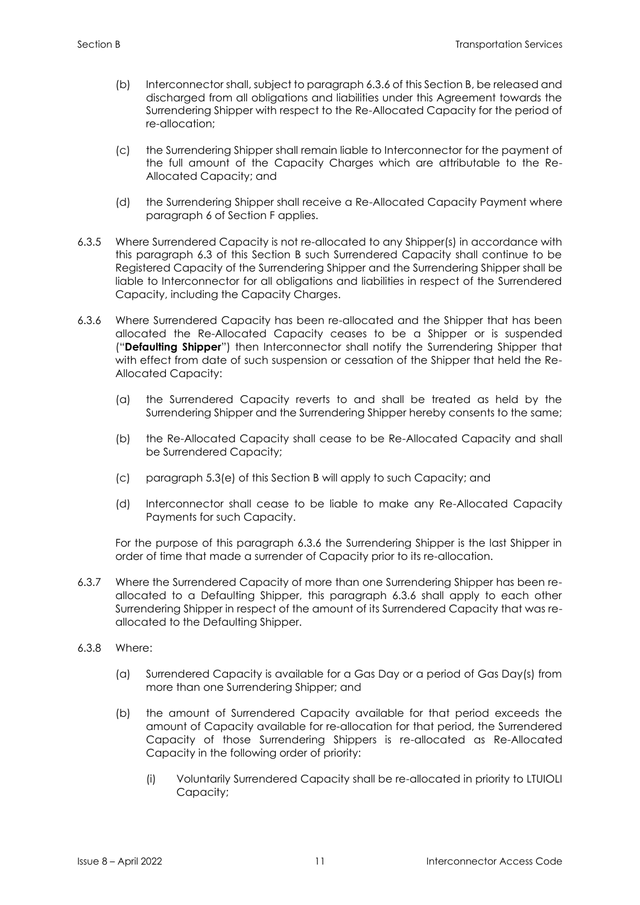(b) Interconnector shall, subject to paragraph 6.3.6 of this Section B, be released and discharged from all obligations and liabilities under this Agreement towards the Surrendering Shipper with respect to the Re-Allocated Capacity for the period of re-allocation;

(c) the Surrendering Shipper shall remain liable to Interconnector for the payment of the full amount of the Capacity Charges which are attributable to the Re-Allocated Capacity; and

(d) the Surrendering Shipper shall receive a Re-Allocated Capacity Payment where paragraph 6 of Section F applies.

6.3.5 Where Surrendered Capacity is not re-allocated to any Shipper(s) in accordance with this paragraph 6.3 of this Section B such Surrendered Capacity shall continue to be Registered Capacity of the Surrendering Shipper and the Surrendering Shipper shall be liable to Interconnector for all obligations and liabilities in respect of the Surrendered Capacity, including the Capacity Charges.

6.3.6 Where Surrendered Capacity has been re-allocated and the Shipper that has been allocated the Re-Allocated Capacity ceases to be a Shipper or is suspended ("**Defaulting Shipper**") then Interconnector shall notify the Surrendering Shipper that with effect from date of such suspension or cessation of the Shipper that held the Re-Allocated Capacity:

(a) the Surrendered Capacity reverts to and shall be treated as held by the Surrendering Shipper and the Surrendering Shipper hereby consents to the same;

(b) the Re-Allocated Capacity shall cease to be Re-Allocated Capacity and shall be Surrendered Capacity;

(c) paragraph 5.3(e) of this Section B will apply to such Capacity; and

(d) Interconnector shall cease to be liable to make any Re-Allocated Capacity Payments for such Capacity.

For the purpose of this paragraph 6.3.6 the Surrendering Shipper is the last Shipper in order of time that made a surrender of Capacity prior to its re-allocation.

6.3.7 Where the Surrendered Capacity of more than one Surrendering Shipper has been re-allocated to a Defaulting Shipper, this paragraph 6.3.6 shall apply to each other Surrendering Shipper in respect of the amount of its Surrendered Capacity that was re-allocated to the Defaulting Shipper.

6.3.8 Where:

(a) Surrendered Capacity is available for a Gas Day or a period of Gas Day(s) from more than one Surrendering Shipper; and

(b) the amount of Surrendered Capacity available for that period exceeds the amount of Capacity available for re-allocation for that period, the Surrendered Capacity of those Surrendering Shippers is re-allocated as Re-Allocated Capacity in the following order of priority:

(i) Voluntarily Surrendered Capacity shall be re-allocated in priority to LTUIOLI Capacity;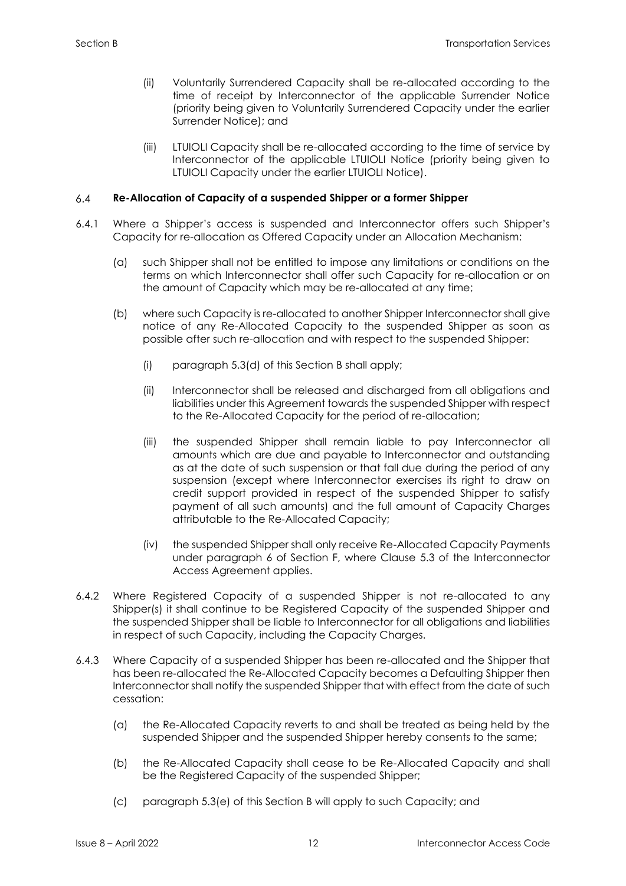(ii) Voluntarily Surrendered Capacity shall be re-allocated according to the time of receipt by Interconnector of the applicable Surrender Notice (priority being given to Voluntarily Surrendered Capacity under the earlier Surrender Notice); and

(iii) LTUIOLI Capacity shall be re-allocated according to the time of service by Interconnector of the applicable LTUIOLI Notice (priority being given to LTUIOLI Capacity under the earlier LTUIOLI Notice).

### 6.4 Re-Allocation of Capacity of a suspended Shipper or a former Shipper

6.4.1 Where a Shipper's access is suspended and Interconnector offers such Shipper's Capacity for re-allocation as Offered Capacity under an Allocation Mechanism:

(a) such Shipper shall not be entitled to impose any limitations or conditions on the terms on which Interconnector shall offer such Capacity for re-allocation or on the amount of Capacity which may be re-allocated at any time;

(b) where such Capacity is re-allocated to another Shipper Interconnector shall give notice of any Re-Allocated Capacity to the suspended Shipper as soon as possible after such re-allocation and with respect to the suspended Shipper:

(i) paragraph 5.3(d) of this Section B shall apply;

(ii) Interconnector shall be released and discharged from all obligations and liabilities under this Agreement towards the suspended Shipper with respect to the Re-Allocated Capacity for the period of re-allocation;

(iii) the suspended Shipper shall remain liable to pay Interconnector all amounts which are due and payable to Interconnector and outstanding as at the date of such suspension or that fall due during the period of any suspension (except where Interconnector exercises its right to draw on credit support provided in respect of the suspended Shipper to satisfy payment of all such amounts) and the full amount of Capacity Charges attributable to the Re-Allocated Capacity;

(iv) the suspended Shipper shall only receive Re-Allocated Capacity Payments under paragraph 6 of Section F, where Clause 5.3 of the Interconnector Access Agreement applies.

6.4.2 Where Registered Capacity of a suspended Shipper is not re-allocated to any Shipper(s) it shall continue to be Registered Capacity of the suspended Shipper and the suspended Shipper shall be liable to Interconnector for all obligations and liabilities in respect of such Capacity, including the Capacity Charges.

6.4.3 Where Capacity of a suspended Shipper has been re-allocated and the Shipper that has been re-allocated the Re-Allocated Capacity becomes a Defaulting Shipper then Interconnector shall notify the suspended Shipper that with effect from the date of such cessation:

(a) the Re-Allocated Capacity reverts to and shall be treated as being held by the suspended Shipper and the suspended Shipper hereby consents to the same;

(b) the Re-Allocated Capacity shall cease to be Re-Allocated Capacity and shall be the Registered Capacity of the suspended Shipper;

(c) paragraph 5.3(e) of this Section B will apply to such Capacity; and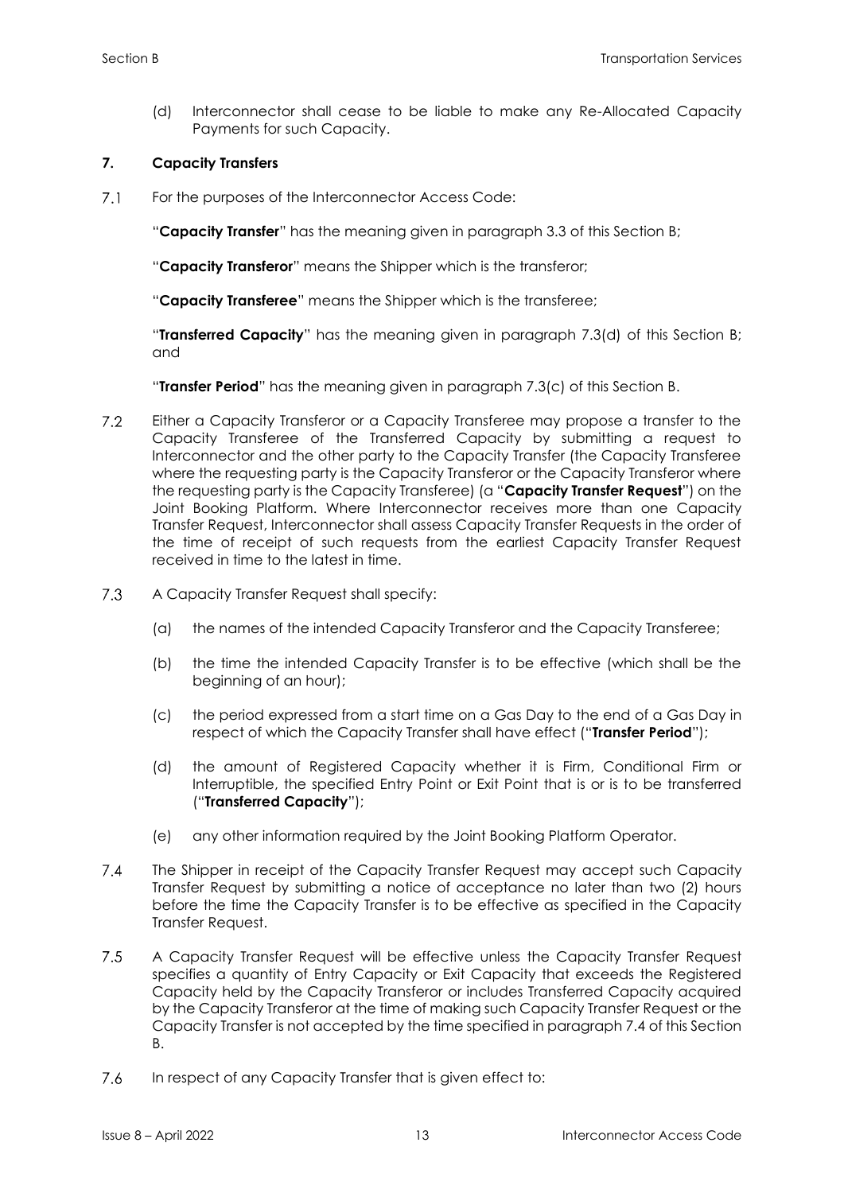(d) Interconnector shall cease to be liable to make any Re-Allocated Capacity Payments for such Capacity.

## 7. Capacity Transfers

7.1 For the purposes of the Interconnector Access Code:

"**Capacity Transfer**" has the meaning given in paragraph 3.3 of this Section B;

"**Capacity Transferor**" means the Shipper which is the transferor;

"**Capacity Transferee**" means the Shipper which is the transferee;

"**Transferred Capacity**" has the meaning given in paragraph 7.3(d) of this Section B; and

"**Transfer Period**" has the meaning given in paragraph 7.3(c) of this Section B.

7.2 Either a Capacity Transferor or a Capacity Transferee may propose a transfer to the Capacity Transferee of the Transferred Capacity by submitting a request to Interconnector and the other party to the Capacity Transfer (the Capacity Transferee where the requesting party is the Capacity Transferor or the Capacity Transferor where the requesting party is the Capacity Transferee) (a "**Capacity Transfer Request**") on the Joint Booking Platform. Where Interconnector receives more than one Capacity Transfer Request, Interconnector shall assess Capacity Transfer Requests in the order of the time of receipt of such requests from the earliest Capacity Transfer Request received in time to the latest in time.

7.3 A Capacity Transfer Request shall specify:

(a) the names of the intended Capacity Transferor and the Capacity Transferee;

(b) the time the intended Capacity Transfer is to be effective (which shall be the beginning of an hour);

(c) the period expressed from a start time on a Gas Day to the end of a Gas Day in respect of which the Capacity Transfer shall have effect ("**Transfer Period**");

(d) the amount of Registered Capacity whether it is Firm, Conditional Firm or Interruptible, the specified Entry Point or Exit Point that is or is to be transferred ("**Transferred Capacity**");

(e) any other information required by the Joint Booking Platform Operator.

7.4 The Shipper in receipt of the Capacity Transfer Request may accept such Capacity Transfer Request by submitting a notice of acceptance no later than two (2) hours before the time the Capacity Transfer is to be effective as specified in the Capacity Transfer Request.

7.5 A Capacity Transfer Request will be effective unless the Capacity Transfer Request specifies a quantity of Entry Capacity or Exit Capacity that exceeds the Registered Capacity held by the Capacity Transferor or includes Transferred Capacity acquired by the Capacity Transferor at the time of making such Capacity Transfer Request or the Capacity Transfer is not accepted by the time specified in paragraph 7.4 of this Section B.

7.6 In respect of any Capacity Transfer that is given effect to: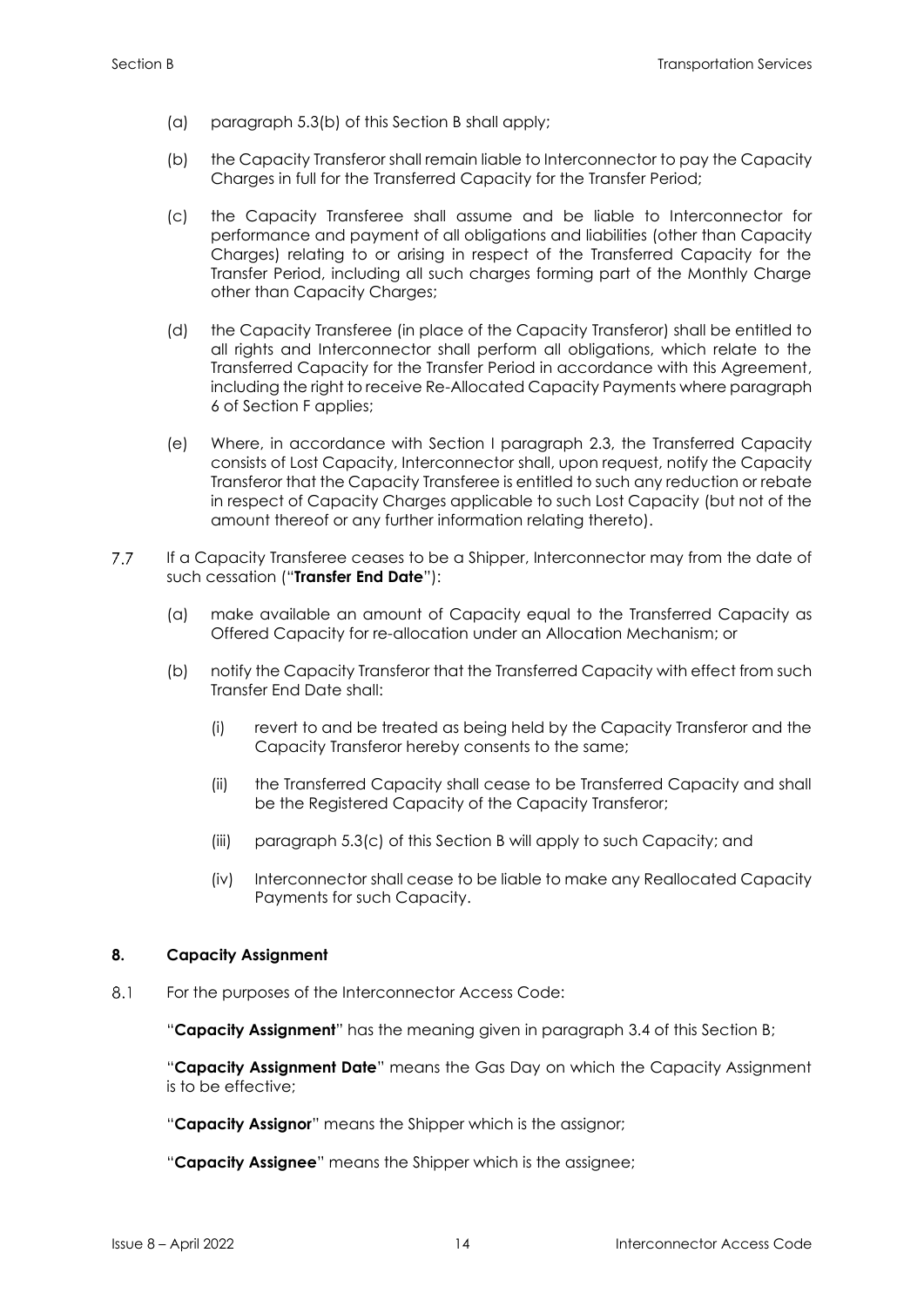(a) paragraph 5.3(b) of this Section B shall apply;

(b) the Capacity Transferor shall remain liable to Interconnector to pay the Capacity Charges in full for the Transferred Capacity for the Transfer Period;

(c) the Capacity Transferee shall assume and be liable to Interconnector for performance and payment of all obligations and liabilities (other than Capacity Charges) relating to or arising in respect of the Transferred Capacity for the Transfer Period, including all such charges forming part of the Monthly Charge other than Capacity Charges;

(d) the Capacity Transferee (in place of the Capacity Transferor) shall be entitled to all rights and Interconnector shall perform all obligations, which relate to the Transferred Capacity for the Transfer Period in accordance with this Agreement, including the right to receive Re-Allocated Capacity Payments where paragraph 6 of Section F applies;

(e) Where, in accordance with Section I paragraph 2.3, the Transferred Capacity consists of Lost Capacity, Interconnector shall, upon request, notify the Capacity Transferor that the Capacity Transferee is entitled to such any reduction or rebate in respect of Capacity Charges applicable to such Lost Capacity (but not of the amount thereof or any further information relating thereto).

7.7 If a Capacity Transferee ceases to be a Shipper, Interconnector may from the date of such cessation ("**Transfer End Date**"):

(a) make available an amount of Capacity equal to the Transferred Capacity as Offered Capacity for re-allocation under an Allocation Mechanism; or

(b) notify the Capacity Transferor that the Transferred Capacity with effect from such Transfer End Date shall:

(i) revert to and be treated as being held by the Capacity Transferor and the Capacity Transferor hereby consents to the same;

(ii) the Transferred Capacity shall cease to be Transferred Capacity and shall be the Registered Capacity of the Capacity Transferor;

(iii) paragraph 5.3(c) of this Section B will apply to such Capacity; and

(iv) Interconnector shall cease to be liable to make any Reallocated Capacity Payments for such Capacity.

## 8. Capacity Assignment

8.1 For the purposes of the Interconnector Access Code:

"**Capacity Assignment**" has the meaning given in paragraph 3.4 of this Section B;

"**Capacity Assignment Date**" means the Gas Day on which the Capacity Assignment is to be effective;

"**Capacity Assignor**" means the Shipper which is the assignor;

"**Capacity Assignee**" means the Shipper which is the assignee;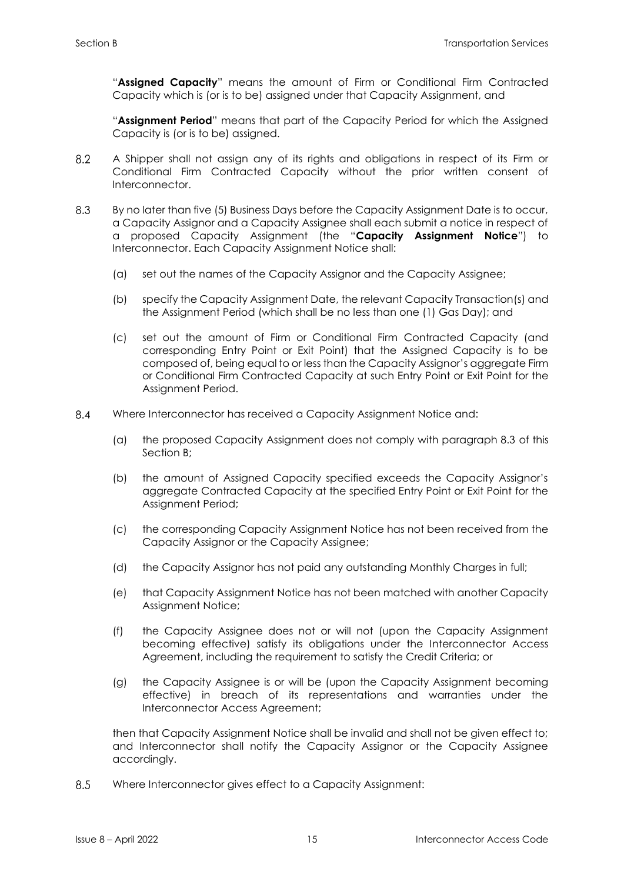"**Assigned Capacity**" means the amount of Firm or Conditional Firm Contracted Capacity which is (or is to be) assigned under that Capacity Assignment, and

"**Assignment Period**" means that part of the Capacity Period for which the Assigned Capacity is (or is to be) assigned.

8.2 A Shipper shall not assign any of its rights and obligations in respect of its Firm or Conditional Firm Contracted Capacity without the prior written consent of Interconnector.

8.3 By no later than five (5) Business Days before the Capacity Assignment Date is to occur, a Capacity Assignor and a Capacity Assignee shall each submit a notice in respect of a proposed Capacity Assignment (the "**Capacity Assignment Notice**") to Interconnector. Each Capacity Assignment Notice shall:

(a) set out the names of the Capacity Assignor and the Capacity Assignee;

(b) specify the Capacity Assignment Date, the relevant Capacity Transaction(s) and the Assignment Period (which shall be no less than one (1) Gas Day); and

(c) set out the amount of Firm or Conditional Firm Contracted Capacity (and corresponding Entry Point or Exit Point) that the Assigned Capacity is to be composed of, being equal to or less than the Capacity Assignor's aggregate Firm or Conditional Firm Contracted Capacity at such Entry Point or Exit Point for the Assignment Period.

8.4 Where Interconnector has received a Capacity Assignment Notice and:

(a) the proposed Capacity Assignment does not comply with paragraph 8.3 of this Section B;

(b) the amount of Assigned Capacity specified exceeds the Capacity Assignor's aggregate Contracted Capacity at the specified Entry Point or Exit Point for the Assignment Period;

(c) the corresponding Capacity Assignment Notice has not been received from the Capacity Assignor or the Capacity Assignee;

(d) the Capacity Assignor has not paid any outstanding Monthly Charges in full;

(e) that Capacity Assignment Notice has not been matched with another Capacity Assignment Notice;

(f) the Capacity Assignee does not or will not (upon the Capacity Assignment becoming effective) satisfy its obligations under the Interconnector Access Agreement, including the requirement to satisfy the Credit Criteria; or

(g) the Capacity Assignee is or will be (upon the Capacity Assignment becoming effective) in breach of its representations and warranties under the Interconnector Access Agreement;

then that Capacity Assignment Notice shall be invalid and shall not be given effect to; and Interconnector shall notify the Capacity Assignor or the Capacity Assignee accordingly.

8.5 Where Interconnector gives effect to a Capacity Assignment: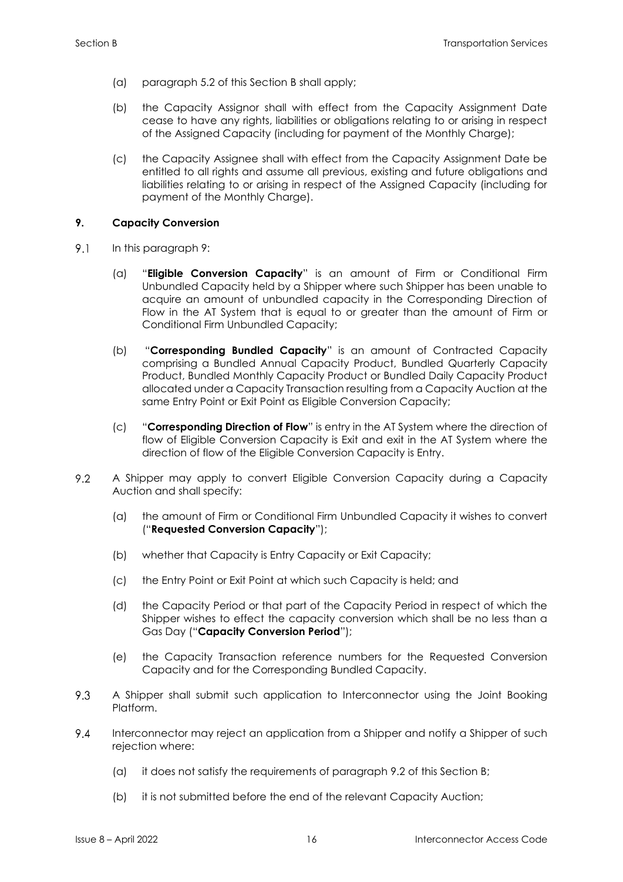(a) paragraph 5.2 of this Section B shall apply;

(b) the Capacity Assignor shall with effect from the Capacity Assignment Date cease to have any rights, liabilities or obligations relating to or arising in respect of the Assigned Capacity (including for payment of the Monthly Charge);

(c) the Capacity Assignee shall with effect from the Capacity Assignment Date be entitled to all rights and assume all previous, existing and future obligations and liabilities relating to or arising in respect of the Assigned Capacity (including for payment of the Monthly Charge).

**9. Capacity Conversion**

9.1 In this paragraph 9:

(a) "**Eligible Conversion Capacity**" is an amount of Firm or Conditional Firm Unbundled Capacity held by a Shipper where such Shipper has been unable to acquire an amount of unbundled capacity in the Corresponding Direction of Flow in the AT System that is equal to or greater than the amount of Firm or Conditional Firm Unbundled Capacity;

(b) "**Corresponding Bundled Capacity**" is an amount of Contracted Capacity comprising a Bundled Annual Capacity Product, Bundled Quarterly Capacity Product, Bundled Monthly Capacity Product or Bundled Daily Capacity Product allocated under a Capacity Transaction resulting from a Capacity Auction at the same Entry Point or Exit Point as Eligible Conversion Capacity;

(c) "**Corresponding Direction of Flow**" is entry in the AT System where the direction of flow of Eligible Conversion Capacity is Exit and exit in the AT System where the direction of flow of the Eligible Conversion Capacity is Entry.

9.2 A Shipper may apply to convert Eligible Conversion Capacity during a Capacity Auction and shall specify:

(a) the amount of Firm or Conditional Firm Unbundled Capacity it wishes to convert ("**Requested Conversion Capacity**");

(b) whether that Capacity is Entry Capacity or Exit Capacity;

(c) the Entry Point or Exit Point at which such Capacity is held; and

(d) the Capacity Period or that part of the Capacity Period in respect of which the Shipper wishes to effect the capacity conversion which shall be no less than a Gas Day ("**Capacity Conversion Period**");

(e) the Capacity Transaction reference numbers for the Requested Conversion Capacity and for the Corresponding Bundled Capacity.

9.3 A Shipper shall submit such application to Interconnector using the Joint Booking Platform.

9.4 Interconnector may reject an application from a Shipper and notify a Shipper of such rejection where:

(a) it does not satisfy the requirements of paragraph 9.2 of this Section B;

(b) it is not submitted before the end of the relevant Capacity Auction;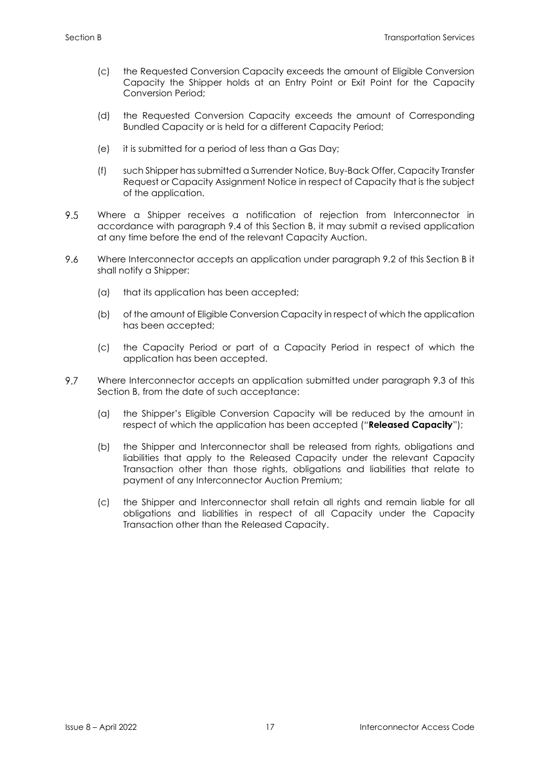(c) the Requested Conversion Capacity exceeds the amount of Eligible Conversion Capacity the Shipper holds at an Entry Point or Exit Point for the Capacity Conversion Period;

(d) the Requested Conversion Capacity exceeds the amount of Corresponding Bundled Capacity or is held for a different Capacity Period;

(e) it is submitted for a period of less than a Gas Day;

(f) such Shipper has submitted a Surrender Notice, Buy-Back Offer, Capacity Transfer Request or Capacity Assignment Notice in respect of Capacity that is the subject of the application.

9.5 Where a Shipper receives a notification of rejection from Interconnector in accordance with paragraph 9.4 of this Section B, it may submit a revised application at any time before the end of the relevant Capacity Auction.

9.6 Where Interconnector accepts an application under paragraph 9.2 of this Section B it shall notify a Shipper:

(a) that its application has been accepted;

(b) of the amount of Eligible Conversion Capacity in respect of which the application has been accepted;

(c) the Capacity Period or part of a Capacity Period in respect of which the application has been accepted.

9.7 Where Interconnector accepts an application submitted under paragraph 9.3 of this Section B, from the date of such acceptance:

(a) the Shipper's Eligible Conversion Capacity will be reduced by the amount in respect of which the application has been accepted ("**Released Capacity**");

(b) the Shipper and Interconnector shall be released from rights, obligations and liabilities that apply to the Released Capacity under the relevant Capacity Transaction other than those rights, obligations and liabilities that relate to payment of any Interconnector Auction Premium;

(c) the Shipper and Interconnector shall retain all rights and remain liable for all obligations and liabilities in respect of all Capacity under the Capacity Transaction other than the Released Capacity.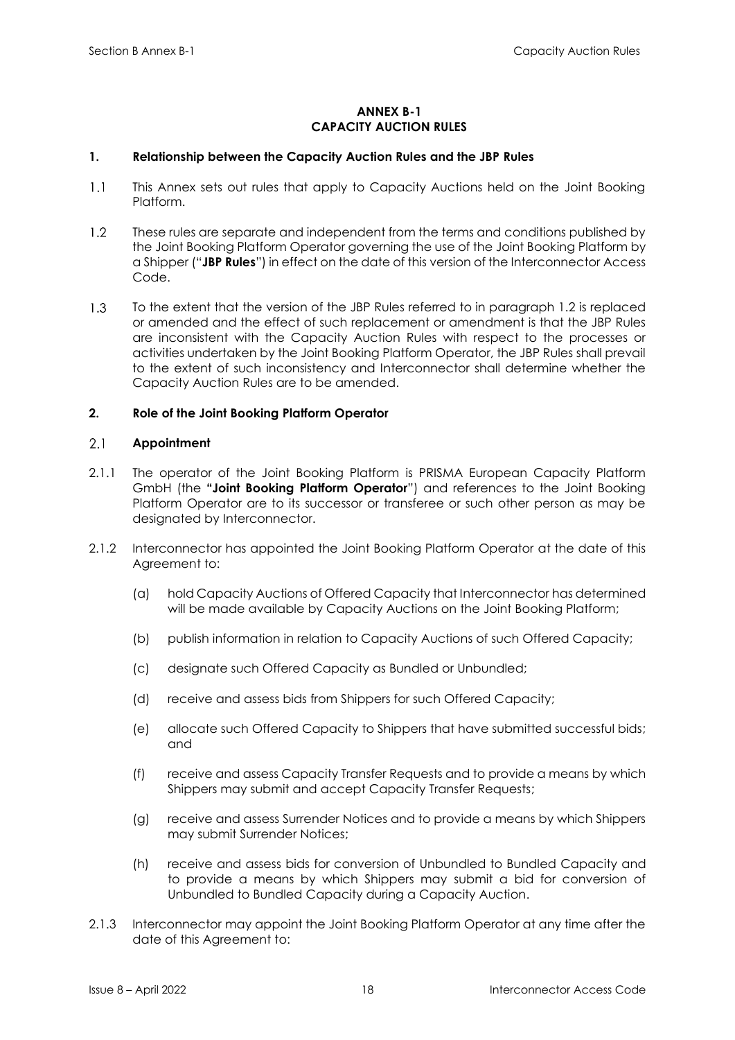## ANNEX B-1
## CAPACITY AUCTION RULES

### 1. Relationship between the Capacity Auction Rules and the JBP Rules

1.1 This Annex sets out rules that apply to Capacity Auctions held on the Joint Booking Platform.

1.2 These rules are separate and independent from the terms and conditions published by the Joint Booking Platform Operator governing the use of the Joint Booking Platform by a Shipper ("**JBP Rules**") in effect on the date of this version of the Interconnector Access Code.

1.3 To the extent that the version of the JBP Rules referred to in paragraph 1.2 is replaced or amended and the effect of such replacement or amendment is that the JBP Rules are inconsistent with the Capacity Auction Rules with respect to the processes or activities undertaken by the Joint Booking Platform Operator, the JBP Rules shall prevail to the extent of such inconsistency and Interconnector shall determine whether the Capacity Auction Rules are to be amended.

### 2. Role of the Joint Booking Platform Operator

#### 2.1 Appointment

2.1.1 The operator of the Joint Booking Platform is PRISMA European Capacity Platform GmbH (the **"Joint Booking Platform Operator**") and references to the Joint Booking Platform Operator are to its successor or transferee or such other person as may be designated by Interconnector.

2.1.2 Interconnector has appointed the Joint Booking Platform Operator at the date of this Agreement to:

(a) hold Capacity Auctions of Offered Capacity that Interconnector has determined will be made available by Capacity Auctions on the Joint Booking Platform;

(b) publish information in relation to Capacity Auctions of such Offered Capacity;

(c) designate such Offered Capacity as Bundled or Unbundled;

(d) receive and assess bids from Shippers for such Offered Capacity;

(e) allocate such Offered Capacity to Shippers that have submitted successful bids; and

(f) receive and assess Capacity Transfer Requests and to provide a means by which Shippers may submit and accept Capacity Transfer Requests;

(g) receive and assess Surrender Notices and to provide a means by which Shippers may submit Surrender Notices;

(h) receive and assess bids for conversion of Unbundled to Bundled Capacity and to provide a means by which Shippers may submit a bid for conversion of Unbundled to Bundled Capacity during a Capacity Auction.

2.1.3 Interconnector may appoint the Joint Booking Platform Operator at any time after the date of this Agreement to: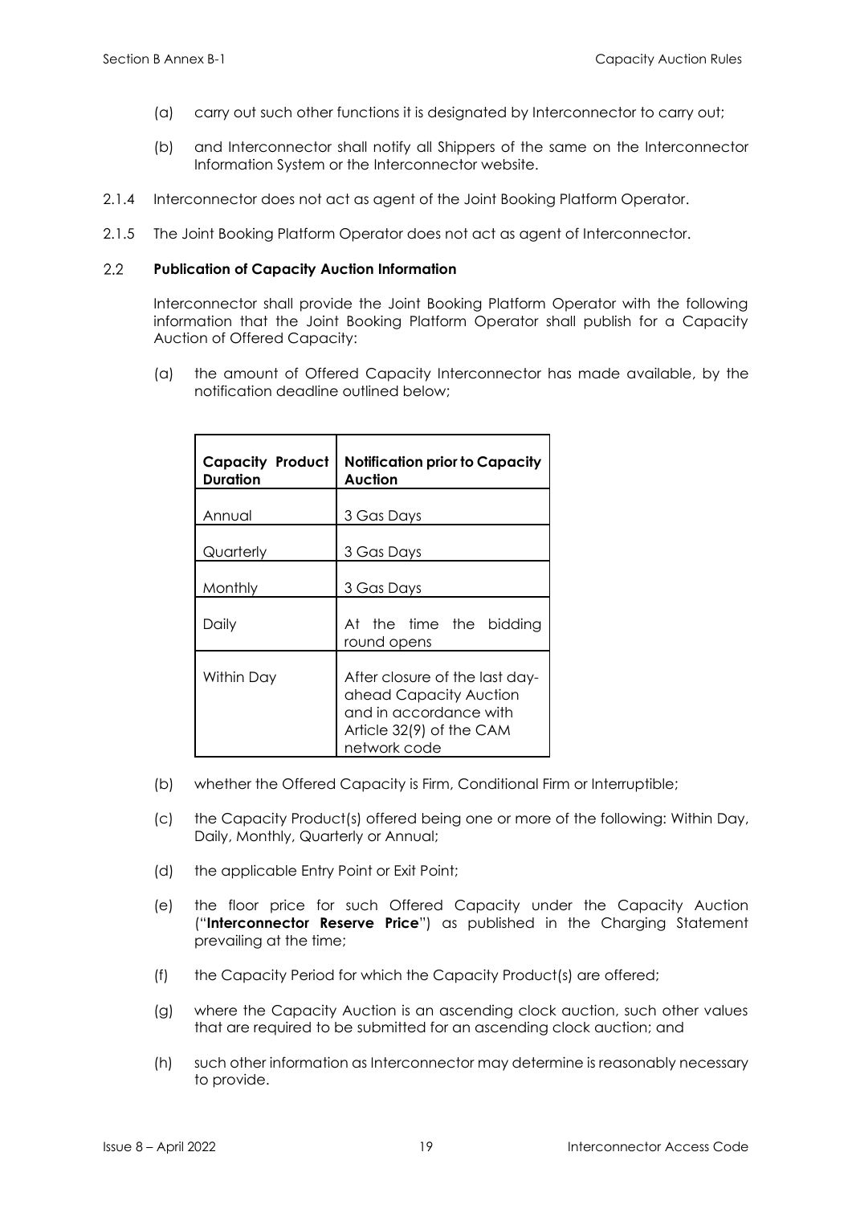(a) carry out such other functions it is designated by Interconnector to carry out;

(b) and Interconnector shall notify all Shippers of the same on the Interconnector Information System or the Interconnector website.

2.1.4 Interconnector does not act as agent of the Joint Booking Platform Operator.

2.1.5 The Joint Booking Platform Operator does not act as agent of Interconnector.

### 2.2 Publication of Capacity Auction Information

Interconnector shall provide the Joint Booking Platform Operator with the following information that the Joint Booking Platform Operator shall publish for a Capacity Auction of Offered Capacity:

(a) the amount of Offered Capacity Interconnector has made available, by the notification deadline outlined below;

| **Capacity Product Duration** | **Notification prior to Capacity Auction** |
|---|---|
| Annual | 3 Gas Days |
| Quarterly | 3 Gas Days |
| Monthly | 3 Gas Days |
| Daily | At the time the bidding round opens |
| Within Day | After closure of the last day-ahead Capacity Auction and in accordance with Article 32(9) of the CAM network code |

(b) whether the Offered Capacity is Firm, Conditional Firm or Interruptible;

(c) the Capacity Product(s) offered being one or more of the following: Within Day, Daily, Monthly, Quarterly or Annual;

(d) the applicable Entry Point or Exit Point;

(e) the floor price for such Offered Capacity under the Capacity Auction ("**Interconnector Reserve Price**") as published in the Charging Statement prevailing at the time;

(f) the Capacity Period for which the Capacity Product(s) are offered;

(g) where the Capacity Auction is an ascending clock auction, such other values that are required to be submitted for an ascending clock auction; and

(h) such other information as Interconnector may determine is reasonably necessary to provide.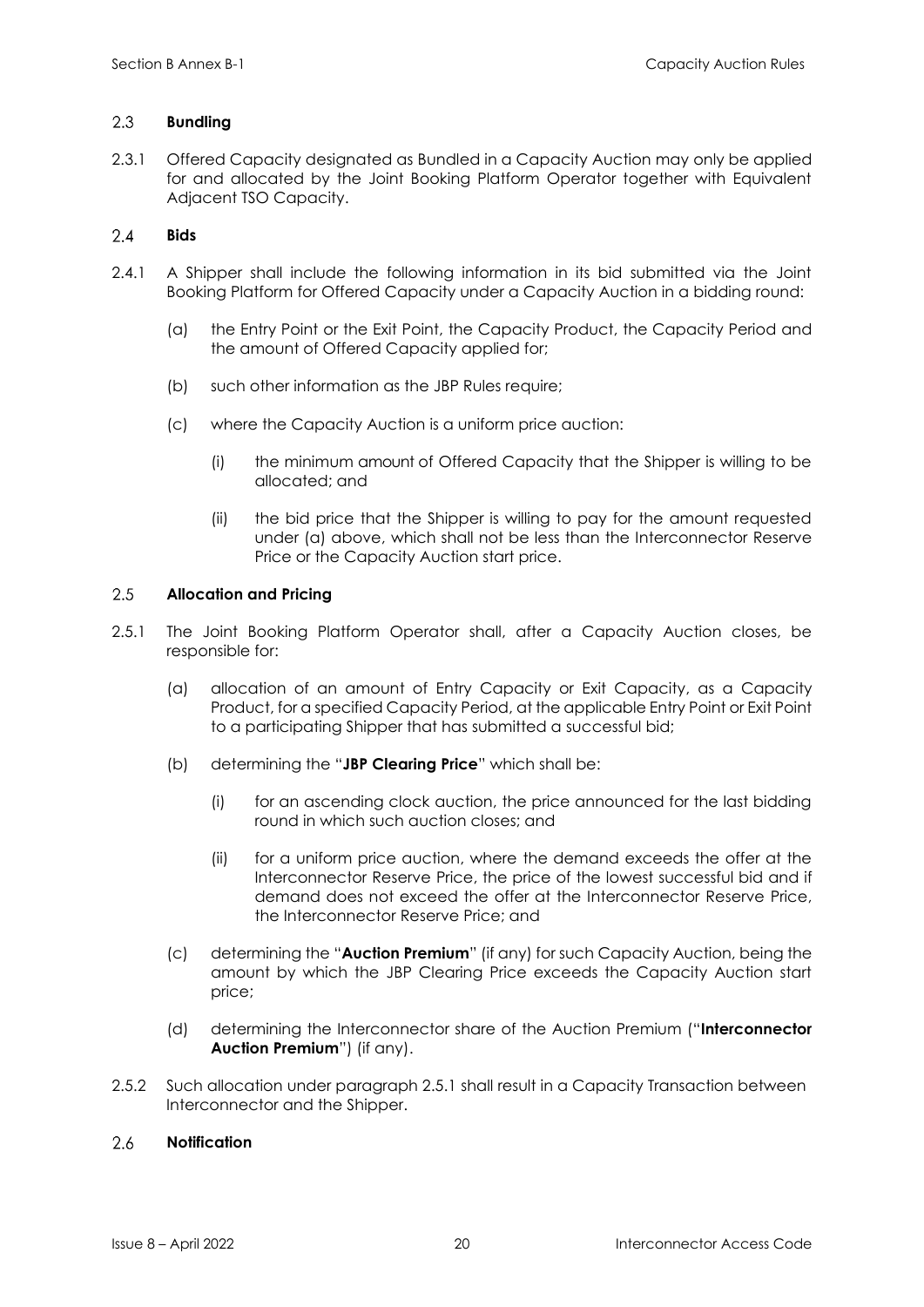## 2.3 **Bundling**

2.3.1 Offered Capacity designated as Bundled in a Capacity Auction may only be applied for and allocated by the Joint Booking Platform Operator together with Equivalent Adjacent TSO Capacity.

## 2.4 **Bids**

2.4.1 A Shipper shall include the following information in its bid submitted via the Joint Booking Platform for Offered Capacity under a Capacity Auction in a bidding round:

(a) the Entry Point or the Exit Point, the Capacity Product, the Capacity Period and the amount of Offered Capacity applied for;

(b) such other information as the JBP Rules require;

(c) where the Capacity Auction is a uniform price auction:

(i) the minimum amount of Offered Capacity that the Shipper is willing to be allocated; and

(ii) the bid price that the Shipper is willing to pay for the amount requested under (a) above, which shall not be less than the Interconnector Reserve Price or the Capacity Auction start price.

## 2.5 **Allocation and Pricing**

2.5.1 The Joint Booking Platform Operator shall, after a Capacity Auction closes, be responsible for:

(a) allocation of an amount of Entry Capacity or Exit Capacity, as a Capacity Product, for a specified Capacity Period, at the applicable Entry Point or Exit Point to a participating Shipper that has submitted a successful bid;

(b) determining the "**JBP Clearing Price**" which shall be:

(i) for an ascending clock auction, the price announced for the last bidding round in which such auction closes; and

(ii) for a uniform price auction, where the demand exceeds the offer at the Interconnector Reserve Price, the price of the lowest successful bid and if demand does not exceed the offer at the Interconnector Reserve Price, the Interconnector Reserve Price; and

(c) determining the "**Auction Premium**" (if any) for such Capacity Auction, being the amount by which the JBP Clearing Price exceeds the Capacity Auction start price;

(d) determining the Interconnector share of the Auction Premium ("**Interconnector Auction Premium**") (if any).

2.5.2 Such allocation under paragraph 2.5.1 shall result in a Capacity Transaction between Interconnector and the Shipper.

## 2.6 **Notification**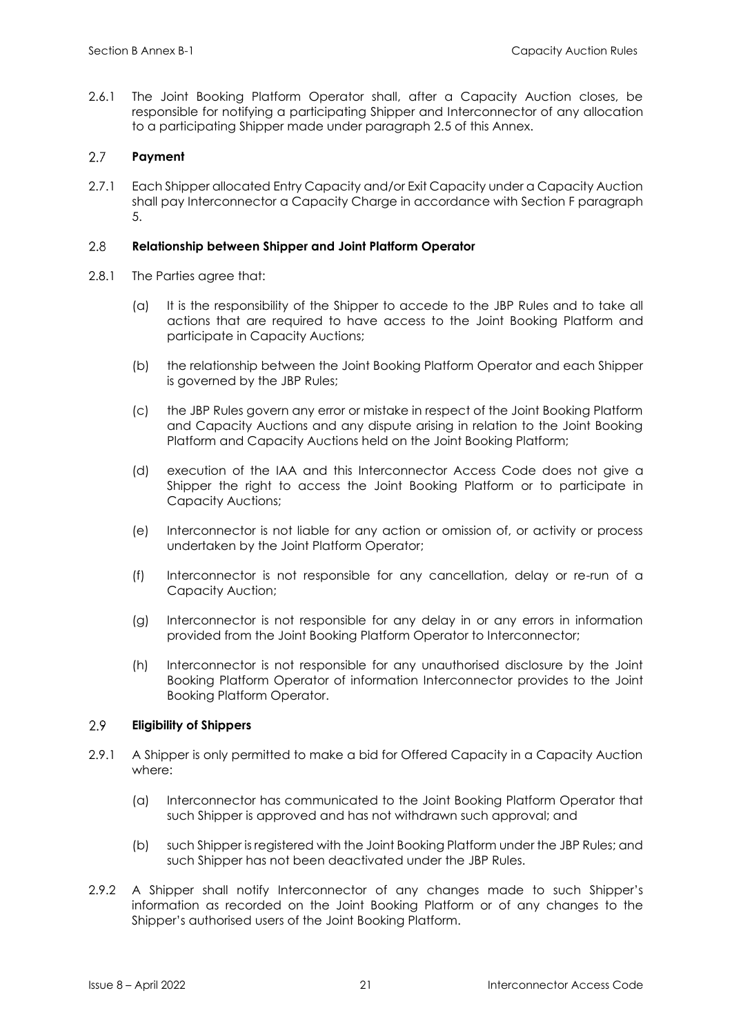2.6.1 The Joint Booking Platform Operator shall, after a Capacity Auction closes, be responsible for notifying a participating Shipper and Interconnector of any allocation to a participating Shipper made under paragraph 2.5 of this Annex.

### 2.7 Payment

2.7.1 Each Shipper allocated Entry Capacity and/or Exit Capacity under a Capacity Auction shall pay Interconnector a Capacity Charge in accordance with Section F paragraph 5.

### 2.8 Relationship between Shipper and Joint Platform Operator

2.8.1 The Parties agree that:

(a) It is the responsibility of the Shipper to accede to the JBP Rules and to take all actions that are required to have access to the Joint Booking Platform and participate in Capacity Auctions;

(b) the relationship between the Joint Booking Platform Operator and each Shipper is governed by the JBP Rules;

(c) the JBP Rules govern any error or mistake in respect of the Joint Booking Platform and Capacity Auctions and any dispute arising in relation to the Joint Booking Platform and Capacity Auctions held on the Joint Booking Platform;

(d) execution of the IAA and this Interconnector Access Code does not give a Shipper the right to access the Joint Booking Platform or to participate in Capacity Auctions;

(e) Interconnector is not liable for any action or omission of, or activity or process undertaken by the Joint Platform Operator;

(f) Interconnector is not responsible for any cancellation, delay or re-run of a Capacity Auction;

(g) Interconnector is not responsible for any delay in or any errors in information provided from the Joint Booking Platform Operator to Interconnector;

(h) Interconnector is not responsible for any unauthorised disclosure by the Joint Booking Platform Operator of information Interconnector provides to the Joint Booking Platform Operator.

### 2.9 Eligibility of Shippers

2.9.1 A Shipper is only permitted to make a bid for Offered Capacity in a Capacity Auction where:

(a) Interconnector has communicated to the Joint Booking Platform Operator that such Shipper is approved and has not withdrawn such approval; and

(b) such Shipper is registered with the Joint Booking Platform under the JBP Rules; and such Shipper has not been deactivated under the JBP Rules.

2.9.2 A Shipper shall notify Interconnector of any changes made to such Shipper's information as recorded on the Joint Booking Platform or of any changes to the Shipper's authorised users of the Joint Booking Platform.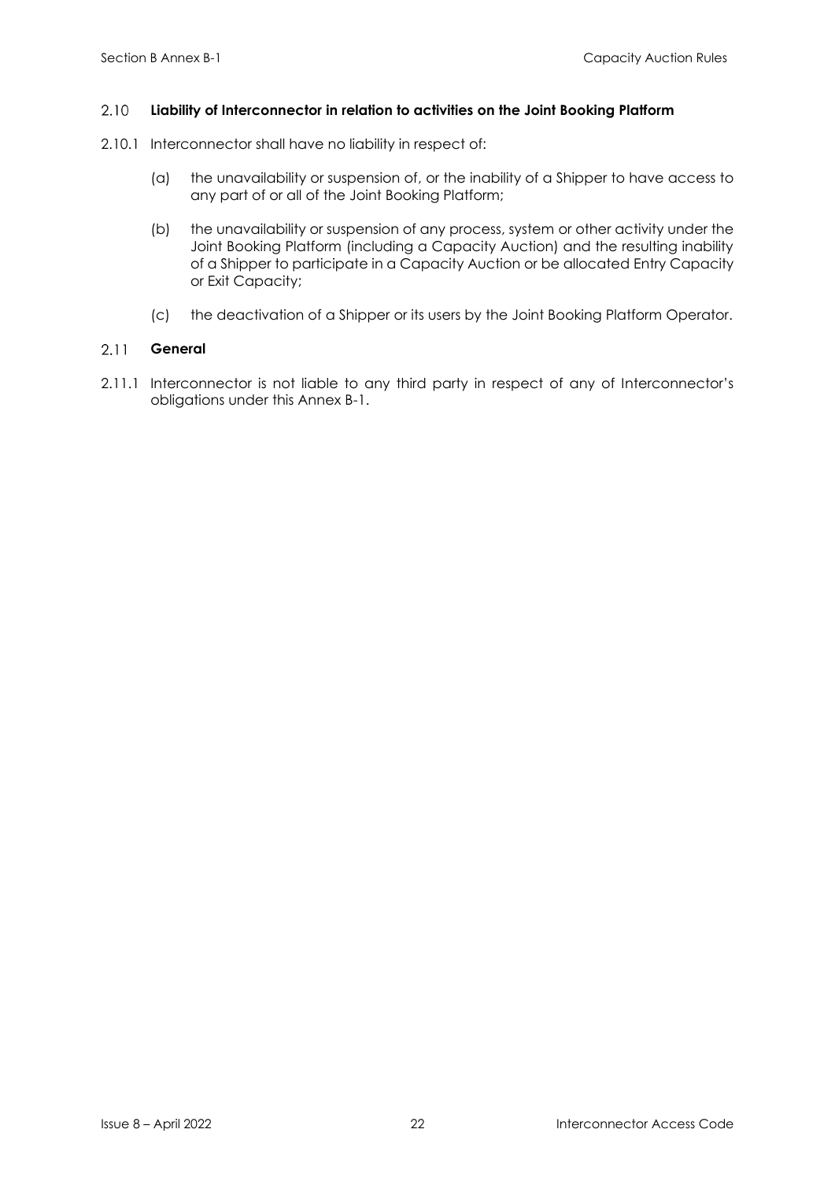## 2.10 Liability of Interconnector in relation to activities on the Joint Booking Platform

2.10.1 Interconnector shall have no liability in respect of:

(a) the unavailability or suspension of, or the inability of a Shipper to have access to any part of or all of the Joint Booking Platform;

(b) the unavailability or suspension of any process, system or other activity under the Joint Booking Platform (including a Capacity Auction) and the resulting inability of a Shipper to participate in a Capacity Auction or be allocated Entry Capacity or Exit Capacity;

(c) the deactivation of a Shipper or its users by the Joint Booking Platform Operator.

## 2.11 General

2.11.1 Interconnector is not liable to any third party in respect of any of Interconnector's obligations under this Annex B-1.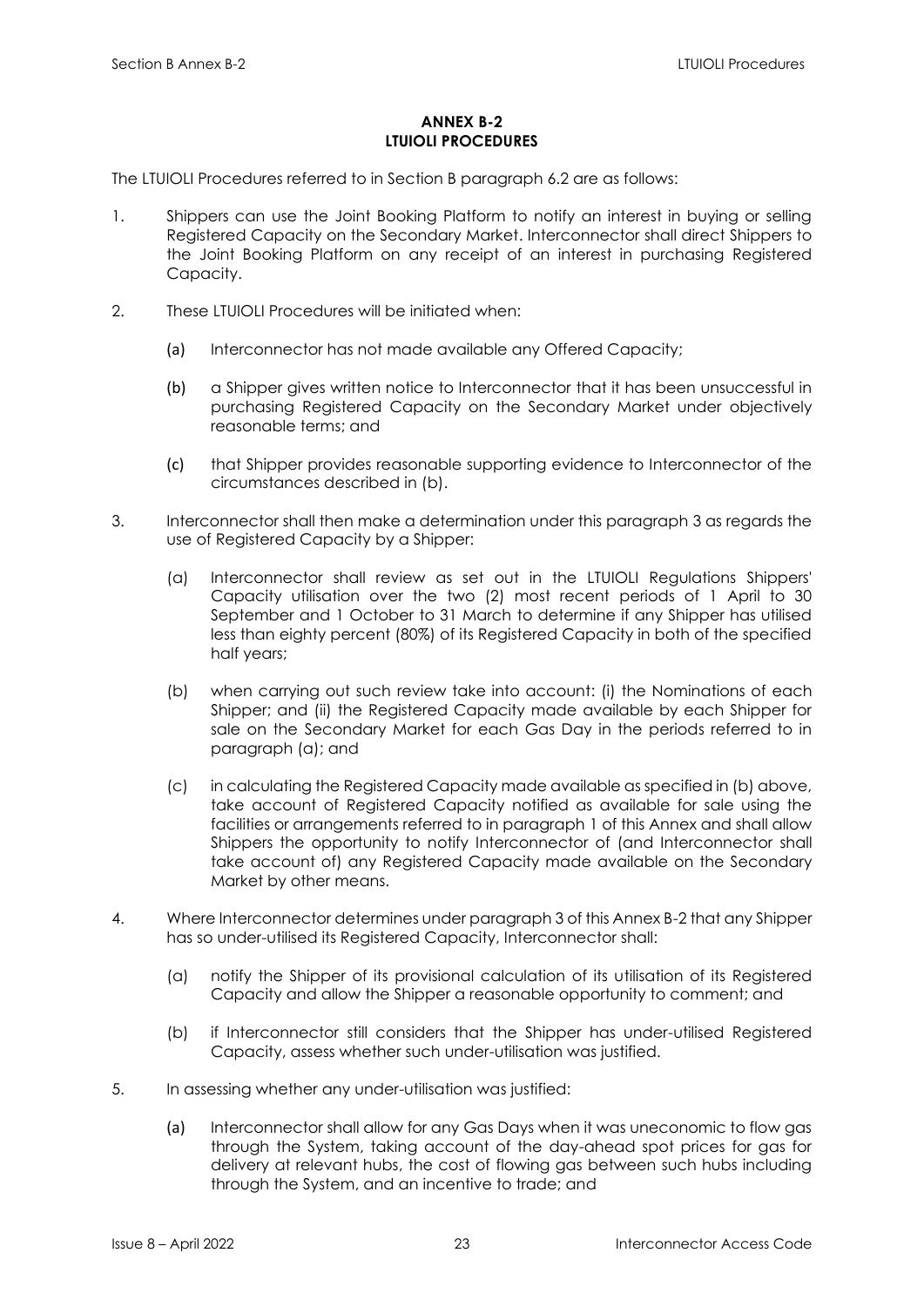## ANNEX B-2
## LTUIOLI PROCEDURES

The LTUIOLI Procedures referred to in Section B paragraph 6.2 are as follows:

1. Shippers can use the Joint Booking Platform to notify an interest in buying or selling Registered Capacity on the Secondary Market. Interconnector shall direct Shippers to the Joint Booking Platform on any receipt of an interest in purchasing Registered Capacity.

2. These LTUIOLI Procedures will be initiated when:

   (a) Interconnector has not made available any Offered Capacity;

   (b) a Shipper gives written notice to Interconnector that it has been unsuccessful in purchasing Registered Capacity on the Secondary Market under objectively reasonable terms; and

   (c) that Shipper provides reasonable supporting evidence to Interconnector of the circumstances described in (b).

3. Interconnector shall then make a determination under this paragraph 3 as regards the use of Registered Capacity by a Shipper:

   (a) Interconnector shall review as set out in the LTUIOLI Regulations Shippers' Capacity utilisation over the two (2) most recent periods of 1 April to 30 September and 1 October to 31 March to determine if any Shipper has utilised less than eighty percent (80%) of its Registered Capacity in both of the specified half years;

   (b) when carrying out such review take into account: (i) the Nominations of each Shipper; and (ii) the Registered Capacity made available by each Shipper for sale on the Secondary Market for each Gas Day in the periods referred to in paragraph (a); and

   (c) in calculating the Registered Capacity made available as specified in (b) above, take account of Registered Capacity notified as available for sale using the facilities or arrangements referred to in paragraph 1 of this Annex and shall allow Shippers the opportunity to notify Interconnector of (and Interconnector shall take account of) any Registered Capacity made available on the Secondary Market by other means.

4. Where Interconnector determines under paragraph 3 of this Annex B-2 that any Shipper has so under-utilised its Registered Capacity, Interconnector shall:

   (a) notify the Shipper of its provisional calculation of its utilisation of its Registered Capacity and allow the Shipper a reasonable opportunity to comment; and

   (b) if Interconnector still considers that the Shipper has under-utilised Registered Capacity, assess whether such under-utilisation was justified.

5. In assessing whether any under-utilisation was justified:

   (a) Interconnector shall allow for any Gas Days when it was uneconomic to flow gas through the System, taking account of the day-ahead spot prices for gas for delivery at relevant hubs, the cost of flowing gas between such hubs including through the System, and an incentive to trade; and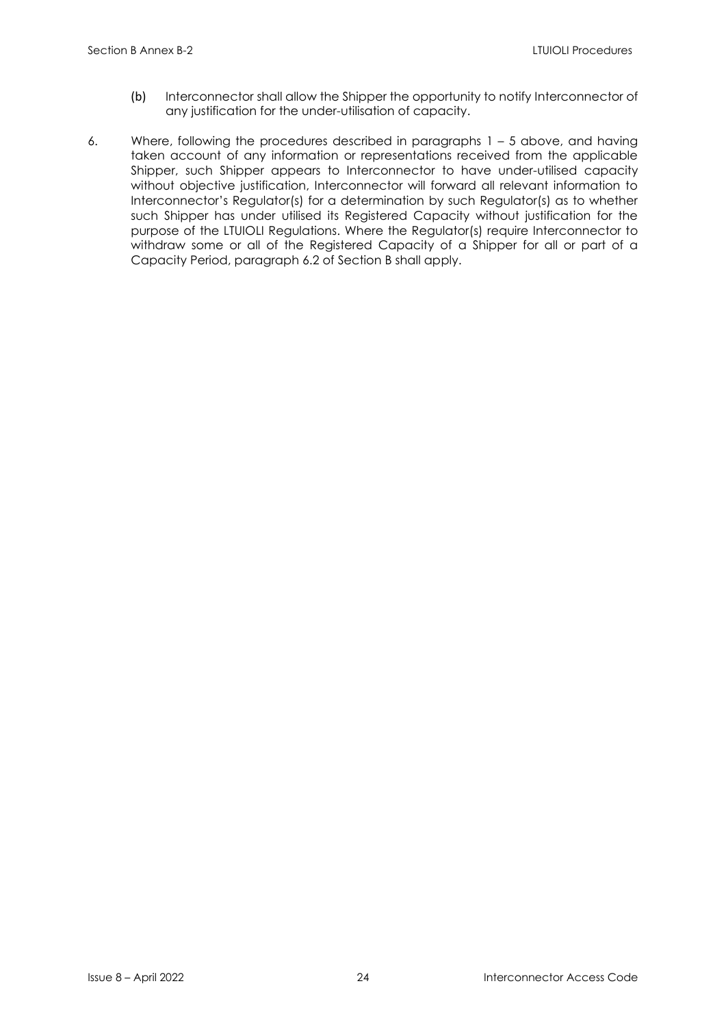(b) Interconnector shall allow the Shipper the opportunity to notify Interconnector of any justification for the under-utilisation of capacity.

6. Where, following the procedures described in paragraphs 1 – 5 above, and having taken account of any information or representations received from the applicable Shipper, such Shipper appears to Interconnector to have under-utilised capacity without objective justification, Interconnector will forward all relevant information to Interconnector's Regulator(s) for a determination by such Regulator(s) as to whether such Shipper has under utilised its Registered Capacity without justification for the purpose of the LTUIOLI Regulations. Where the Regulator(s) require Interconnector to withdraw some or all of the Registered Capacity of a Shipper for all or part of a Capacity Period, paragraph 6.2 of Section B shall apply.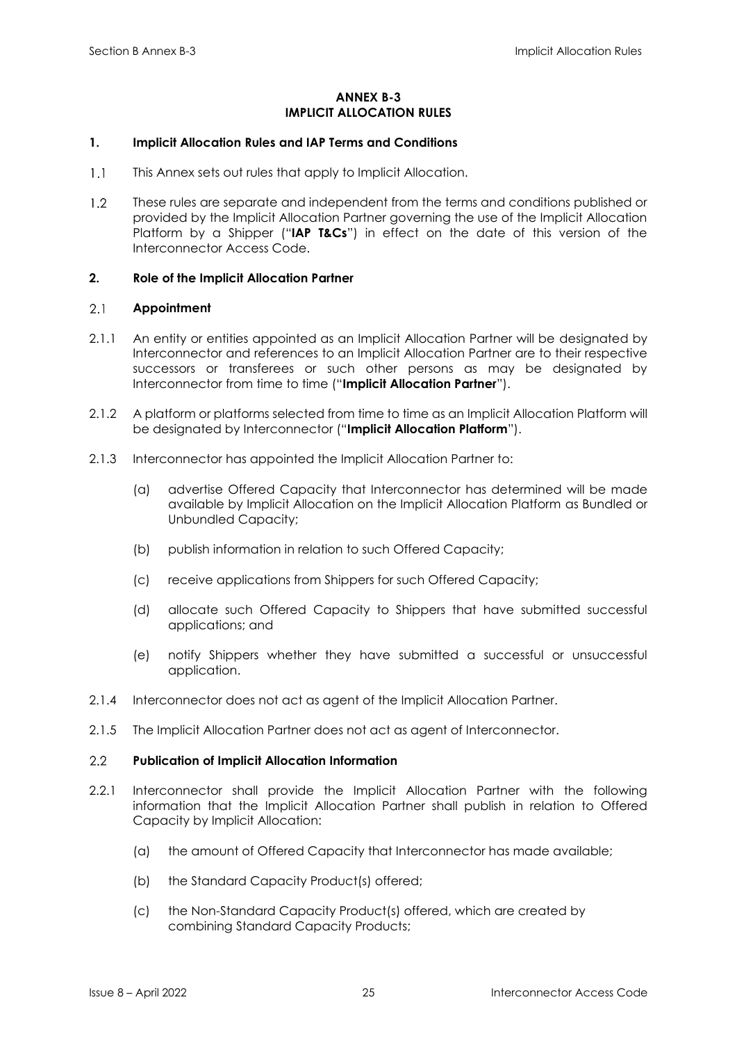**ANNEX B-3**
**IMPLICIT ALLOCATION RULES**

**1. Implicit Allocation Rules and IAP Terms and Conditions**

1.1 This Annex sets out rules that apply to Implicit Allocation.

1.2 These rules are separate and independent from the terms and conditions published or provided by the Implicit Allocation Partner governing the use of the Implicit Allocation Platform by a Shipper ("**IAP T&Cs**") in effect on the date of this version of the Interconnector Access Code.

**2. Role of the Implicit Allocation Partner**

2.1 **Appointment**

2.1.1 An entity or entities appointed as an Implicit Allocation Partner will be designated by Interconnector and references to an Implicit Allocation Partner are to their respective successors or transferees or such other persons as may be designated by Interconnector from time to time ("**Implicit Allocation Partner**").

2.1.2 A platform or platforms selected from time to time as an Implicit Allocation Platform will be designated by Interconnector ("**Implicit Allocation Platform**").

2.1.3 Interconnector has appointed the Implicit Allocation Partner to:

(a) advertise Offered Capacity that Interconnector has determined will be made available by Implicit Allocation on the Implicit Allocation Platform as Bundled or Unbundled Capacity;

(b) publish information in relation to such Offered Capacity;

(c) receive applications from Shippers for such Offered Capacity;

(d) allocate such Offered Capacity to Shippers that have submitted successful applications; and

(e) notify Shippers whether they have submitted a successful or unsuccessful application.

2.1.4 Interconnector does not act as agent of the Implicit Allocation Partner.

2.1.5 The Implicit Allocation Partner does not act as agent of Interconnector.

2.2 **Publication of Implicit Allocation Information**

2.2.1 Interconnector shall provide the Implicit Allocation Partner with the following information that the Implicit Allocation Partner shall publish in relation to Offered Capacity by Implicit Allocation:

(a) the amount of Offered Capacity that Interconnector has made available;

(b) the Standard Capacity Product(s) offered;

(c) the Non-Standard Capacity Product(s) offered, which are created by combining Standard Capacity Products;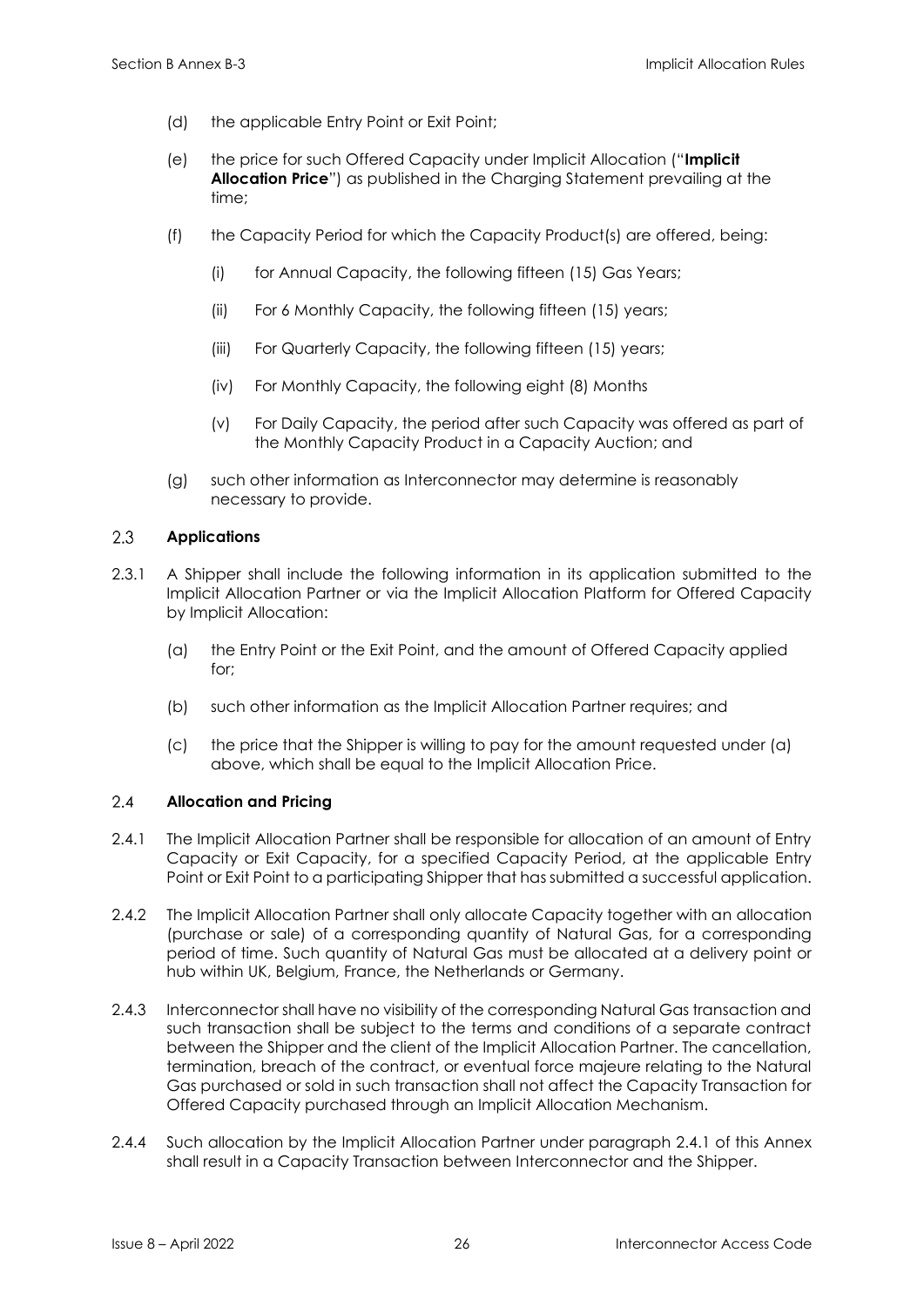(d) the applicable Entry Point or Exit Point;

(e) the price for such Offered Capacity under Implicit Allocation ("**Implicit Allocation Price**") as published in the Charging Statement prevailing at the time;

(f) the Capacity Period for which the Capacity Product(s) are offered, being:

  (i) for Annual Capacity, the following fifteen (15) Gas Years;

  (ii) For 6 Monthly Capacity, the following fifteen (15) years;

  (iii) For Quarterly Capacity, the following fifteen (15) years;

  (iv) For Monthly Capacity, the following eight (8) Months

  (v) For Daily Capacity, the period after such Capacity was offered as part of the Monthly Capacity Product in a Capacity Auction; and

(g) such other information as Interconnector may determine is reasonably necessary to provide.

## 2.3 Applications

2.3.1 A Shipper shall include the following information in its application submitted to the Implicit Allocation Partner or via the Implicit Allocation Platform for Offered Capacity by Implicit Allocation:

(a) the Entry Point or the Exit Point, and the amount of Offered Capacity applied for;

(b) such other information as the Implicit Allocation Partner requires; and

(c) the price that the Shipper is willing to pay for the amount requested under (a) above, which shall be equal to the Implicit Allocation Price.

## 2.4 Allocation and Pricing

2.4.1 The Implicit Allocation Partner shall be responsible for allocation of an amount of Entry Capacity or Exit Capacity, for a specified Capacity Period, at the applicable Entry Point or Exit Point to a participating Shipper that has submitted a successful application.

2.4.2 The Implicit Allocation Partner shall only allocate Capacity together with an allocation (purchase or sale) of a corresponding quantity of Natural Gas, for a corresponding period of time. Such quantity of Natural Gas must be allocated at a delivery point or hub within UK, Belgium, France, the Netherlands or Germany.

2.4.3 Interconnector shall have no visibility of the corresponding Natural Gas transaction and such transaction shall be subject to the terms and conditions of a separate contract between the Shipper and the client of the Implicit Allocation Partner. The cancellation, termination, breach of the contract, or eventual force majeure relating to the Natural Gas purchased or sold in such transaction shall not affect the Capacity Transaction for Offered Capacity purchased through an Implicit Allocation Mechanism.

2.4.4 Such allocation by the Implicit Allocation Partner under paragraph 2.4.1 of this Annex shall result in a Capacity Transaction between Interconnector and the Shipper.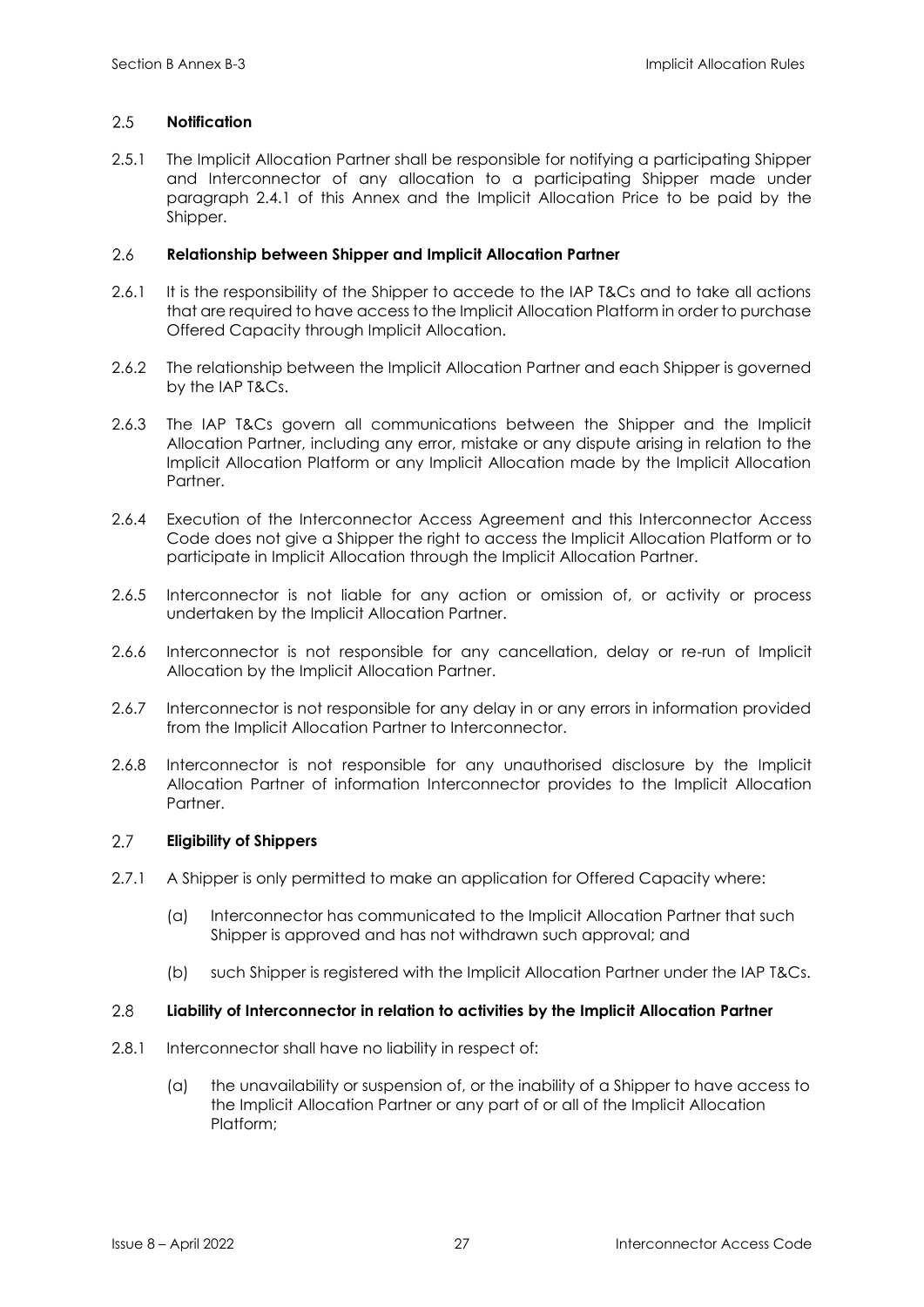### 2.5 Notification

2.5.1 The Implicit Allocation Partner shall be responsible for notifying a participating Shipper and Interconnector of any allocation to a participating Shipper made under paragraph 2.4.1 of this Annex and the Implicit Allocation Price to be paid by the Shipper.

### 2.6 Relationship between Shipper and Implicit Allocation Partner

2.6.1 It is the responsibility of the Shipper to accede to the IAP T&Cs and to take all actions that are required to have access to the Implicit Allocation Platform in order to purchase Offered Capacity through Implicit Allocation.

2.6.2 The relationship between the Implicit Allocation Partner and each Shipper is governed by the IAP T&Cs.

2.6.3 The IAP T&Cs govern all communications between the Shipper and the Implicit Allocation Partner, including any error, mistake or any dispute arising in relation to the Implicit Allocation Platform or any Implicit Allocation made by the Implicit Allocation Partner.

2.6.4 Execution of the Interconnector Access Agreement and this Interconnector Access Code does not give a Shipper the right to access the Implicit Allocation Platform or to participate in Implicit Allocation through the Implicit Allocation Partner.

2.6.5 Interconnector is not liable for any action or omission of, or activity or process undertaken by the Implicit Allocation Partner.

2.6.6 Interconnector is not responsible for any cancellation, delay or re-run of Implicit Allocation by the Implicit Allocation Partner.

2.6.7 Interconnector is not responsible for any delay in or any errors in information provided from the Implicit Allocation Partner to Interconnector.

2.6.8 Interconnector is not responsible for any unauthorised disclosure by the Implicit Allocation Partner of information Interconnector provides to the Implicit Allocation Partner.

### 2.7 Eligibility of Shippers

2.7.1 A Shipper is only permitted to make an application for Offered Capacity where:

(a) Interconnector has communicated to the Implicit Allocation Partner that such Shipper is approved and has not withdrawn such approval; and

(b) such Shipper is registered with the Implicit Allocation Partner under the IAP T&Cs.

### 2.8 Liability of Interconnector in relation to activities by the Implicit Allocation Partner

2.8.1 Interconnector shall have no liability in respect of:

(a) the unavailability or suspension of, or the inability of a Shipper to have access to the Implicit Allocation Partner or any part of or all of the Implicit Allocation Platform;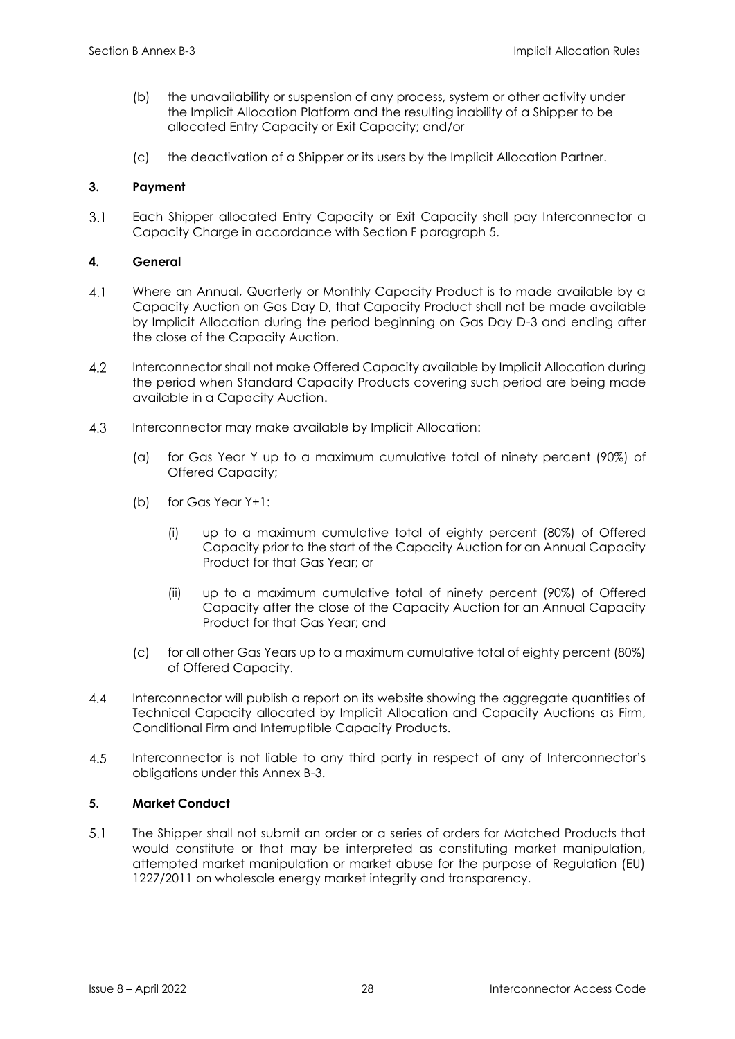(b) the unavailability or suspension of any process, system or other activity under the Implicit Allocation Platform and the resulting inability of a Shipper to be allocated Entry Capacity or Exit Capacity; and/or

(c) the deactivation of a Shipper or its users by the Implicit Allocation Partner.

### 3. Payment

3.1 Each Shipper allocated Entry Capacity or Exit Capacity shall pay Interconnector a Capacity Charge in accordance with Section F paragraph 5.

### 4. General

4.1 Where an Annual, Quarterly or Monthly Capacity Product is to made available by a Capacity Auction on Gas Day D, that Capacity Product shall not be made available by Implicit Allocation during the period beginning on Gas Day D-3 and ending after the close of the Capacity Auction.

4.2 Interconnector shall not make Offered Capacity available by Implicit Allocation during the period when Standard Capacity Products covering such period are being made available in a Capacity Auction.

4.3 Interconnector may make available by Implicit Allocation:

(a) for Gas Year Y up to a maximum cumulative total of ninety percent (90%) of Offered Capacity;

(b) for Gas Year Y+1:

(i) up to a maximum cumulative total of eighty percent (80%) of Offered Capacity prior to the start of the Capacity Auction for an Annual Capacity Product for that Gas Year; or

(ii) up to a maximum cumulative total of ninety percent (90%) of Offered Capacity after the close of the Capacity Auction for an Annual Capacity Product for that Gas Year; and

(c) for all other Gas Years up to a maximum cumulative total of eighty percent (80%) of Offered Capacity.

4.4 Interconnector will publish a report on its website showing the aggregate quantities of Technical Capacity allocated by Implicit Allocation and Capacity Auctions as Firm, Conditional Firm and Interruptible Capacity Products.

4.5 Interconnector is not liable to any third party in respect of any of Interconnector's obligations under this Annex B-3.

### 5. Market Conduct

5.1 The Shipper shall not submit an order or a series of orders for Matched Products that would constitute or that may be interpreted as constituting market manipulation, attempted market manipulation or market abuse for the purpose of Regulation (EU) 1227/2011 on wholesale energy market integrity and transparency.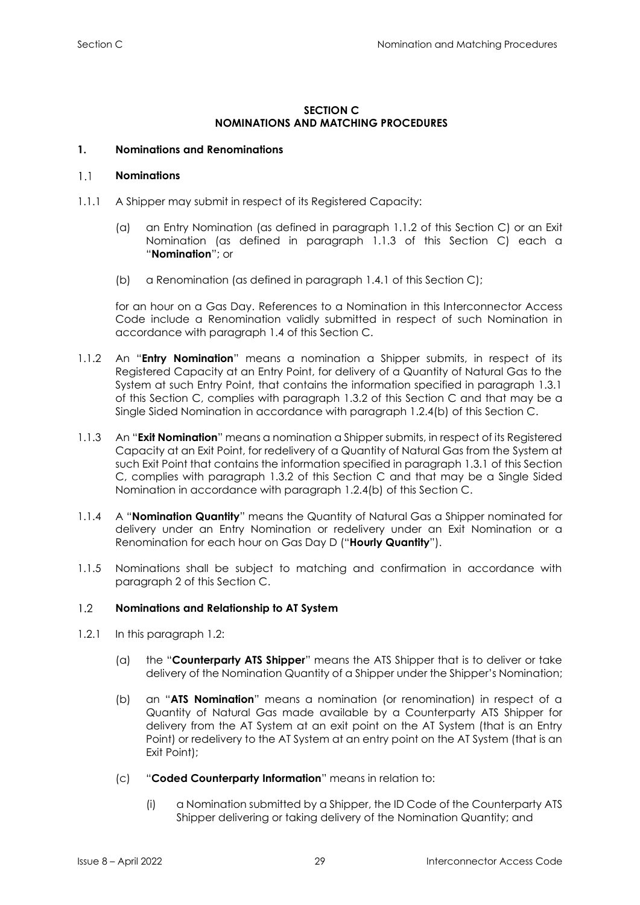# SECTION C
# NOMINATIONS AND MATCHING PROCEDURES

## 1. Nominations and Renominations

### 1.1 Nominations

1.1.1 A Shipper may submit in respect of its Registered Capacity:

(a) an Entry Nomination (as defined in paragraph 1.1.2 of this Section C) or an Exit Nomination (as defined in paragraph 1.1.3 of this Section C) each a "**Nomination**"; or

(b) a Renomination (as defined in paragraph 1.4.1 of this Section C);

for an hour on a Gas Day. References to a Nomination in this Interconnector Access Code include a Renomination validly submitted in respect of such Nomination in accordance with paragraph 1.4 of this Section C.

1.1.2 An "**Entry Nomination**" means a nomination a Shipper submits, in respect of its Registered Capacity at an Entry Point, for delivery of a Quantity of Natural Gas to the System at such Entry Point, that contains the information specified in paragraph 1.3.1 of this Section C, complies with paragraph 1.3.2 of this Section C and that may be a Single Sided Nomination in accordance with paragraph 1.2.4(b) of this Section C.

1.1.3 An "**Exit Nomination**" means a nomination a Shipper submits, in respect of its Registered Capacity at an Exit Point, for redelivery of a Quantity of Natural Gas from the System at such Exit Point that contains the information specified in paragraph 1.3.1 of this Section C, complies with paragraph 1.3.2 of this Section C and that may be a Single Sided Nomination in accordance with paragraph 1.2.4(b) of this Section C.

1.1.4 A "**Nomination Quantity**" means the Quantity of Natural Gas a Shipper nominated for delivery under an Entry Nomination or redelivery under an Exit Nomination or a Renomination for each hour on Gas Day D ("**Hourly Quantity**").

1.1.5 Nominations shall be subject to matching and confirmation in accordance with paragraph 2 of this Section C.

### 1.2 Nominations and Relationship to AT System

1.2.1 In this paragraph 1.2:

(a) the "**Counterparty ATS Shipper**" means the ATS Shipper that is to deliver or take delivery of the Nomination Quantity of a Shipper under the Shipper's Nomination;

(b) an "**ATS Nomination**" means a nomination (or renomination) in respect of a Quantity of Natural Gas made available by a Counterparty ATS Shipper for delivery from the AT System at an exit point on the AT System (that is an Entry Point) or redelivery to the AT System at an entry point on the AT System (that is an Exit Point);

(c) "**Coded Counterparty Information**" means in relation to:

(i) a Nomination submitted by a Shipper, the ID Code of the Counterparty ATS Shipper delivering or taking delivery of the Nomination Quantity; and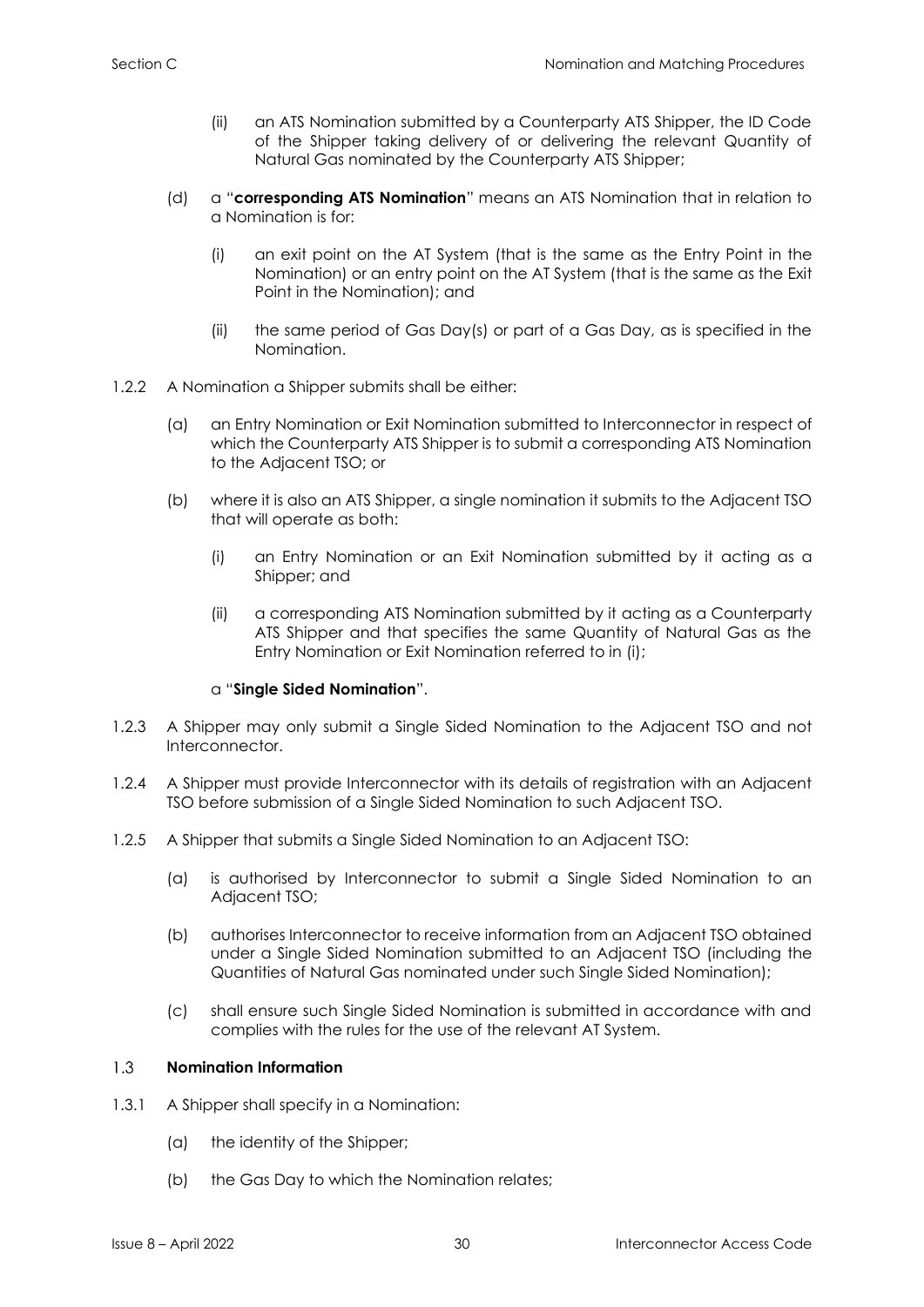(ii) an ATS Nomination submitted by a Counterparty ATS Shipper, the ID Code of the Shipper taking delivery of or delivering the relevant Quantity of Natural Gas nominated by the Counterparty ATS Shipper;

(d) a "**corresponding ATS Nomination**" means an ATS Nomination that in relation to a Nomination is for:

(i) an exit point on the AT System (that is the same as the Entry Point in the Nomination) or an entry point on the AT System (that is the same as the Exit Point in the Nomination); and

(ii) the same period of Gas Day(s) or part of a Gas Day, as is specified in the Nomination.

1.2.2 A Nomination a Shipper submits shall be either:

(a) an Entry Nomination or Exit Nomination submitted to Interconnector in respect of which the Counterparty ATS Shipper is to submit a corresponding ATS Nomination to the Adjacent TSO; or

(b) where it is also an ATS Shipper, a single nomination it submits to the Adjacent TSO that will operate as both:

(i) an Entry Nomination or an Exit Nomination submitted by it acting as a Shipper; and

(ii) a corresponding ATS Nomination submitted by it acting as a Counterparty ATS Shipper and that specifies the same Quantity of Natural Gas as the Entry Nomination or Exit Nomination referred to in (i);

a "**Single Sided Nomination**".

1.2.3 A Shipper may only submit a Single Sided Nomination to the Adjacent TSO and not Interconnector.

1.2.4 A Shipper must provide Interconnector with its details of registration with an Adjacent TSO before submission of a Single Sided Nomination to such Adjacent TSO.

1.2.5 A Shipper that submits a Single Sided Nomination to an Adjacent TSO:

(a) is authorised by Interconnector to submit a Single Sided Nomination to an Adjacent TSO;

(b) authorises Interconnector to receive information from an Adjacent TSO obtained under a Single Sided Nomination submitted to an Adjacent TSO (including the Quantities of Natural Gas nominated under such Single Sided Nomination);

(c) shall ensure such Single Sided Nomination is submitted in accordance with and complies with the rules for the use of the relevant AT System.

### 1.3 Nomination Information

1.3.1 A Shipper shall specify in a Nomination:

(a) the identity of the Shipper;

(b) the Gas Day to which the Nomination relates;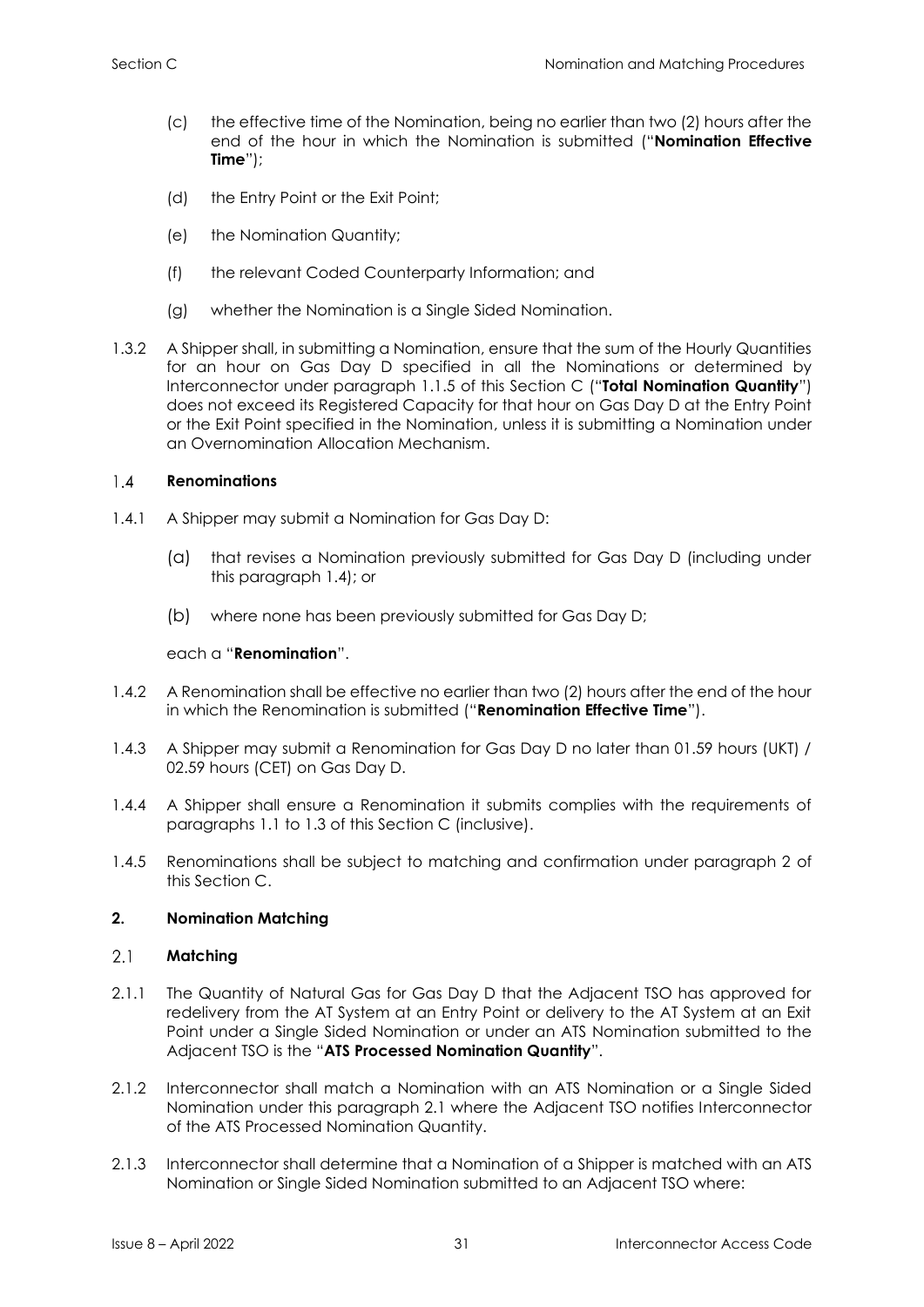(c) the effective time of the Nomination, being no earlier than two (2) hours after the end of the hour in which the Nomination is submitted ("**Nomination Effective Time**");

(d) the Entry Point or the Exit Point;

(e) the Nomination Quantity;

(f) the relevant Coded Counterparty Information; and

(g) whether the Nomination is a Single Sided Nomination.

1.3.2 A Shipper shall, in submitting a Nomination, ensure that the sum of the Hourly Quantities for an hour on Gas Day D specified in all the Nominations or determined by Interconnector under paragraph 1.1.5 of this Section C ("**Total Nomination Quantity**") does not exceed its Registered Capacity for that hour on Gas Day D at the Entry Point or the Exit Point specified in the Nomination, unless it is submitting a Nomination under an Overnomination Allocation Mechanism.

### 1.4 Renominations

1.4.1 A Shipper may submit a Nomination for Gas Day D:

(a) that revises a Nomination previously submitted for Gas Day D (including under this paragraph 1.4); or

(b) where none has been previously submitted for Gas Day D;

each a "**Renomination**".

1.4.2 A Renomination shall be effective no earlier than two (2) hours after the end of the hour in which the Renomination is submitted ("**Renomination Effective Time**").

1.4.3 A Shipper may submit a Renomination for Gas Day D no later than 01.59 hours (UKT) / 02.59 hours (CET) on Gas Day D.

1.4.4 A Shipper shall ensure a Renomination it submits complies with the requirements of paragraphs 1.1 to 1.3 of this Section C (inclusive).

1.4.5 Renominations shall be subject to matching and confirmation under paragraph 2 of this Section C.

## 2. Nomination Matching

### 2.1 Matching

2.1.1 The Quantity of Natural Gas for Gas Day D that the Adjacent TSO has approved for redelivery from the AT System at an Entry Point or delivery to the AT System at an Exit Point under a Single Sided Nomination or under an ATS Nomination submitted to the Adjacent TSO is the "**ATS Processed Nomination Quantity**".

2.1.2 Interconnector shall match a Nomination with an ATS Nomination or a Single Sided Nomination under this paragraph 2.1 where the Adjacent TSO notifies Interconnector of the ATS Processed Nomination Quantity.

2.1.3 Interconnector shall determine that a Nomination of a Shipper is matched with an ATS Nomination or Single Sided Nomination submitted to an Adjacent TSO where: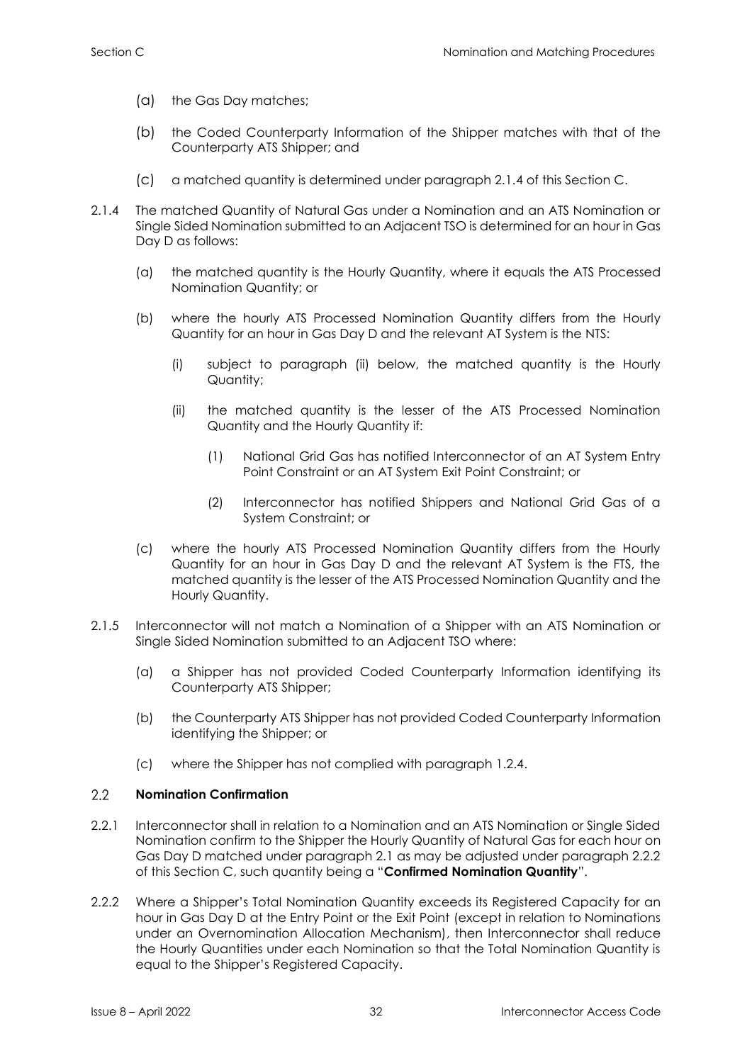(a) the Gas Day matches;

(b) the Coded Counterparty Information of the Shipper matches with that of the Counterparty ATS Shipper; and

(c) a matched quantity is determined under paragraph 2.1.4 of this Section C.

2.1.4 The matched Quantity of Natural Gas under a Nomination and an ATS Nomination or Single Sided Nomination submitted to an Adjacent TSO is determined for an hour in Gas Day D as follows:

(a) the matched quantity is the Hourly Quantity, where it equals the ATS Processed Nomination Quantity; or

(b) where the hourly ATS Processed Nomination Quantity differs from the Hourly Quantity for an hour in Gas Day D and the relevant AT System is the NTS:

(i) subject to paragraph (ii) below, the matched quantity is the Hourly Quantity;

(ii) the matched quantity is the lesser of the ATS Processed Nomination Quantity and the Hourly Quantity if:

(1) National Grid Gas has notified Interconnector of an AT System Entry Point Constraint or an AT System Exit Point Constraint; or

(2) Interconnector has notified Shippers and National Grid Gas of a System Constraint; or

(c) where the hourly ATS Processed Nomination Quantity differs from the Hourly Quantity for an hour in Gas Day D and the relevant AT System is the FTS, the matched quantity is the lesser of the ATS Processed Nomination Quantity and the Hourly Quantity.

2.1.5 Interconnector will not match a Nomination of a Shipper with an ATS Nomination or Single Sided Nomination submitted to an Adjacent TSO where:

(a) a Shipper has not provided Coded Counterparty Information identifying its Counterparty ATS Shipper;

(b) the Counterparty ATS Shipper has not provided Coded Counterparty Information identifying the Shipper; or

(c) where the Shipper has not complied with paragraph 1.2.4.

## 2.2 Nomination Confirmation

2.2.1 Interconnector shall in relation to a Nomination and an ATS Nomination or Single Sided Nomination confirm to the Shipper the Hourly Quantity of Natural Gas for each hour on Gas Day D matched under paragraph 2.1 as may be adjusted under paragraph 2.2.2 of this Section C, such quantity being a "**Confirmed Nomination Quantity**".

2.2.2 Where a Shipper's Total Nomination Quantity exceeds its Registered Capacity for an hour in Gas Day D at the Entry Point or the Exit Point (except in relation to Nominations under an Overnomination Allocation Mechanism), then Interconnector shall reduce the Hourly Quantities under each Nomination so that the Total Nomination Quantity is equal to the Shipper's Registered Capacity.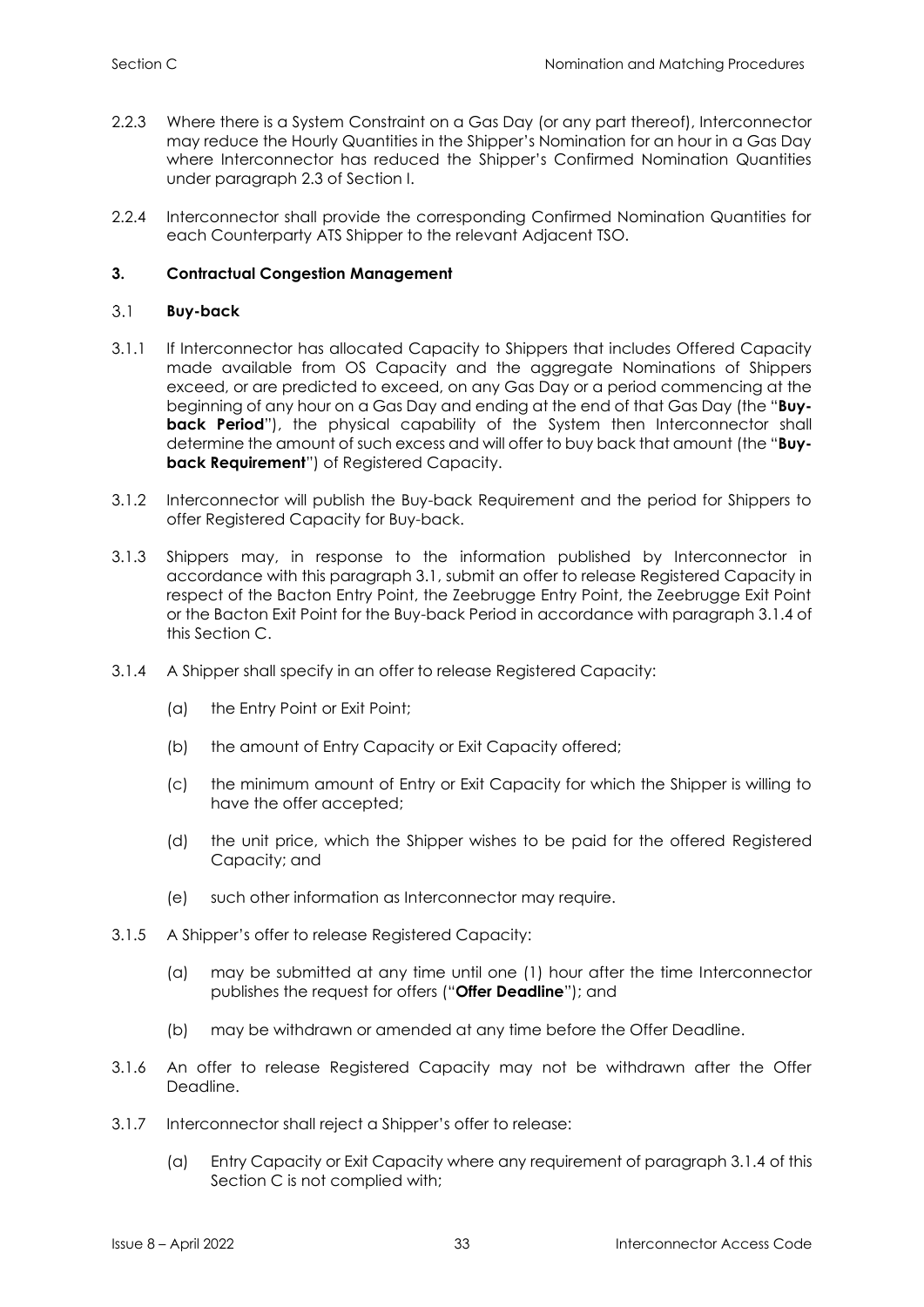2.2.3 Where there is a System Constraint on a Gas Day (or any part thereof), Interconnector may reduce the Hourly Quantities in the Shipper's Nomination for an hour in a Gas Day where Interconnector has reduced the Shipper's Confirmed Nomination Quantities under paragraph 2.3 of Section I.

2.2.4 Interconnector shall provide the corresponding Confirmed Nomination Quantities for each Counterparty ATS Shipper to the relevant Adjacent TSO.

## 3. Contractual Congestion Management

### 3.1 Buy-back

3.1.1 If Interconnector has allocated Capacity to Shippers that includes Offered Capacity made available from OS Capacity and the aggregate Nominations of Shippers exceed, or are predicted to exceed, on any Gas Day or a period commencing at the beginning of any hour on a Gas Day and ending at the end of that Gas Day (the "**Buy-back Period**"), the physical capability of the System then Interconnector shall determine the amount of such excess and will offer to buy back that amount (the "**Buy-back Requirement**") of Registered Capacity.

3.1.2 Interconnector will publish the Buy-back Requirement and the period for Shippers to offer Registered Capacity for Buy-back.

3.1.3 Shippers may, in response to the information published by Interconnector in accordance with this paragraph 3.1, submit an offer to release Registered Capacity in respect of the Bacton Entry Point, the Zeebrugge Entry Point, the Zeebrugge Exit Point or the Bacton Exit Point for the Buy-back Period in accordance with paragraph 3.1.4 of this Section C.

3.1.4 A Shipper shall specify in an offer to release Registered Capacity:

(a) the Entry Point or Exit Point;

(b) the amount of Entry Capacity or Exit Capacity offered;

(c) the minimum amount of Entry or Exit Capacity for which the Shipper is willing to have the offer accepted;

(d) the unit price, which the Shipper wishes to be paid for the offered Registered Capacity; and

(e) such other information as Interconnector may require.

3.1.5 A Shipper's offer to release Registered Capacity:

(a) may be submitted at any time until one (1) hour after the time Interconnector publishes the request for offers ("**Offer Deadline**"); and

(b) may be withdrawn or amended at any time before the Offer Deadline.

3.1.6 An offer to release Registered Capacity may not be withdrawn after the Offer Deadline.

3.1.7 Interconnector shall reject a Shipper's offer to release:

(a) Entry Capacity or Exit Capacity where any requirement of paragraph 3.1.4 of this Section C is not complied with;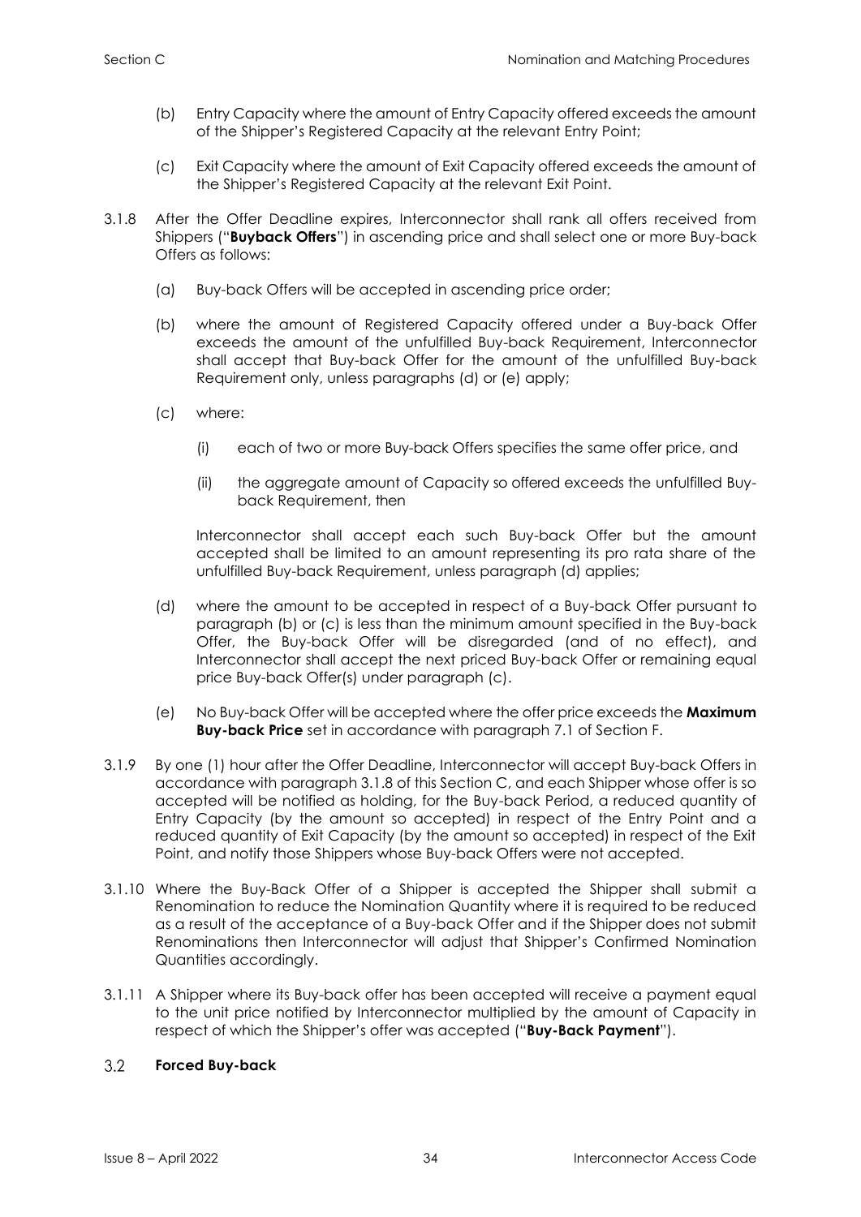(b) Entry Capacity where the amount of Entry Capacity offered exceeds the amount of the Shipper's Registered Capacity at the relevant Entry Point;

(c) Exit Capacity where the amount of Exit Capacity offered exceeds the amount of the Shipper's Registered Capacity at the relevant Exit Point.

3.1.8 After the Offer Deadline expires, Interconnector shall rank all offers received from Shippers ("**Buyback Offers**") in ascending price and shall select one or more Buy-back Offers as follows:

(a) Buy-back Offers will be accepted in ascending price order;

(b) where the amount of Registered Capacity offered under a Buy-back Offer exceeds the amount of the unfulfilled Buy-back Requirement, Interconnector shall accept that Buy-back Offer for the amount of the unfulfilled Buy-back Requirement only, unless paragraphs (d) or (e) apply;

(c) where:

(i) each of two or more Buy-back Offers specifies the same offer price, and

(ii) the aggregate amount of Capacity so offered exceeds the unfulfilled Buy-back Requirement, then

Interconnector shall accept each such Buy-back Offer but the amount accepted shall be limited to an amount representing its pro rata share of the unfulfilled Buy-back Requirement, unless paragraph (d) applies;

(d) where the amount to be accepted in respect of a Buy-back Offer pursuant to paragraph (b) or (c) is less than the minimum amount specified in the Buy-back Offer, the Buy-back Offer will be disregarded (and of no effect), and Interconnector shall accept the next priced Buy-back Offer or remaining equal price Buy-back Offer(s) under paragraph (c).

(e) No Buy-back Offer will be accepted where the offer price exceeds the **Maximum Buy-back Price** set in accordance with paragraph 7.1 of Section F.

3.1.9 By one (1) hour after the Offer Deadline, Interconnector will accept Buy-back Offers in accordance with paragraph 3.1.8 of this Section C, and each Shipper whose offer is so accepted will be notified as holding, for the Buy-back Period, a reduced quantity of Entry Capacity (by the amount so accepted) in respect of the Entry Point and a reduced quantity of Exit Capacity (by the amount so accepted) in respect of the Exit Point, and notify those Shippers whose Buy-back Offers were not accepted.

3.1.10 Where the Buy-Back Offer of a Shipper is accepted the Shipper shall submit a Renomination to reduce the Nomination Quantity where it is required to be reduced as a result of the acceptance of a Buy-back Offer and if the Shipper does not submit Renominations then Interconnector will adjust that Shipper's Confirmed Nomination Quantities accordingly.

3.1.11 A Shipper where its Buy-back offer has been accepted will receive a payment equal to the unit price notified by Interconnector multiplied by the amount of Capacity in respect of which the Shipper's offer was accepted ("**Buy-Back Payment**").

## 3.2 Forced Buy-back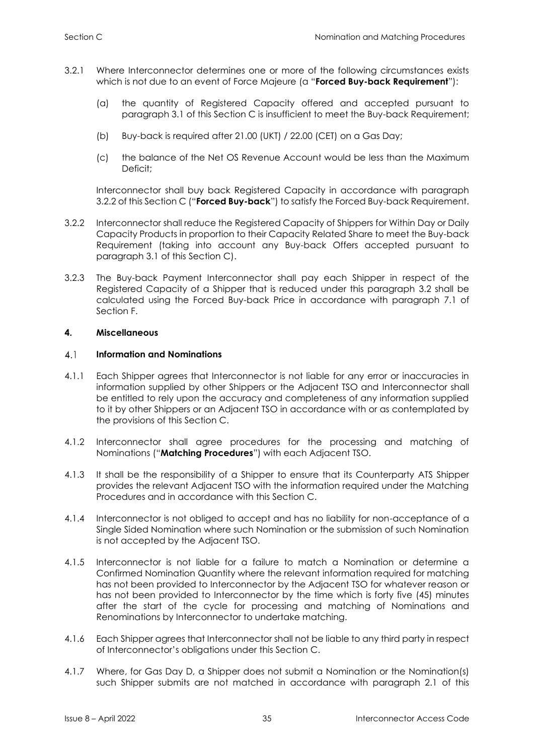3.2.1 Where Interconnector determines one or more of the following circumstances exists which is not due to an event of Force Majeure (a "**Forced Buy-back Requirement**"):

(a) the quantity of Registered Capacity offered and accepted pursuant to paragraph 3.1 of this Section C is insufficient to meet the Buy-back Requirement;

(b) Buy-back is required after 21.00 (UKT) / 22.00 (CET) on a Gas Day;

(c) the balance of the Net OS Revenue Account would be less than the Maximum Deficit;

Interconnector shall buy back Registered Capacity in accordance with paragraph 3.2.2 of this Section C ("**Forced Buy-back**") to satisfy the Forced Buy-back Requirement.

3.2.2 Interconnector shall reduce the Registered Capacity of Shippers for Within Day or Daily Capacity Products in proportion to their Capacity Related Share to meet the Buy-back Requirement (taking into account any Buy-back Offers accepted pursuant to paragraph 3.1 of this Section C).

3.2.3 The Buy-back Payment Interconnector shall pay each Shipper in respect of the Registered Capacity of a Shipper that is reduced under this paragraph 3.2 shall be calculated using the Forced Buy-back Price in accordance with paragraph 7.1 of Section F.

## 4. Miscellaneous

### 4.1 Information and Nominations

4.1.1 Each Shipper agrees that Interconnector is not liable for any error or inaccuracies in information supplied by other Shippers or the Adjacent TSO and Interconnector shall be entitled to rely upon the accuracy and completeness of any information supplied to it by other Shippers or an Adjacent TSO in accordance with or as contemplated by the provisions of this Section C.

4.1.2 Interconnector shall agree procedures for the processing and matching of Nominations ("**Matching Procedures**") with each Adjacent TSO.

4.1.3 It shall be the responsibility of a Shipper to ensure that its Counterparty ATS Shipper provides the relevant Adjacent TSO with the information required under the Matching Procedures and in accordance with this Section C.

4.1.4 Interconnector is not obliged to accept and has no liability for non-acceptance of a Single Sided Nomination where such Nomination or the submission of such Nomination is not accepted by the Adjacent TSO.

4.1.5 Interconnector is not liable for a failure to match a Nomination or determine a Confirmed Nomination Quantity where the relevant information required for matching has not been provided to Interconnector by the Adjacent TSO for whatever reason or has not been provided to Interconnector by the time which is forty five (45) minutes after the start of the cycle for processing and matching of Nominations and Renominations by Interconnector to undertake matching.

4.1.6 Each Shipper agrees that Interconnector shall not be liable to any third party in respect of Interconnector's obligations under this Section C.

4.1.7 Where, for Gas Day D, a Shipper does not submit a Nomination or the Nomination(s) such Shipper submits are not matched in accordance with paragraph 2.1 of this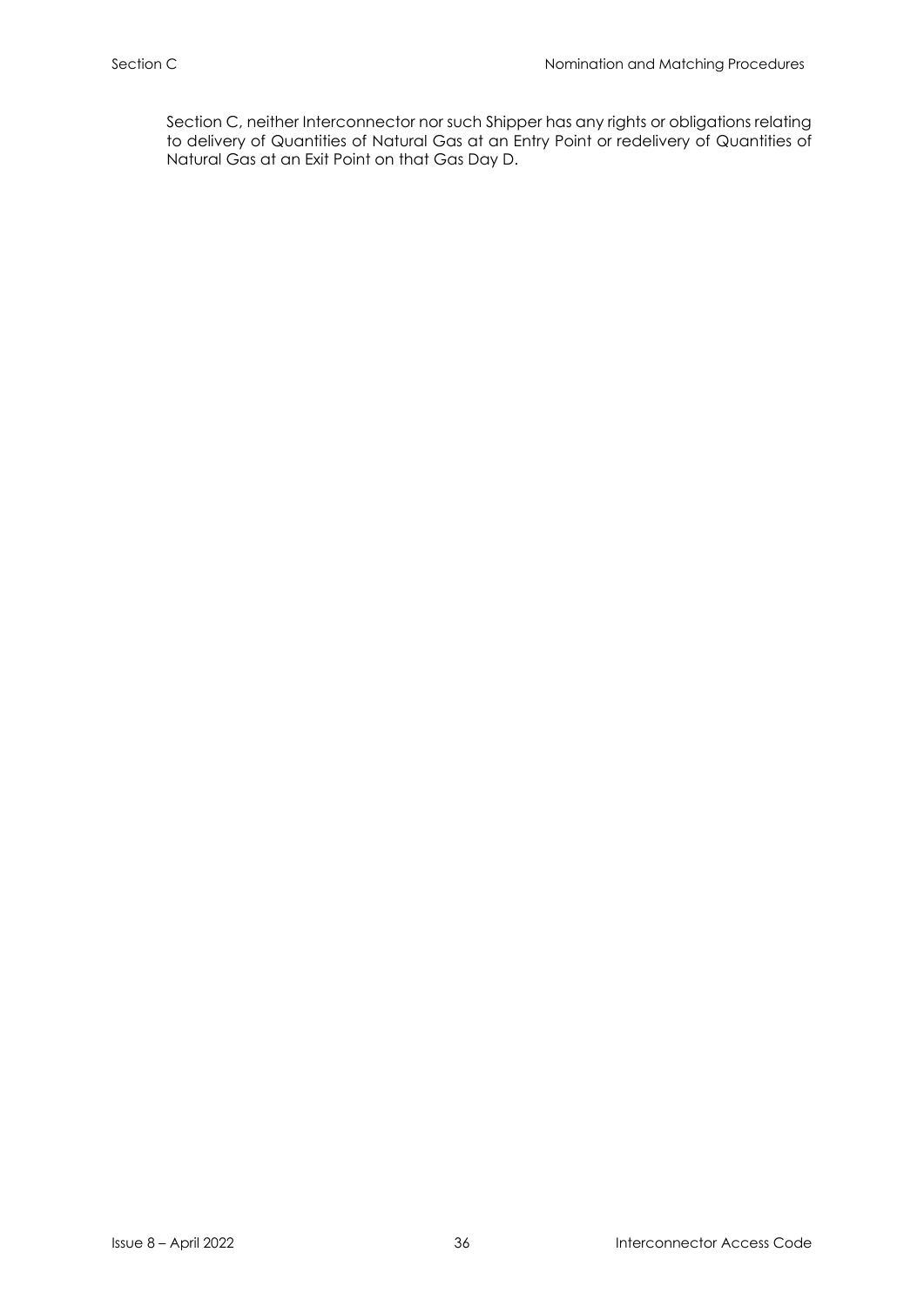Section C, neither Interconnector nor such Shipper has any rights or obligations relating to delivery of Quantities of Natural Gas at an Entry Point or redelivery of Quantities of Natural Gas at an Exit Point on that Gas Day D.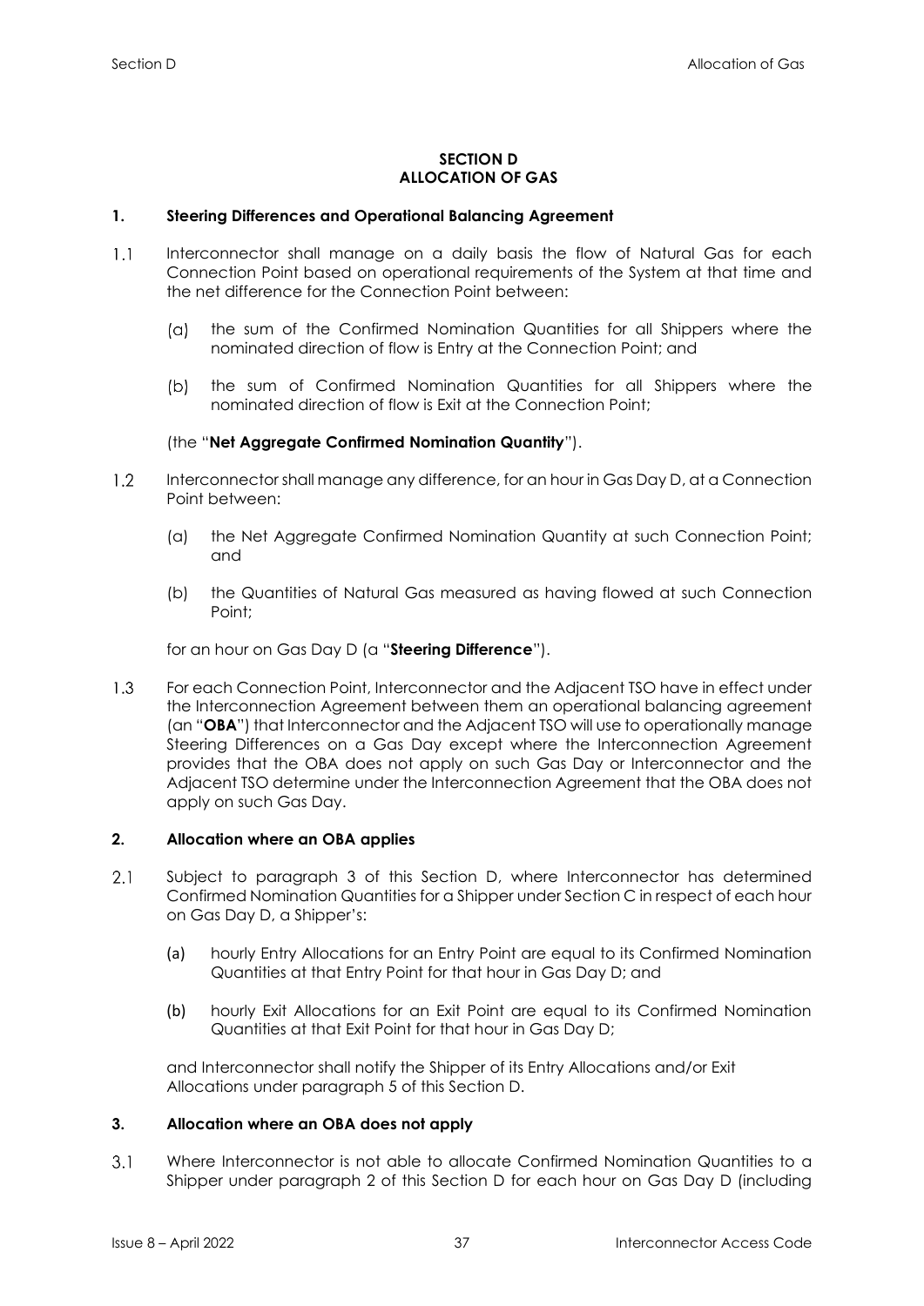# SECTION D
# ALLOCATION OF GAS

## 1. Steering Differences and Operational Balancing Agreement

1.1 Interconnector shall manage on a daily basis the flow of Natural Gas for each Connection Point based on operational requirements of the System at that time and the net difference for the Connection Point between:

(a) the sum of the Confirmed Nomination Quantities for all Shippers where the nominated direction of flow is Entry at the Connection Point; and

(b) the sum of Confirmed Nomination Quantities for all Shippers where the nominated direction of flow is Exit at the Connection Point;

(the "**Net Aggregate Confirmed Nomination Quantity**").

1.2 Interconnector shall manage any difference, for an hour in Gas Day D, at a Connection Point between:

(a) the Net Aggregate Confirmed Nomination Quantity at such Connection Point; and

(b) the Quantities of Natural Gas measured as having flowed at such Connection Point;

for an hour on Gas Day D (a "**Steering Difference**").

1.3 For each Connection Point, Interconnector and the Adjacent TSO have in effect under the Interconnection Agreement between them an operational balancing agreement (an "**OBA**") that Interconnector and the Adjacent TSO will use to operationally manage Steering Differences on a Gas Day except where the Interconnection Agreement provides that the OBA does not apply on such Gas Day or Interconnector and the Adjacent TSO determine under the Interconnection Agreement that the OBA does not apply on such Gas Day.

## 2. Allocation where an OBA applies

2.1 Subject to paragraph 3 of this Section D, where Interconnector has determined Confirmed Nomination Quantities for a Shipper under Section C in respect of each hour on Gas Day D, a Shipper's:

(a) hourly Entry Allocations for an Entry Point are equal to its Confirmed Nomination Quantities at that Entry Point for that hour in Gas Day D; and

(b) hourly Exit Allocations for an Exit Point are equal to its Confirmed Nomination Quantities at that Exit Point for that hour in Gas Day D;

and Interconnector shall notify the Shipper of its Entry Allocations and/or Exit Allocations under paragraph 5 of this Section D.

## 3. Allocation where an OBA does not apply

3.1 Where Interconnector is not able to allocate Confirmed Nomination Quantities to a Shipper under paragraph 2 of this Section D for each hour on Gas Day D (including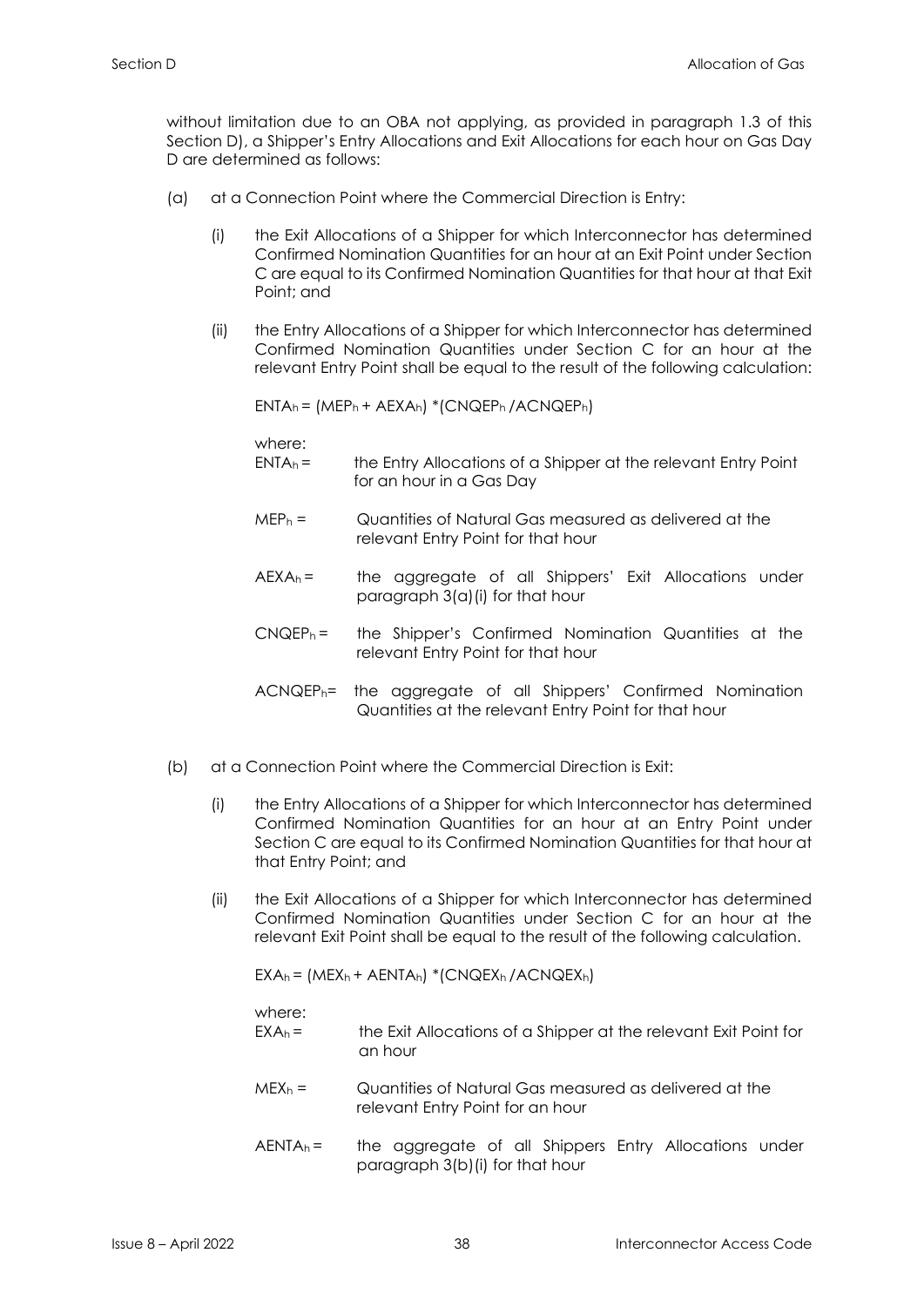without limitation due to an OBA not applying, as provided in paragraph 1.3 of this Section D), a Shipper's Entry Allocations and Exit Allocations for each hour on Gas Day D are determined as follows:

(a) at a Connection Point where the Commercial Direction is Entry:

(i) the Exit Allocations of a Shipper for which Interconnector has determined Confirmed Nomination Quantities for an hour at an Exit Point under Section C are equal to its Confirmed Nomination Quantities for that hour at that Exit Point; and

(ii) the Entry Allocations of a Shipper for which Interconnector has determined Confirmed Nomination Quantities under Section C for an hour at the relevant Entry Point shall be equal to the result of the following calculation:

$$ENTA_h = (MEP_h + AEXA_h) * (CNQEP_h / ACNQEP_h)$$

where:

$ENTA_h =$ the Entry Allocations of a Shipper at the relevant Entry Point for an hour in a Gas Day

$MEP_h =$ Quantities of Natural Gas measured as delivered at the relevant Entry Point for that hour

$AEXA_h =$ the aggregate of all Shippers' Exit Allocations under paragraph 3(a)(i) for that hour

$CNQEP_h =$ the Shipper's Confirmed Nomination Quantities at the relevant Entry Point for that hour

$ACNQEP_h =$ the aggregate of all Shippers' Confirmed Nomination Quantities at the relevant Entry Point for that hour

(b) at a Connection Point where the Commercial Direction is Exit:

(i) the Entry Allocations of a Shipper for which Interconnector has determined Confirmed Nomination Quantities for an hour at an Entry Point under Section C are equal to its Confirmed Nomination Quantities for that hour at that Entry Point; and

(ii) the Exit Allocations of a Shipper for which Interconnector has determined Confirmed Nomination Quantities under Section C for an hour at the relevant Exit Point shall be equal to the result of the following calculation.

$$EXA_h = (MEX_h + AENTA_h) * (CNQEX_h / ACNQEX_h)$$

where:

$EXA_h =$ the Exit Allocations of a Shipper at the relevant Exit Point for an hour

$MEX_h =$ Quantities of Natural Gas measured as delivered at the relevant Entry Point for an hour

$AENTA_h =$ the aggregate of all Shippers Entry Allocations under paragraph 3(b)(i) for that hour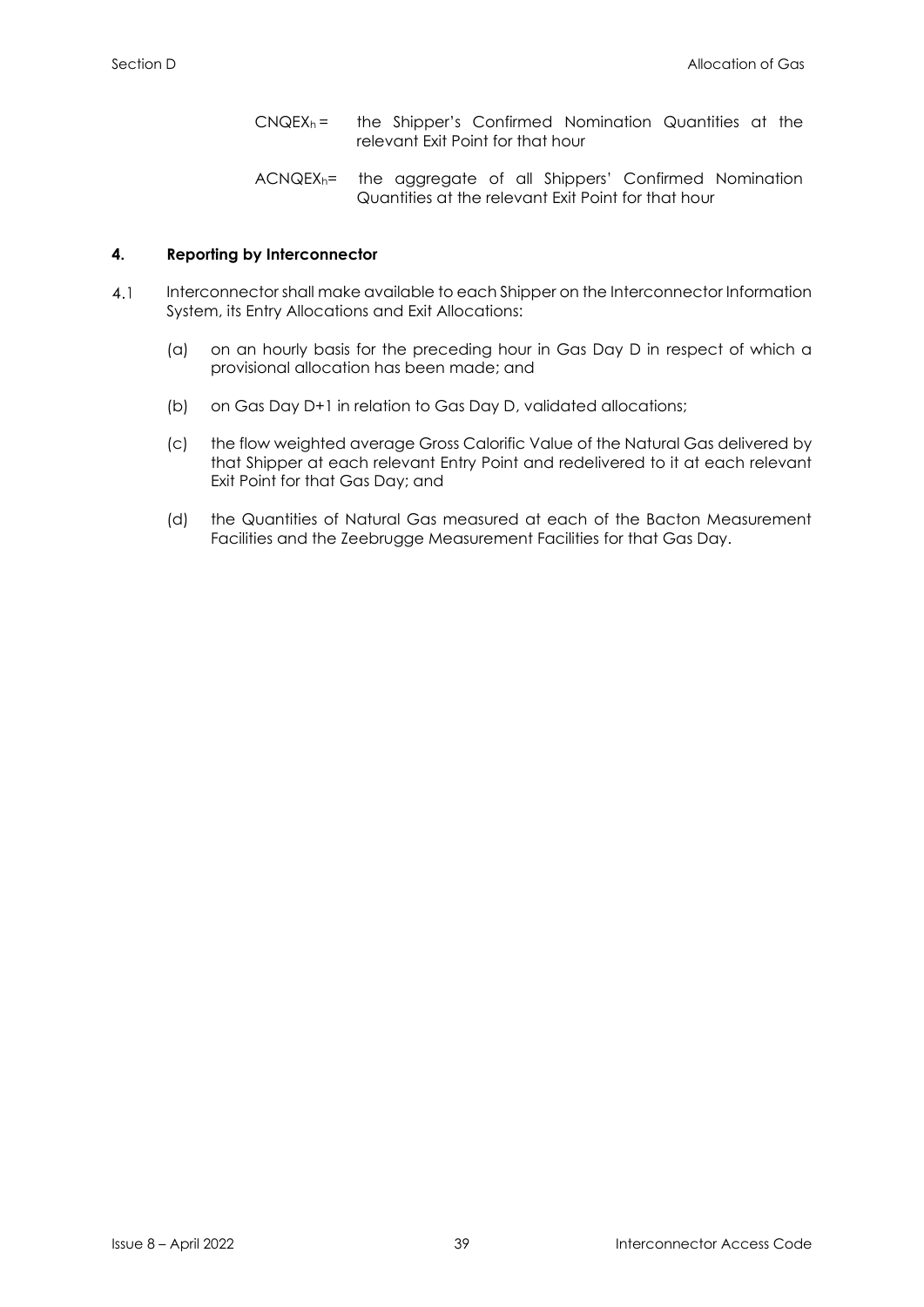$CNQEX_h$ = the Shipper's Confirmed Nomination Quantities at the relevant Exit Point for that hour

$ACNQEX_h$ = the aggregate of all Shippers' Confirmed Nomination Quantities at the relevant Exit Point for that hour

## 4. Reporting by Interconnector

4.1 Interconnector shall make available to each Shipper on the Interconnector Information System, its Entry Allocations and Exit Allocations:

(a) on an hourly basis for the preceding hour in Gas Day D in respect of which a provisional allocation has been made; and

(b) on Gas Day D+1 in relation to Gas Day D, validated allocations;

(c) the flow weighted average Gross Calorific Value of the Natural Gas delivered by that Shipper at each relevant Entry Point and redelivered to it at each relevant Exit Point for that Gas Day; and

(d) the Quantities of Natural Gas measured at each of the Bacton Measurement Facilities and the Zeebrugge Measurement Facilities for that Gas Day.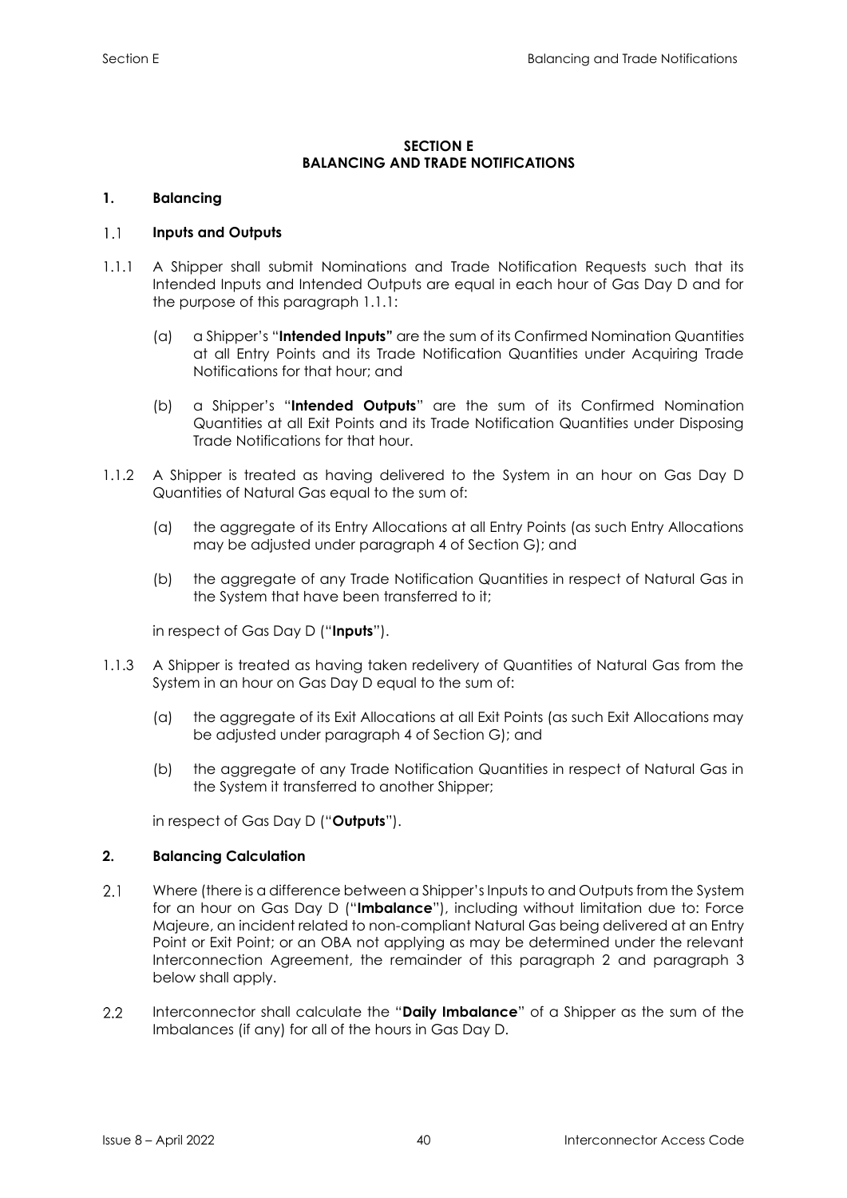## SECTION E
## BALANCING AND TRADE NOTIFICATIONS

### 1. Balancing

#### 1.1 Inputs and Outputs

1.1.1 A Shipper shall submit Nominations and Trade Notification Requests such that its Intended Inputs and Intended Outputs are equal in each hour of Gas Day D and for the purpose of this paragraph 1.1.1:

(a) a Shipper's "**Intended Inputs"** are the sum of its Confirmed Nomination Quantities at all Entry Points and its Trade Notification Quantities under Acquiring Trade Notifications for that hour; and

(b) a Shipper's "**Intended Outputs**" are the sum of its Confirmed Nomination Quantities at all Exit Points and its Trade Notification Quantities under Disposing Trade Notifications for that hour.

1.1.2 A Shipper is treated as having delivered to the System in an hour on Gas Day D Quantities of Natural Gas equal to the sum of:

(a) the aggregate of its Entry Allocations at all Entry Points (as such Entry Allocations may be adjusted under paragraph 4 of Section G); and

(b) the aggregate of any Trade Notification Quantities in respect of Natural Gas in the System that have been transferred to it;

in respect of Gas Day D ("**Inputs**").

1.1.3 A Shipper is treated as having taken redelivery of Quantities of Natural Gas from the System in an hour on Gas Day D equal to the sum of:

(a) the aggregate of its Exit Allocations at all Exit Points (as such Exit Allocations may be adjusted under paragraph 4 of Section G); and

(b) the aggregate of any Trade Notification Quantities in respect of Natural Gas in the System it transferred to another Shipper;

in respect of Gas Day D ("**Outputs**").

### 2. Balancing Calculation

2.1 Where (there is a difference between a Shipper's Inputs to and Outputs from the System for an hour on Gas Day D ("**Imbalance**"), including without limitation due to: Force Majeure, an incident related to non-compliant Natural Gas being delivered at an Entry Point or Exit Point; or an OBA not applying as may be determined under the relevant Interconnection Agreement, the remainder of this paragraph 2 and paragraph 3 below shall apply.

2.2 Interconnector shall calculate the "**Daily Imbalance**" of a Shipper as the sum of the Imbalances (if any) for all of the hours in Gas Day D.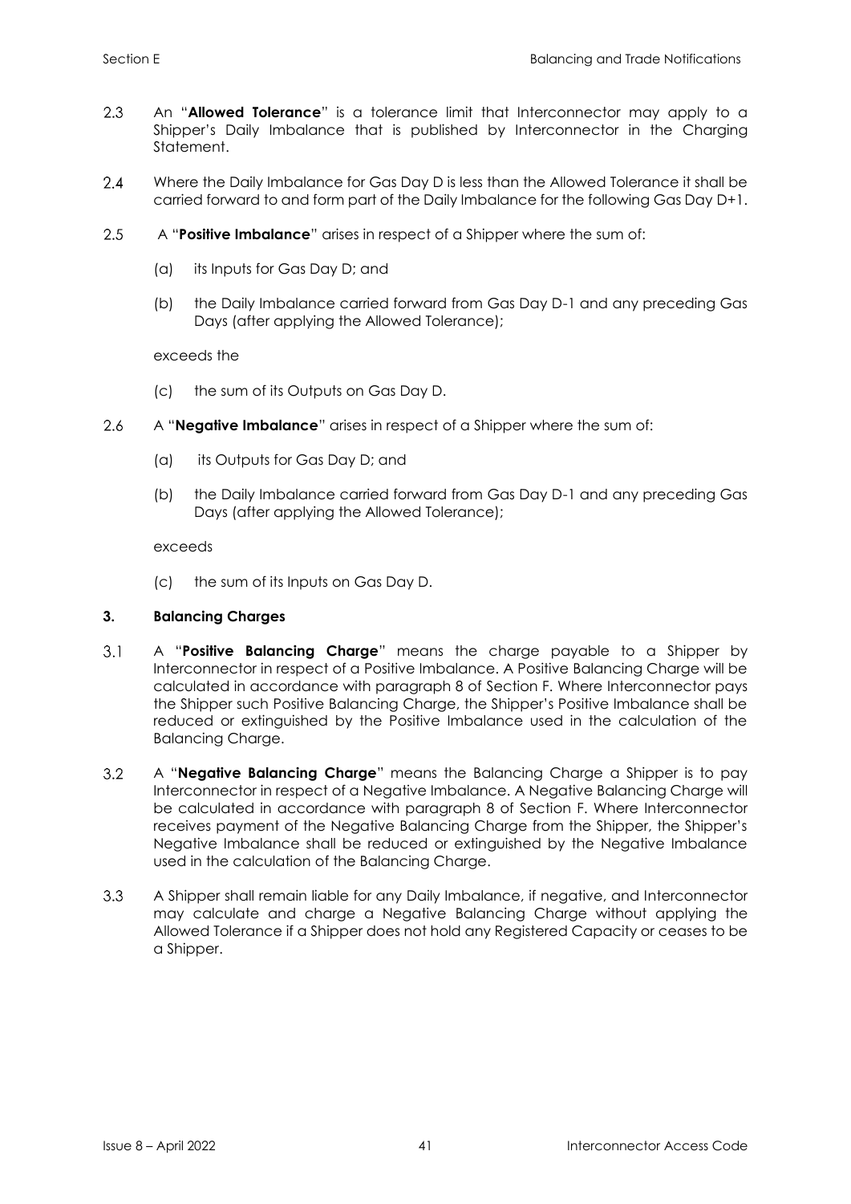2.3 An "**Allowed Tolerance**" is a tolerance limit that Interconnector may apply to a Shipper's Daily Imbalance that is published by Interconnector in the Charging Statement.

2.4 Where the Daily Imbalance for Gas Day D is less than the Allowed Tolerance it shall be carried forward to and form part of the Daily Imbalance for the following Gas Day D+1.

2.5 A "**Positive Imbalance**" arises in respect of a Shipper where the sum of:

(a) its Inputs for Gas Day D; and

(b) the Daily Imbalance carried forward from Gas Day D-1 and any preceding Gas Days (after applying the Allowed Tolerance);

exceeds the

(c) the sum of its Outputs on Gas Day D.

2.6 A "**Negative Imbalance**" arises in respect of a Shipper where the sum of:

(a) its Outputs for Gas Day D; and

(b) the Daily Imbalance carried forward from Gas Day D-1 and any preceding Gas Days (after applying the Allowed Tolerance);

exceeds

(c) the sum of its Inputs on Gas Day D.

### 3. Balancing Charges

3.1 A "**Positive Balancing Charge**" means the charge payable to a Shipper by Interconnector in respect of a Positive Imbalance. A Positive Balancing Charge will be calculated in accordance with paragraph 8 of Section F. Where Interconnector pays the Shipper such Positive Balancing Charge, the Shipper's Positive Imbalance shall be reduced or extinguished by the Positive Imbalance used in the calculation of the Balancing Charge.

3.2 A "**Negative Balancing Charge**" means the Balancing Charge a Shipper is to pay Interconnector in respect of a Negative Imbalance. A Negative Balancing Charge will be calculated in accordance with paragraph 8 of Section F. Where Interconnector receives payment of the Negative Balancing Charge from the Shipper, the Shipper's Negative Imbalance shall be reduced or extinguished by the Negative Imbalance used in the calculation of the Balancing Charge.

3.3 A Shipper shall remain liable for any Daily Imbalance, if negative, and Interconnector may calculate and charge a Negative Balancing Charge without applying the Allowed Tolerance if a Shipper does not hold any Registered Capacity or ceases to be a Shipper.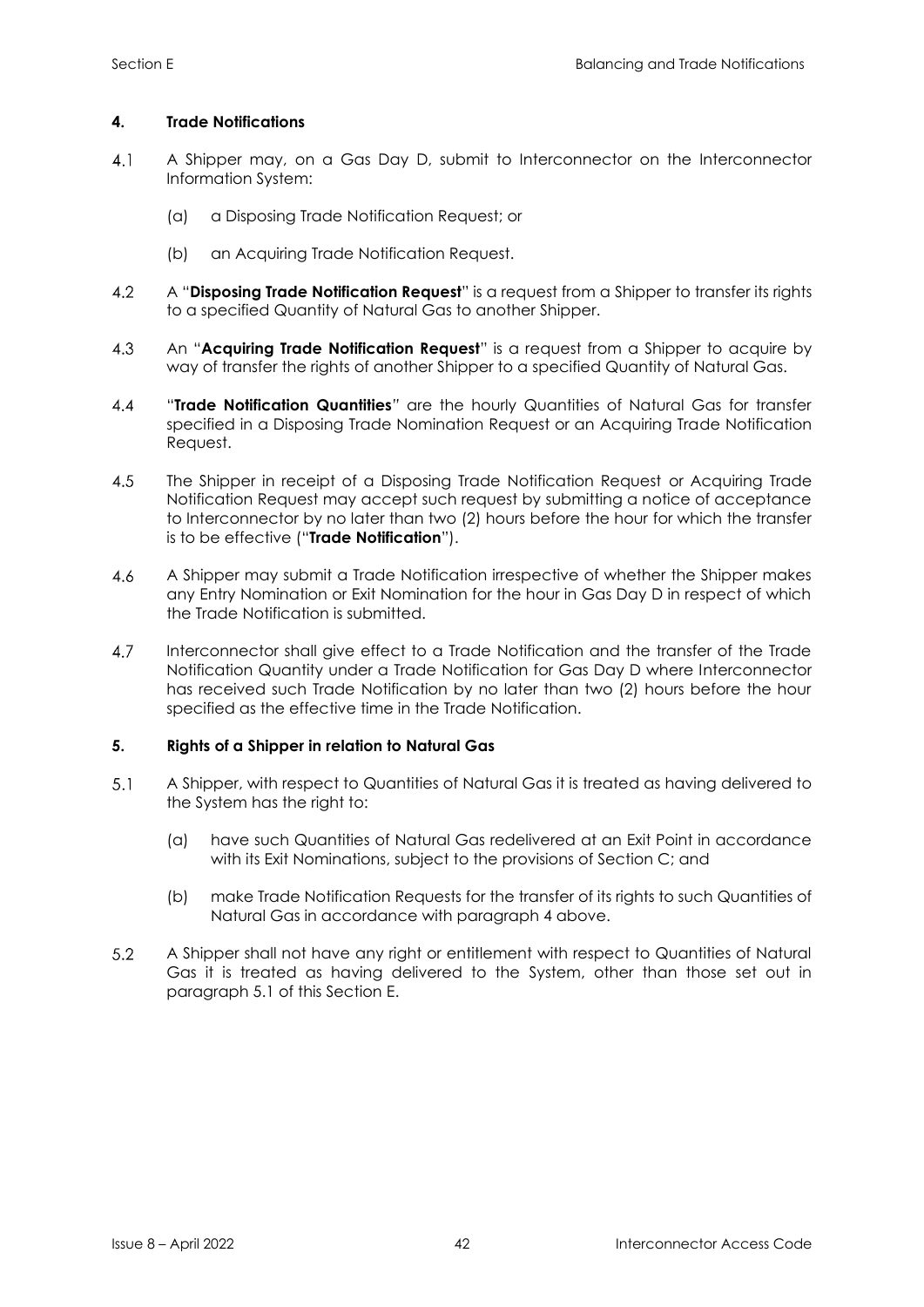## 4. Trade Notifications

4.1 A Shipper may, on a Gas Day D, submit to Interconnector on the Interconnector Information System:

(a) a Disposing Trade Notification Request; or

(b) an Acquiring Trade Notification Request.

4.2 A "**Disposing Trade Notification Request**" is a request from a Shipper to transfer its rights to a specified Quantity of Natural Gas to another Shipper.

4.3 An "**Acquiring Trade Notification Request**" is a request from a Shipper to acquire by way of transfer the rights of another Shipper to a specified Quantity of Natural Gas.

4.4 "**Trade Notification Quantities**" are the hourly Quantities of Natural Gas for transfer specified in a Disposing Trade Nomination Request or an Acquiring Trade Notification Request.

4.5 The Shipper in receipt of a Disposing Trade Notification Request or Acquiring Trade Notification Request may accept such request by submitting a notice of acceptance to Interconnector by no later than two (2) hours before the hour for which the transfer is to be effective ("**Trade Notification**").

4.6 A Shipper may submit a Trade Notification irrespective of whether the Shipper makes any Entry Nomination or Exit Nomination for the hour in Gas Day D in respect of which the Trade Notification is submitted.

4.7 Interconnector shall give effect to a Trade Notification and the transfer of the Trade Notification Quantity under a Trade Notification for Gas Day D where Interconnector has received such Trade Notification by no later than two (2) hours before the hour specified as the effective time in the Trade Notification.

## 5. Rights of a Shipper in relation to Natural Gas

5.1 A Shipper, with respect to Quantities of Natural Gas it is treated as having delivered to the System has the right to:

(a) have such Quantities of Natural Gas redelivered at an Exit Point in accordance with its Exit Nominations, subject to the provisions of Section C; and

(b) make Trade Notification Requests for the transfer of its rights to such Quantities of Natural Gas in accordance with paragraph 4 above.

5.2 A Shipper shall not have any right or entitlement with respect to Quantities of Natural Gas it is treated as having delivered to the System, other than those set out in paragraph 5.1 of this Section E.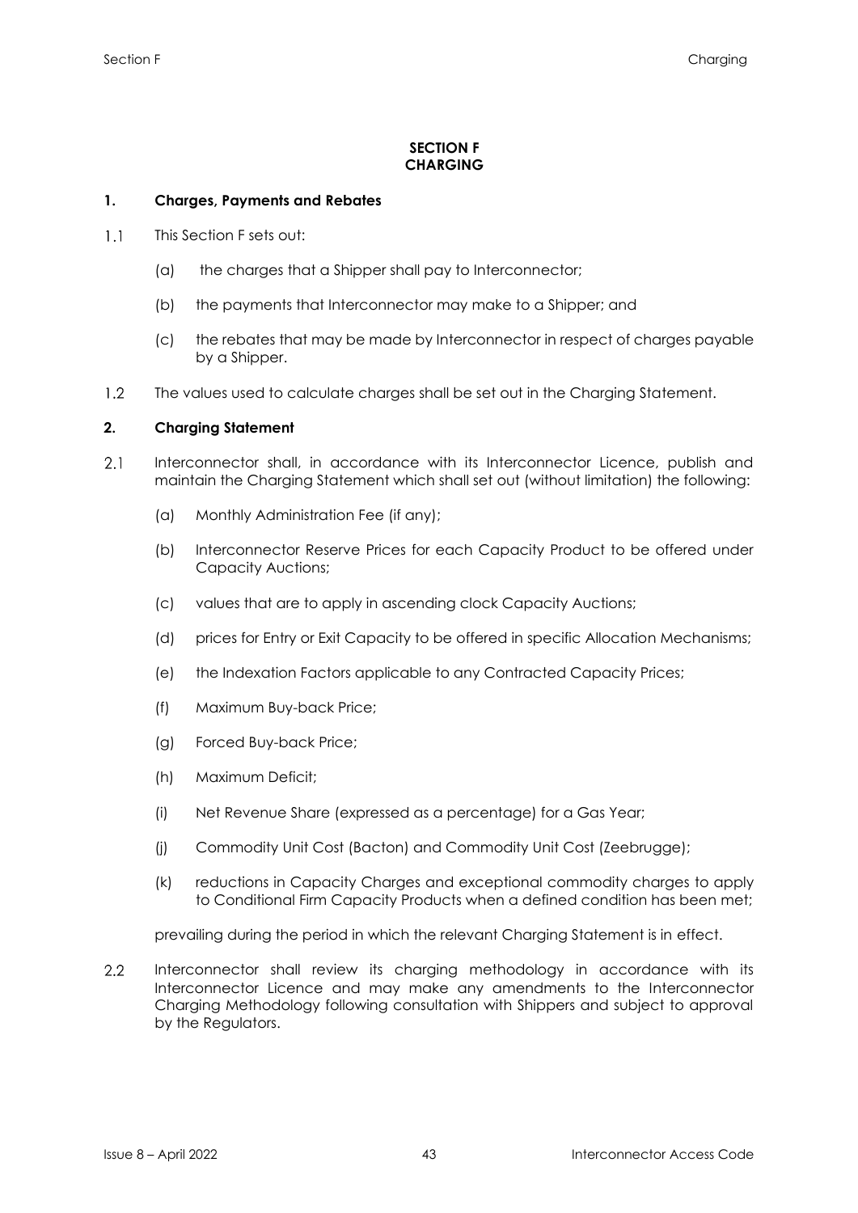# SECTION F
# CHARGING

## 1. Charges, Payments and Rebates

1.1 This Section F sets out:

(a) the charges that a Shipper shall pay to Interconnector;

(b) the payments that Interconnector may make to a Shipper; and

(c) the rebates that may be made by Interconnector in respect of charges payable by a Shipper.

1.2 The values used to calculate charges shall be set out in the Charging Statement.

## 2. Charging Statement

2.1 Interconnector shall, in accordance with its Interconnector Licence, publish and maintain the Charging Statement which shall set out (without limitation) the following:

(a) Monthly Administration Fee (if any);

(b) Interconnector Reserve Prices for each Capacity Product to be offered under Capacity Auctions;

(c) values that are to apply in ascending clock Capacity Auctions;

(d) prices for Entry or Exit Capacity to be offered in specific Allocation Mechanisms;

(e) the Indexation Factors applicable to any Contracted Capacity Prices;

(f) Maximum Buy-back Price;

(g) Forced Buy-back Price;

(h) Maximum Deficit;

(i) Net Revenue Share (expressed as a percentage) for a Gas Year;

(j) Commodity Unit Cost (Bacton) and Commodity Unit Cost (Zeebrugge);

(k) reductions in Capacity Charges and exceptional commodity charges to apply to Conditional Firm Capacity Products when a defined condition has been met;

prevailing during the period in which the relevant Charging Statement is in effect.

2.2 Interconnector shall review its charging methodology in accordance with its Interconnector Licence and may make any amendments to the Interconnector Charging Methodology following consultation with Shippers and subject to approval by the Regulators.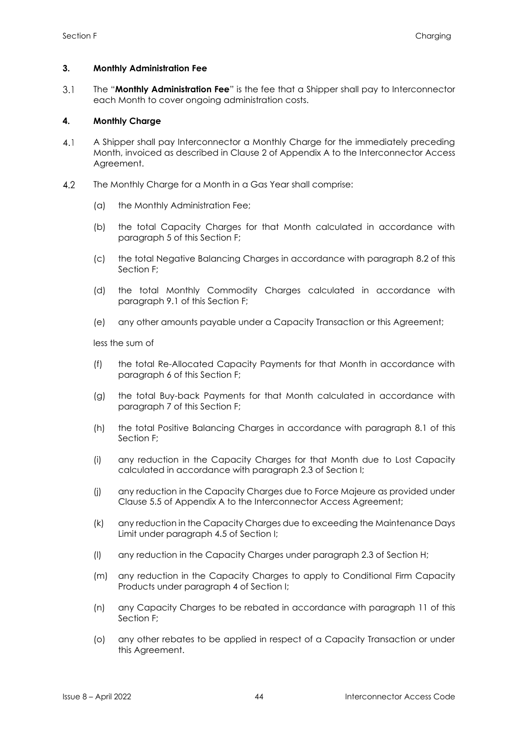## 3. Monthly Administration Fee

3.1 The "**Monthly Administration Fee**" is the fee that a Shipper shall pay to Interconnector each Month to cover ongoing administration costs.

## 4. Monthly Charge

4.1 A Shipper shall pay Interconnector a Monthly Charge for the immediately preceding Month, invoiced as described in Clause 2 of Appendix A to the Interconnector Access Agreement.

4.2 The Monthly Charge for a Month in a Gas Year shall comprise:

(a) the Monthly Administration Fee;

(b) the total Capacity Charges for that Month calculated in accordance with paragraph 5 of this Section F;

(c) the total Negative Balancing Charges in accordance with paragraph 8.2 of this Section F;

(d) the total Monthly Commodity Charges calculated in accordance with paragraph 9.1 of this Section F;

(e) any other amounts payable under a Capacity Transaction or this Agreement;

less the sum of

(f) the total Re-Allocated Capacity Payments for that Month in accordance with paragraph 6 of this Section F;

(g) the total Buy-back Payments for that Month calculated in accordance with paragraph 7 of this Section F;

(h) the total Positive Balancing Charges in accordance with paragraph 8.1 of this Section F;

(i) any reduction in the Capacity Charges for that Month due to Lost Capacity calculated in accordance with paragraph 2.3 of Section I;

(j) any reduction in the Capacity Charges due to Force Majeure as provided under Clause 5.5 of Appendix A to the Interconnector Access Agreement;

(k) any reduction in the Capacity Charges due to exceeding the Maintenance Days Limit under paragraph 4.5 of Section I;

(l) any reduction in the Capacity Charges under paragraph 2.3 of Section H;

(m) any reduction in the Capacity Charges to apply to Conditional Firm Capacity Products under paragraph 4 of Section I;

(n) any Capacity Charges to be rebated in accordance with paragraph 11 of this Section F;

(o) any other rebates to be applied in respect of a Capacity Transaction or under this Agreement.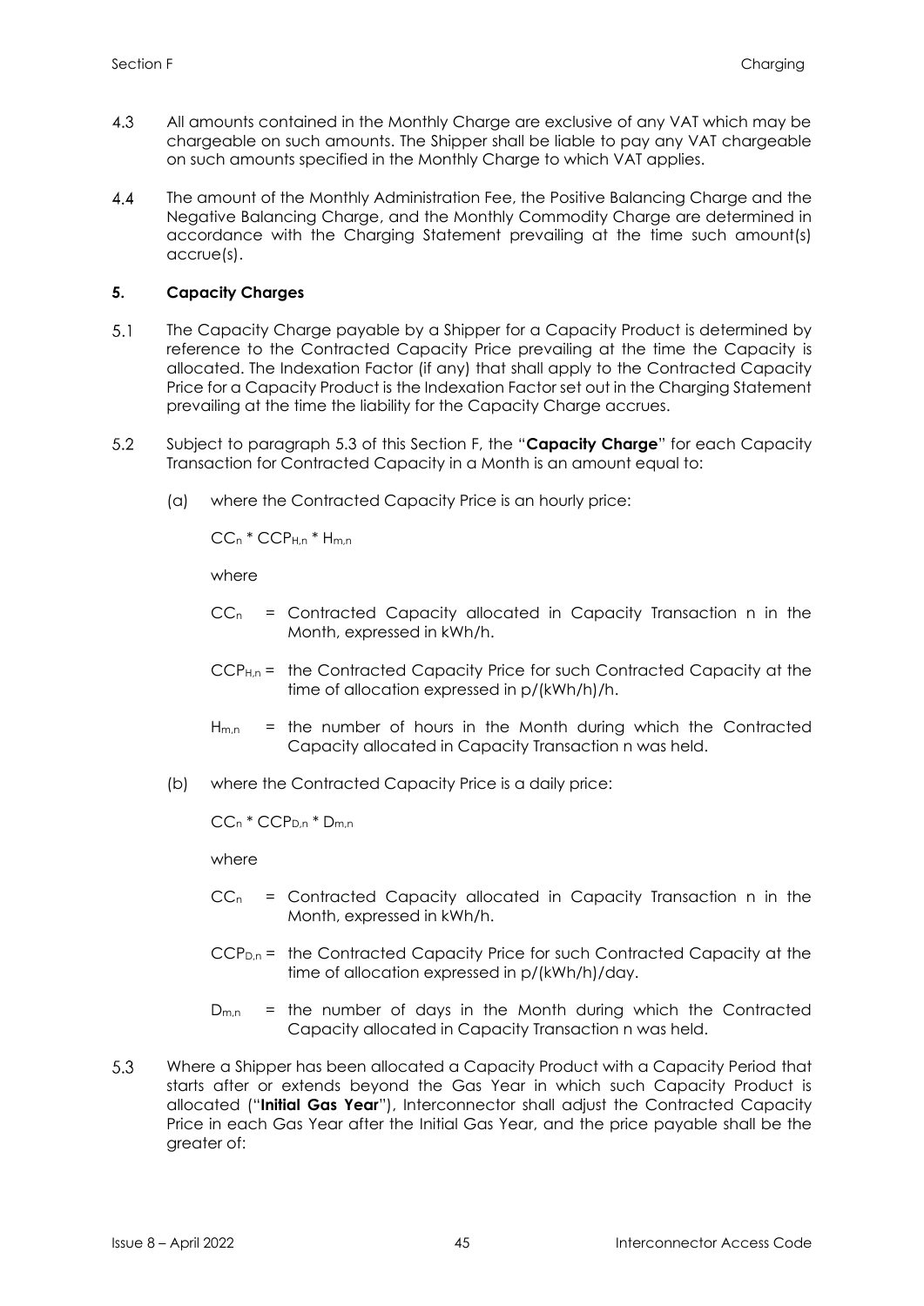4.3 All amounts contained in the Monthly Charge are exclusive of any VAT which may be chargeable on such amounts. The Shipper shall be liable to pay any VAT chargeable on such amounts specified in the Monthly Charge to which VAT applies.

4.4 The amount of the Monthly Administration Fee, the Positive Balancing Charge and the Negative Balancing Charge, and the Monthly Commodity Charge are determined in accordance with the Charging Statement prevailing at the time such amount(s) accrue(s).

## 5. Capacity Charges

5.1 The Capacity Charge payable by a Shipper for a Capacity Product is determined by reference to the Contracted Capacity Price prevailing at the time the Capacity is allocated. The Indexation Factor (if any) that shall apply to the Contracted Capacity Price for a Capacity Product is the Indexation Factor set out in the Charging Statement prevailing at the time the liability for the Capacity Charge accrues.

5.2 Subject to paragraph 5.3 of this Section F, the "**Capacity Charge**" for each Capacity Transaction for Contracted Capacity in a Month is an amount equal to:

(a) where the Contracted Capacity Price is an hourly price:

$$CC_n * CCP_{H,n} * H_{m,n}$$

where

$CC_n$ = Contracted Capacity allocated in Capacity Transaction n in the Month, expressed in kWh/h.

$CCP_{H,n}$ = the Contracted Capacity Price for such Contracted Capacity at the time of allocation expressed in p/(kWh/h)/h.

$H_{m,n}$ = the number of hours in the Month during which the Contracted Capacity allocated in Capacity Transaction n was held.

(b) where the Contracted Capacity Price is a daily price:

$$CC_n * CCP_{D,n} * D_{m,n}$$

where

$CC_n$ = Contracted Capacity allocated in Capacity Transaction n in the Month, expressed in kWh/h.

$CCP_{D,n}$ = the Contracted Capacity Price for such Contracted Capacity at the time of allocation expressed in p/(kWh/h)/day.

$D_{m,n}$ = the number of days in the Month during which the Contracted Capacity allocated in Capacity Transaction n was held.

5.3 Where a Shipper has been allocated a Capacity Product with a Capacity Period that starts after or extends beyond the Gas Year in which such Capacity Product is allocated ("**Initial Gas Year**"), Interconnector shall adjust the Contracted Capacity Price in each Gas Year after the Initial Gas Year, and the price payable shall be the greater of: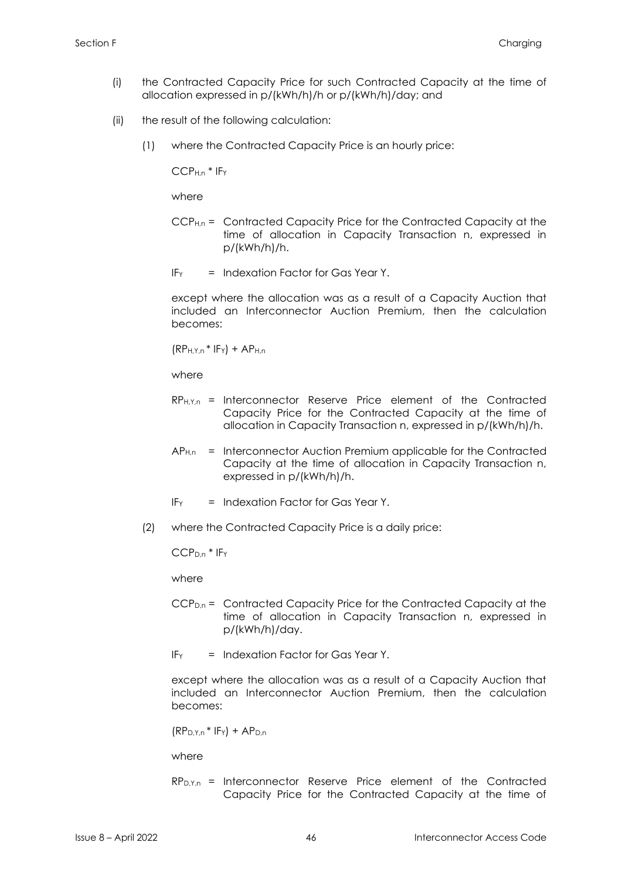(i) the Contracted Capacity Price for such Contracted Capacity at the time of allocation expressed in p/(kWh/h)/h or p/(kWh/h)/day; and

(ii) the result of the following calculation:

(1) where the Contracted Capacity Price is an hourly price:

$CCP_{H,n} * IF_Y$

where

$CCP_{H,n}$ = Contracted Capacity Price for the Contracted Capacity at the time of allocation in Capacity Transaction n, expressed in p/(kWh/h)/h.

$IF_Y$ = Indexation Factor for Gas Year Y.

except where the allocation was as a result of a Capacity Auction that included an Interconnector Auction Premium, then the calculation becomes:

$(RP_{H,Y,n} * IF_Y) + AP_{H,n}$

where

$RP_{H,Y,n}$ = Interconnector Reserve Price element of the Contracted Capacity Price for the Contracted Capacity at the time of allocation in Capacity Transaction n, expressed in p/(kWh/h)/h.

$AP_{H,n}$ = Interconnector Auction Premium applicable for the Contracted Capacity at the time of allocation in Capacity Transaction n, expressed in p/(kWh/h)/h.

$IF_Y$ = Indexation Factor for Gas Year Y.

(2) where the Contracted Capacity Price is a daily price:

$CCP_{D,n} * IF_Y$

where

$CCP_{D,n}$ = Contracted Capacity Price for the Contracted Capacity at the time of allocation in Capacity Transaction n, expressed in p/(kWh/h)/day.

$IF_Y$ = Indexation Factor for Gas Year Y.

except where the allocation was as a result of a Capacity Auction that included an Interconnector Auction Premium, then the calculation becomes:

$(RP_{D,Y,n} * IF_Y) + AP_{D,n}$

where

$RP_{D,Y,n}$ = Interconnector Reserve Price element of the Contracted Capacity Price for the Contracted Capacity at the time of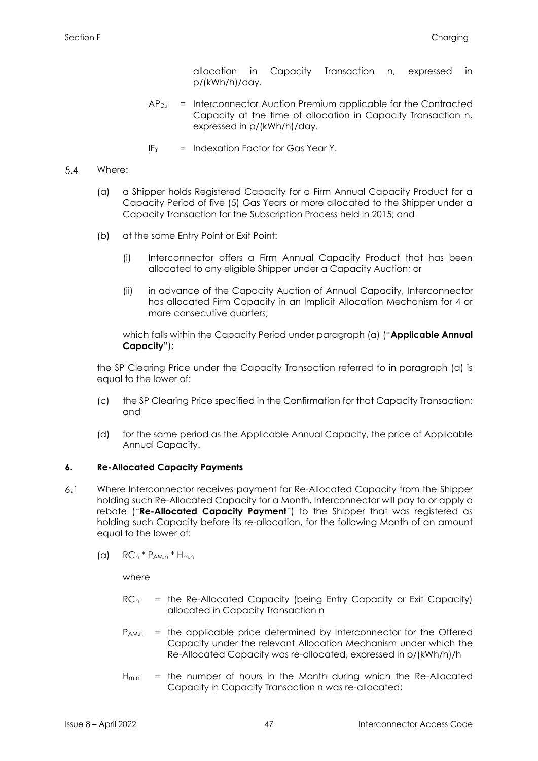allocation in Capacity Transaction n, expressed in p/(kWh/h)/day.

$AP_{D,n}$ = Interconnector Auction Premium applicable for the Contracted Capacity at the time of allocation in Capacity Transaction n, expressed in p/(kWh/h)/day.

$IF_Y$ = Indexation Factor for Gas Year Y.

5.4 Where:

(a) a Shipper holds Registered Capacity for a Firm Annual Capacity Product for a Capacity Period of five (5) Gas Years or more allocated to the Shipper under a Capacity Transaction for the Subscription Process held in 2015; and

(b) at the same Entry Point or Exit Point:

(i) Interconnector offers a Firm Annual Capacity Product that has been allocated to any eligible Shipper under a Capacity Auction; or

(ii) in advance of the Capacity Auction of Annual Capacity, Interconnector has allocated Firm Capacity in an Implicit Allocation Mechanism for 4 or more consecutive quarters;

which falls within the Capacity Period under paragraph (a) ("**Applicable Annual Capacity**");

the SP Clearing Price under the Capacity Transaction referred to in paragraph (a) is equal to the lower of:

(c) the SP Clearing Price specified in the Confirmation for that Capacity Transaction; and

(d) for the same period as the Applicable Annual Capacity, the price of Applicable Annual Capacity.

**6. Re-Allocated Capacity Payments**

6.1 Where Interconnector receives payment for Re-Allocated Capacity from the Shipper holding such Re-Allocated Capacity for a Month, Interconnector will pay to or apply a rebate ("**Re-Allocated Capacity Payment**") to the Shipper that was registered as holding such Capacity before its re-allocation, for the following Month of an amount equal to the lower of:

(a) $RC_n * P_{AM,n} * H_{m,n}$

where

$RC_n$ = the Re-Allocated Capacity (being Entry Capacity or Exit Capacity) allocated in Capacity Transaction n

$P_{AM,n}$ = the applicable price determined by Interconnector for the Offered Capacity under the relevant Allocation Mechanism under which the Re-Allocated Capacity was re-allocated, expressed in p/(kWh/h)/h

$H_{m,n}$ = the number of hours in the Month during which the Re-Allocated Capacity in Capacity Transaction n was re-allocated;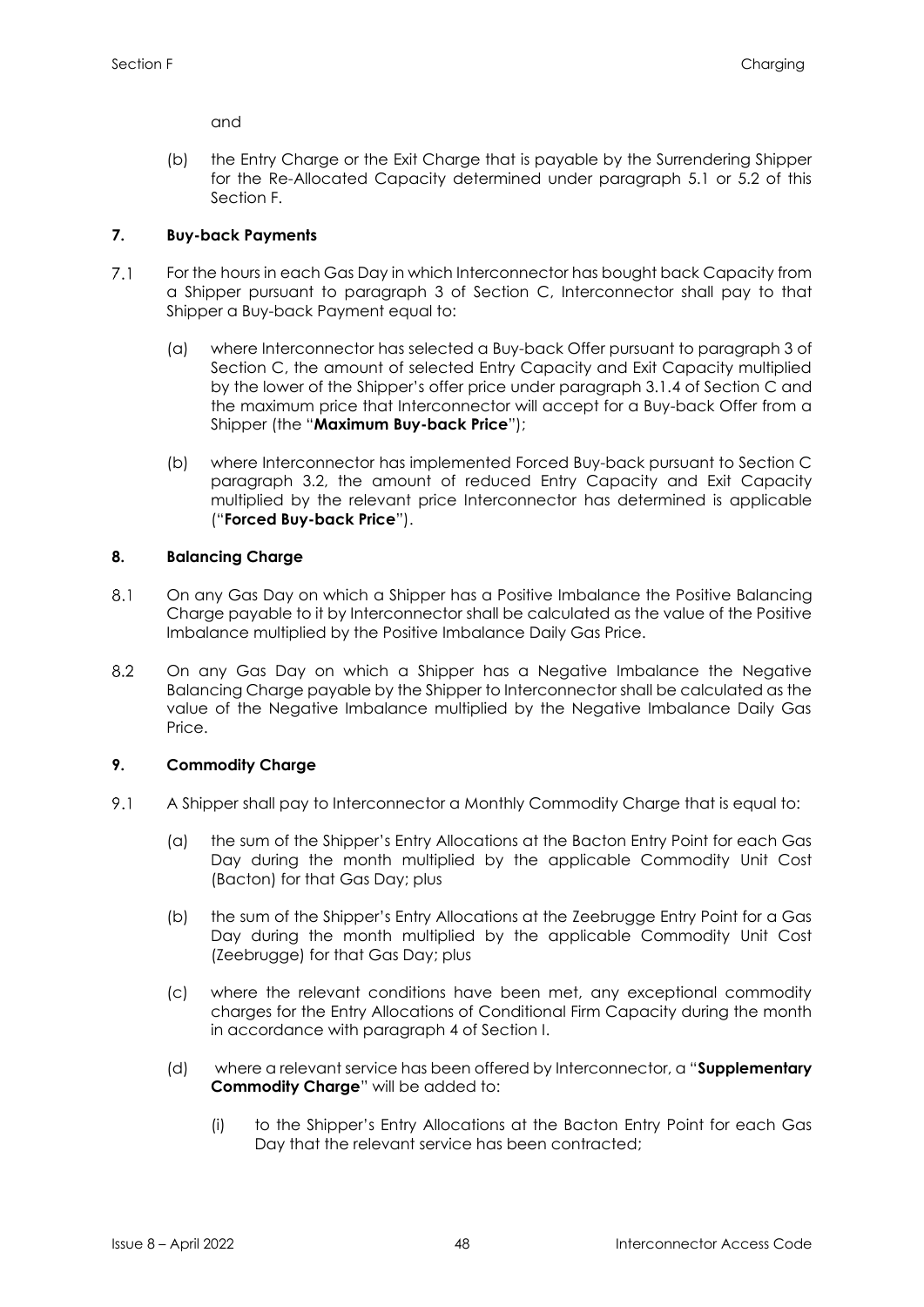and

(b) the Entry Charge or the Exit Charge that is payable by the Surrendering Shipper for the Re-Allocated Capacity determined under paragraph 5.1 or 5.2 of this Section F.

## 7. Buy-back Payments

7.1 For the hours in each Gas Day in which Interconnector has bought back Capacity from a Shipper pursuant to paragraph 3 of Section C, Interconnector shall pay to that Shipper a Buy-back Payment equal to:

(a) where Interconnector has selected a Buy-back Offer pursuant to paragraph 3 of Section C, the amount of selected Entry Capacity and Exit Capacity multiplied by the lower of the Shipper's offer price under paragraph 3.1.4 of Section C and the maximum price that Interconnector will accept for a Buy-back Offer from a Shipper (the "**Maximum Buy-back Price**");

(b) where Interconnector has implemented Forced Buy-back pursuant to Section C paragraph 3.2, the amount of reduced Entry Capacity and Exit Capacity multiplied by the relevant price Interconnector has determined is applicable ("**Forced Buy-back Price**").

## 8. Balancing Charge

8.1 On any Gas Day on which a Shipper has a Positive Imbalance the Positive Balancing Charge payable to it by Interconnector shall be calculated as the value of the Positive Imbalance multiplied by the Positive Imbalance Daily Gas Price.

8.2 On any Gas Day on which a Shipper has a Negative Imbalance the Negative Balancing Charge payable by the Shipper to Interconnector shall be calculated as the value of the Negative Imbalance multiplied by the Negative Imbalance Daily Gas Price.

## 9. Commodity Charge

9.1 A Shipper shall pay to Interconnector a Monthly Commodity Charge that is equal to:

(a) the sum of the Shipper's Entry Allocations at the Bacton Entry Point for each Gas Day during the month multiplied by the applicable Commodity Unit Cost (Bacton) for that Gas Day; plus

(b) the sum of the Shipper's Entry Allocations at the Zeebrugge Entry Point for a Gas Day during the month multiplied by the applicable Commodity Unit Cost (Zeebrugge) for that Gas Day; plus

(c) where the relevant conditions have been met, any exceptional commodity charges for the Entry Allocations of Conditional Firm Capacity during the month in accordance with paragraph 4 of Section I.

(d) where a relevant service has been offered by Interconnector, a "**Supplementary Commodity Charge**" will be added to:

(i) to the Shipper's Entry Allocations at the Bacton Entry Point for each Gas Day that the relevant service has been contracted;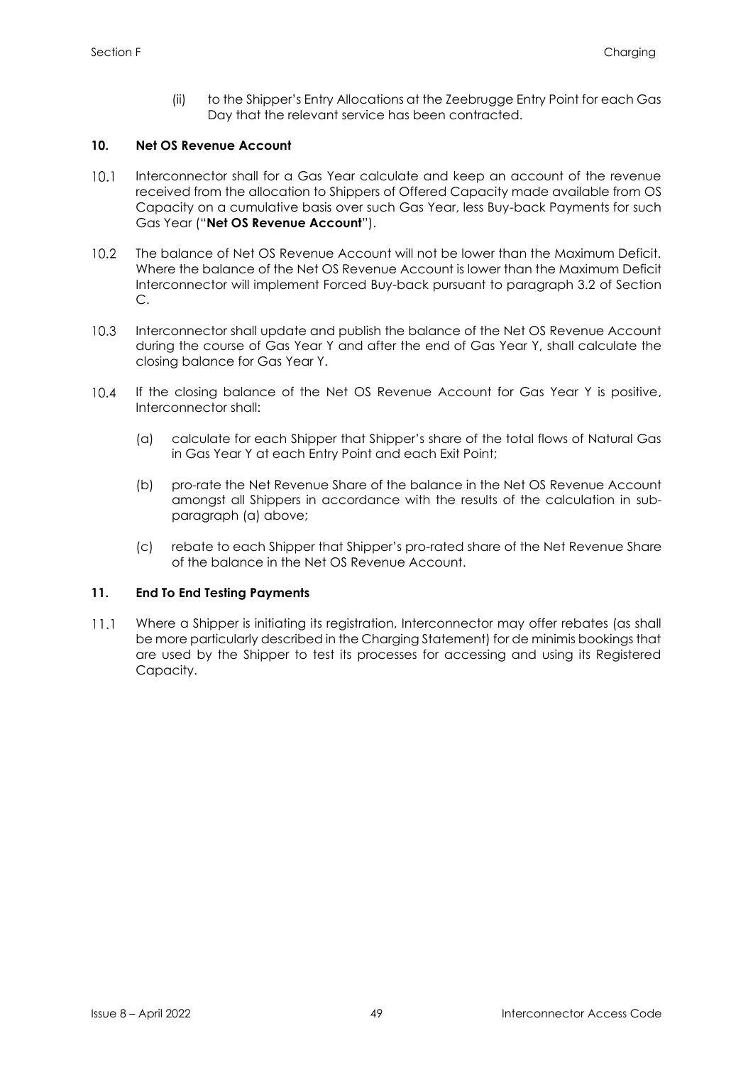(ii) to the Shipper's Entry Allocations at the Zeebrugge Entry Point for each Gas Day that the relevant service has been contracted.

## 10. Net OS Revenue Account

10.1 Interconnector shall for a Gas Year calculate and keep an account of the revenue received from the allocation to Shippers of Offered Capacity made available from OS Capacity on a cumulative basis over such Gas Year, less Buy-back Payments for such Gas Year ("**Net OS Revenue Account**").

10.2 The balance of Net OS Revenue Account will not be lower than the Maximum Deficit. Where the balance of the Net OS Revenue Account is lower than the Maximum Deficit Interconnector will implement Forced Buy-back pursuant to paragraph 3.2 of Section C.

10.3 Interconnector shall update and publish the balance of the Net OS Revenue Account during the course of Gas Year Y and after the end of Gas Year Y, shall calculate the closing balance for Gas Year Y.

10.4 If the closing balance of the Net OS Revenue Account for Gas Year Y is positive, Interconnector shall:

(a) calculate for each Shipper that Shipper's share of the total flows of Natural Gas in Gas Year Y at each Entry Point and each Exit Point;

(b) pro-rate the Net Revenue Share of the balance in the Net OS Revenue Account amongst all Shippers in accordance with the results of the calculation in sub-paragraph (a) above;

(c) rebate to each Shipper that Shipper's pro-rated share of the Net Revenue Share of the balance in the Net OS Revenue Account.

## 11. End To End Testing Payments

11.1 Where a Shipper is initiating its registration, Interconnector may offer rebates (as shall be more particularly described in the Charging Statement) for de minimis bookings that are used by the Shipper to test its processes for accessing and using its Registered Capacity.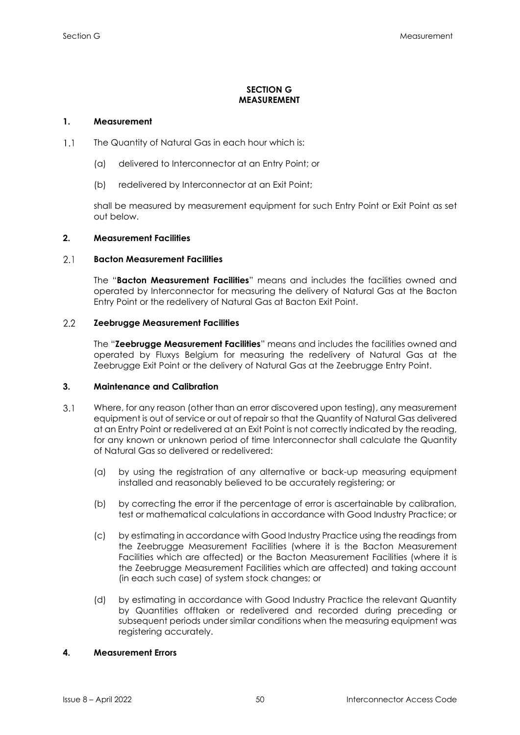# SECTION G
# MEASUREMENT

## 1. Measurement

1.1 The Quantity of Natural Gas in each hour which is:

(a) delivered to Interconnector at an Entry Point; or

(b) redelivered by Interconnector at an Exit Point;

shall be measured by measurement equipment for such Entry Point or Exit Point as set out below.

## 2. Measurement Facilities

### 2.1 Bacton Measurement Facilities

The "**Bacton Measurement Facilities**" means and includes the facilities owned and operated by Interconnector for measuring the delivery of Natural Gas at the Bacton Entry Point or the redelivery of Natural Gas at Bacton Exit Point.

### 2.2 Zeebrugge Measurement Facilities

The "**Zeebrugge Measurement Facilities**" means and includes the facilities owned and operated by Fluxys Belgium for measuring the redelivery of Natural Gas at the Zeebrugge Exit Point or the delivery of Natural Gas at the Zeebrugge Entry Point.

## 3. Maintenance and Calibration

3.1 Where, for any reason (other than an error discovered upon testing), any measurement equipment is out of service or out of repair so that the Quantity of Natural Gas delivered at an Entry Point or redelivered at an Exit Point is not correctly indicated by the reading, for any known or unknown period of time Interconnector shall calculate the Quantity of Natural Gas so delivered or redelivered:

(a) by using the registration of any alternative or back-up measuring equipment installed and reasonably believed to be accurately registering; or

(b) by correcting the error if the percentage of error is ascertainable by calibration, test or mathematical calculations in accordance with Good Industry Practice; or

(c) by estimating in accordance with Good Industry Practice using the readings from the Zeebrugge Measurement Facilities (where it is the Bacton Measurement Facilities which are affected) or the Bacton Measurement Facilities (where it is the Zeebrugge Measurement Facilities which are affected) and taking account (in each such case) of system stock changes; or

(d) by estimating in accordance with Good Industry Practice the relevant Quantity by Quantities offtaken or redelivered and recorded during preceding or subsequent periods under similar conditions when the measuring equipment was registering accurately.

## 4. Measurement Errors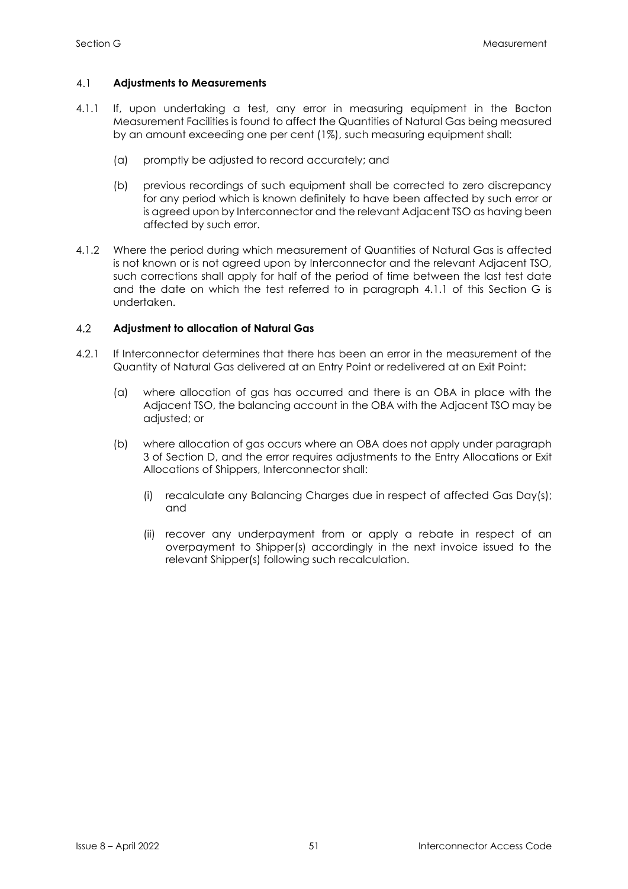## 4.1 Adjustments to Measurements

4.1.1 If, upon undertaking a test, any error in measuring equipment in the Bacton Measurement Facilities is found to affect the Quantities of Natural Gas being measured by an amount exceeding one per cent (1%), such measuring equipment shall:

(a) promptly be adjusted to record accurately; and

(b) previous recordings of such equipment shall be corrected to zero discrepancy for any period which is known definitely to have been affected by such error or is agreed upon by Interconnector and the relevant Adjacent TSO as having been affected by such error.

4.1.2 Where the period during which measurement of Quantities of Natural Gas is affected is not known or is not agreed upon by Interconnector and the relevant Adjacent TSO, such corrections shall apply for half of the period of time between the last test date and the date on which the test referred to in paragraph 4.1.1 of this Section G is undertaken.

## 4.2 Adjustment to allocation of Natural Gas

4.2.1 If Interconnector determines that there has been an error in the measurement of the Quantity of Natural Gas delivered at an Entry Point or redelivered at an Exit Point:

(a) where allocation of gas has occurred and there is an OBA in place with the Adjacent TSO, the balancing account in the OBA with the Adjacent TSO may be adjusted; or

(b) where allocation of gas occurs where an OBA does not apply under paragraph 3 of Section D, and the error requires adjustments to the Entry Allocations or Exit Allocations of Shippers, Interconnector shall:

(i) recalculate any Balancing Charges due in respect of affected Gas Day(s); and

(ii) recover any underpayment from or apply a rebate in respect of an overpayment to Shipper(s) accordingly in the next invoice issued to the relevant Shipper(s) following such recalculation.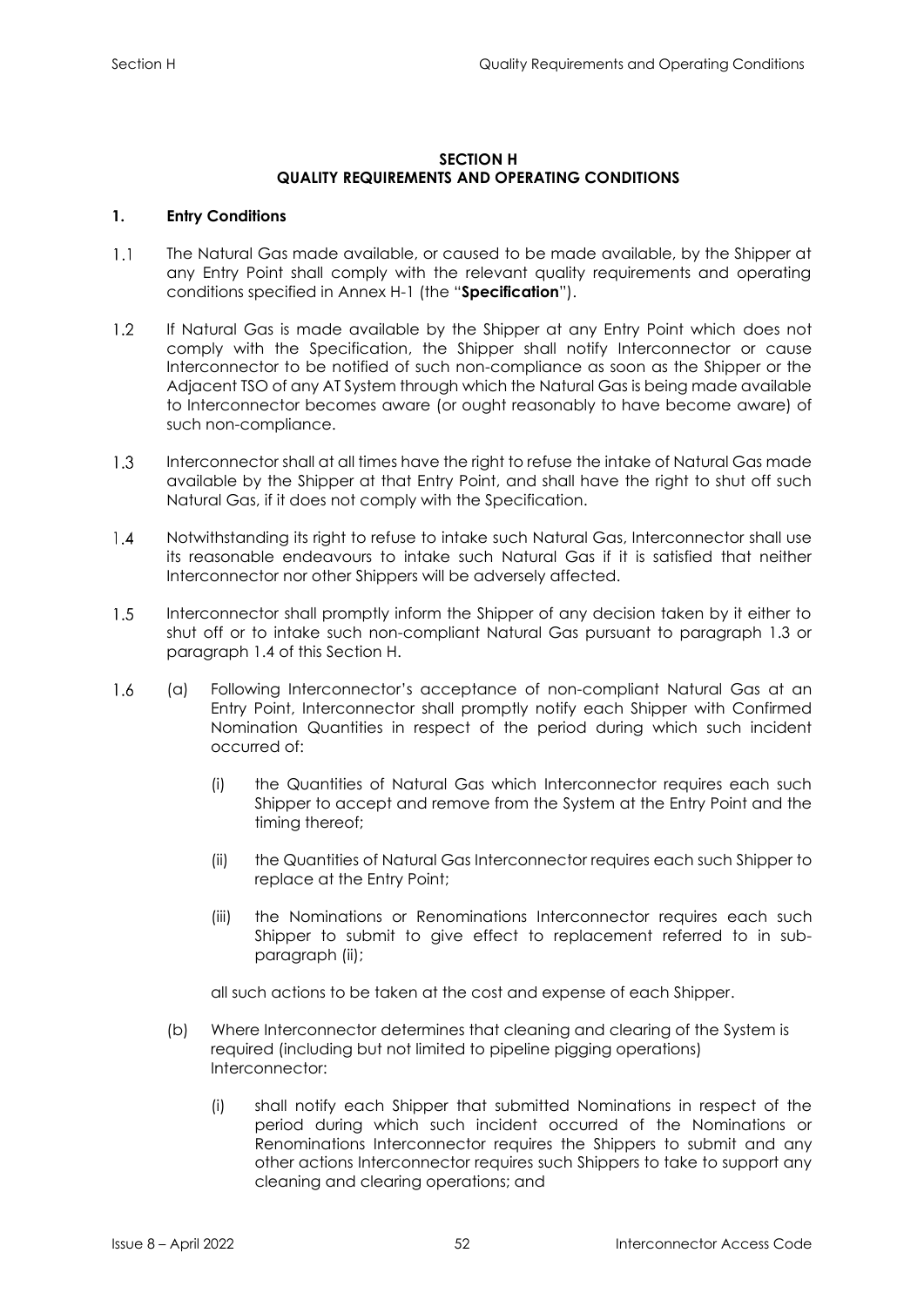**SECTION H**
**QUALITY REQUIREMENTS AND OPERATING CONDITIONS**

**1. Entry Conditions**

1.1 The Natural Gas made available, or caused to be made available, by the Shipper at any Entry Point shall comply with the relevant quality requirements and operating conditions specified in Annex H-1 (the "**Specification**").

1.2 If Natural Gas is made available by the Shipper at any Entry Point which does not comply with the Specification, the Shipper shall notify Interconnector or cause Interconnector to be notified of such non-compliance as soon as the Shipper or the Adjacent TSO of any AT System through which the Natural Gas is being made available to Interconnector becomes aware (or ought reasonably to have become aware) of such non-compliance.

1.3 Interconnector shall at all times have the right to refuse the intake of Natural Gas made available by the Shipper at that Entry Point, and shall have the right to shut off such Natural Gas, if it does not comply with the Specification.

1.4 Notwithstanding its right to refuse to intake such Natural Gas, Interconnector shall use its reasonable endeavours to intake such Natural Gas if it is satisfied that neither Interconnector nor other Shippers will be adversely affected.

1.5 Interconnector shall promptly inform the Shipper of any decision taken by it either to shut off or to intake such non-compliant Natural Gas pursuant to paragraph 1.3 or paragraph 1.4 of this Section H.

1.6 (a) Following Interconnector's acceptance of non-compliant Natural Gas at an Entry Point, Interconnector shall promptly notify each Shipper with Confirmed Nomination Quantities in respect of the period during which such incident occurred of:

(i) the Quantities of Natural Gas which Interconnector requires each such Shipper to accept and remove from the System at the Entry Point and the timing thereof;

(ii) the Quantities of Natural Gas Interconnector requires each such Shipper to replace at the Entry Point;

(iii) the Nominations or Renominations Interconnector requires each such Shipper to submit to give effect to replacement referred to in sub-paragraph (ii);

all such actions to be taken at the cost and expense of each Shipper.

(b) Where Interconnector determines that cleaning and clearing of the System is required (including but not limited to pipeline pigging operations) Interconnector:

(i) shall notify each Shipper that submitted Nominations in respect of the period during which such incident occurred of the Nominations or Renominations Interconnector requires the Shippers to submit and any other actions Interconnector requires such Shippers to take to support any cleaning and clearing operations; and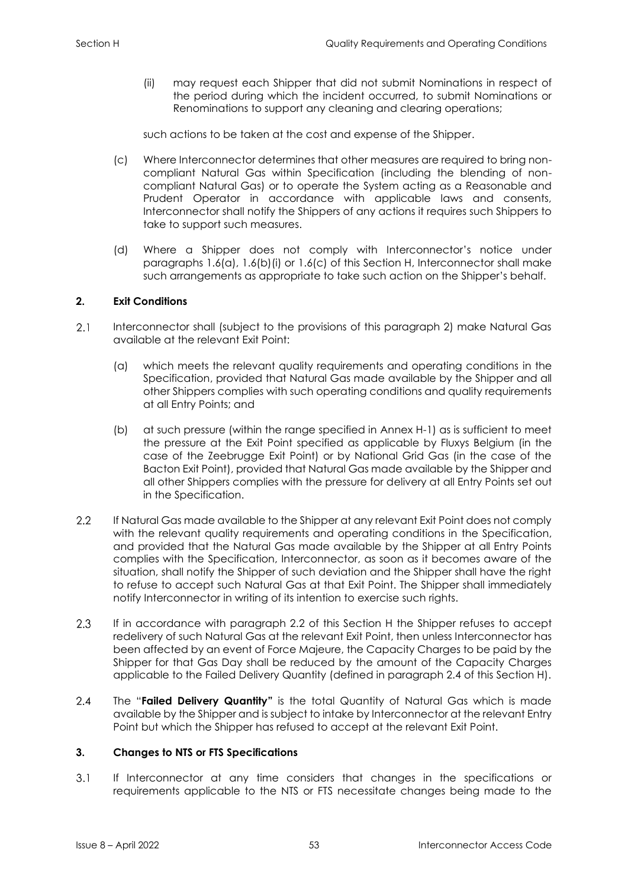(ii) may request each Shipper that did not submit Nominations in respect of the period during which the incident occurred, to submit Nominations or Renominations to support any cleaning and clearing operations;

such actions to be taken at the cost and expense of the Shipper.

(c) Where Interconnector determines that other measures are required to bring non-compliant Natural Gas within Specification (including the blending of non-compliant Natural Gas) or to operate the System acting as a Reasonable and Prudent Operator in accordance with applicable laws and consents, Interconnector shall notify the Shippers of any actions it requires such Shippers to take to support such measures.

(d) Where a Shipper does not comply with Interconnector's notice under paragraphs 1.6(a), 1.6(b)(i) or 1.6(c) of this Section H, Interconnector shall make such arrangements as appropriate to take such action on the Shipper's behalf.

## 2. Exit Conditions

2.1 Interconnector shall (subject to the provisions of this paragraph 2) make Natural Gas available at the relevant Exit Point:

(a) which meets the relevant quality requirements and operating conditions in the Specification, provided that Natural Gas made available by the Shipper and all other Shippers complies with such operating conditions and quality requirements at all Entry Points; and

(b) at such pressure (within the range specified in Annex H-1) as is sufficient to meet the pressure at the Exit Point specified as applicable by Fluxys Belgium (in the case of the Zeebrugge Exit Point) or by National Grid Gas (in the case of the Bacton Exit Point), provided that Natural Gas made available by the Shipper and all other Shippers complies with the pressure for delivery at all Entry Points set out in the Specification.

2.2 If Natural Gas made available to the Shipper at any relevant Exit Point does not comply with the relevant quality requirements and operating conditions in the Specification, and provided that the Natural Gas made available by the Shipper at all Entry Points complies with the Specification, Interconnector, as soon as it becomes aware of the situation, shall notify the Shipper of such deviation and the Shipper shall have the right to refuse to accept such Natural Gas at that Exit Point. The Shipper shall immediately notify Interconnector in writing of its intention to exercise such rights.

2.3 If in accordance with paragraph 2.2 of this Section H the Shipper refuses to accept redelivery of such Natural Gas at the relevant Exit Point, then unless Interconnector has been affected by an event of Force Majeure, the Capacity Charges to be paid by the Shipper for that Gas Day shall be reduced by the amount of the Capacity Charges applicable to the Failed Delivery Quantity (defined in paragraph 2.4 of this Section H).

2.4 The "**Failed Delivery Quantity"** is the total Quantity of Natural Gas which is made available by the Shipper and is subject to intake by Interconnector at the relevant Entry Point but which the Shipper has refused to accept at the relevant Exit Point.

## 3. Changes to NTS or FTS Specifications

3.1 If Interconnector at any time considers that changes in the specifications or requirements applicable to the NTS or FTS necessitate changes being made to the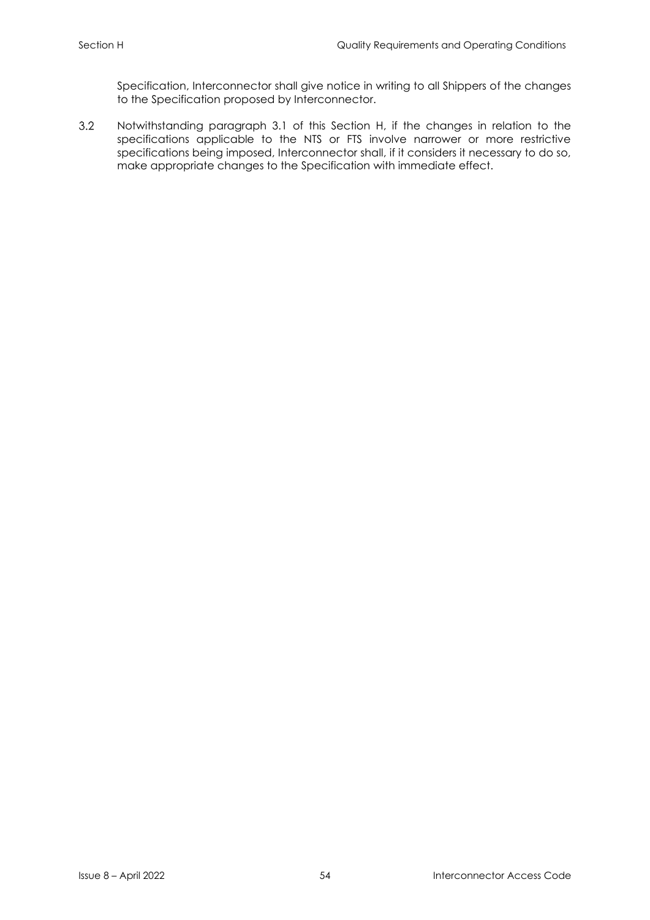Specification, Interconnector shall give notice in writing to all Shippers of the changes to the Specification proposed by Interconnector.

3.2 Notwithstanding paragraph 3.1 of this Section H, if the changes in relation to the specifications applicable to the NTS or FTS involve narrower or more restrictive specifications being imposed, Interconnector shall, if it considers it necessary to do so, make appropriate changes to the Specification with immediate effect.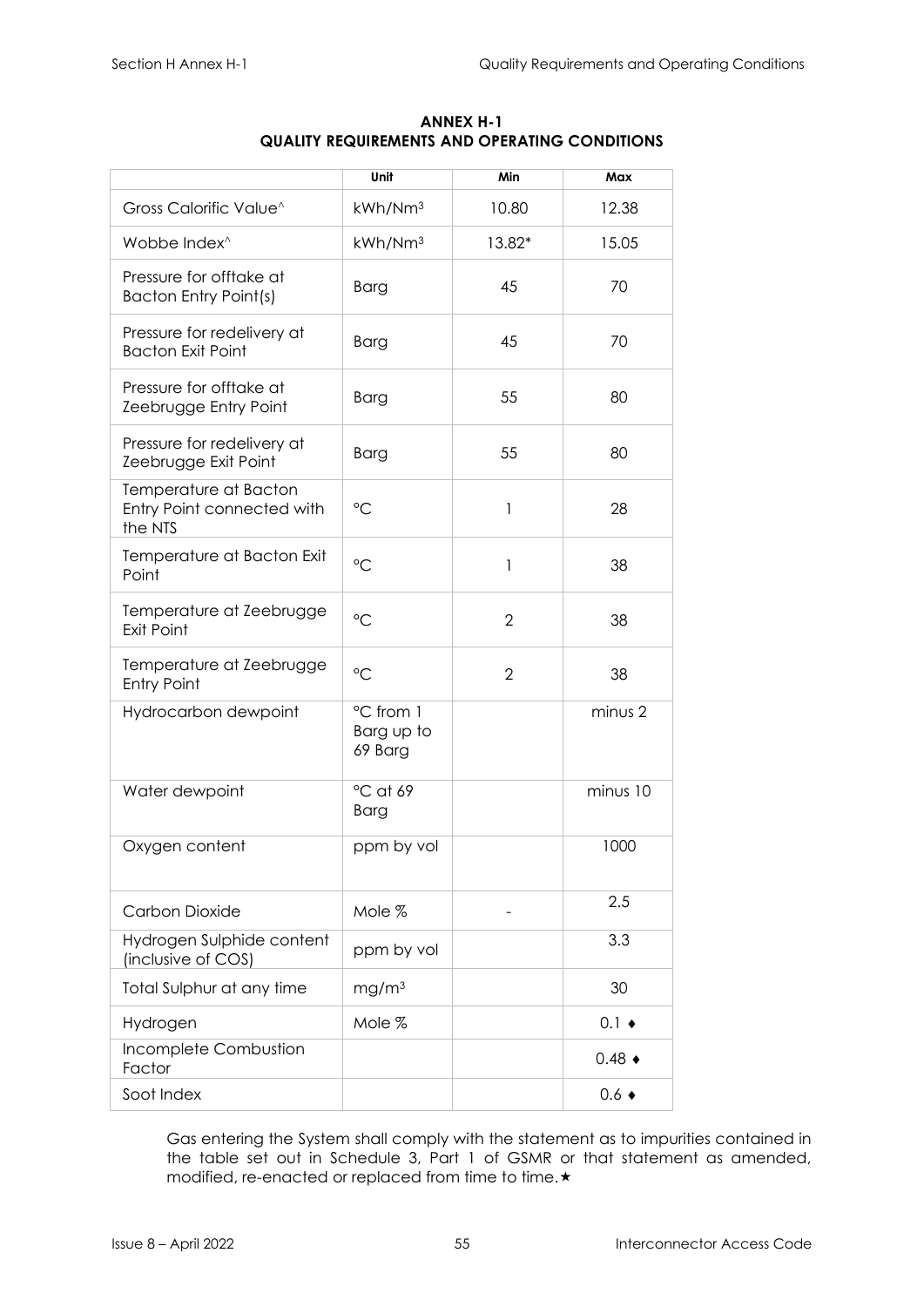## ANNEX H-1
## QUALITY REQUIREMENTS AND OPERATING CONDITIONS

| | Unit | Min | Max |
|---|---|---|---|
| Gross Calorific Value^ | kWh/Nm$^3$ | 10.80 | 12.38 |
| Wobbe Index^ | kWh/Nm$^3$ | 13.82* | 15.05 |
| Pressure for offtake at Bacton Entry Point(s) | Barg | 45 | 70 |
| Pressure for redelivery at Bacton Exit Point | Barg | 45 | 70 |
| Pressure for offtake at Zeebrugge Entry Point | Barg | 55 | 80 |
| Pressure for redelivery at Zeebrugge Exit Point | Barg | 55 | 80 |
| Temperature at Bacton Entry Point connected with the NTS | °C | 1 | 28 |
| Temperature at Bacton Exit Point | °C | 1 | 38 |
| Temperature at Zeebrugge Exit Point | °C | 2 | 38 |
| Temperature at Zeebrugge Entry Point | °C | 2 | 38 |
| Hydrocarbon dewpoint | °C from 1 Barg up to 69 Barg | | minus 2 |
| Water dewpoint | °C at 69 Barg | | minus 10 |
| Oxygen content | ppm by vol | | 1000 |
| Carbon Dioxide | Mole % | - | 2.5 |
| Hydrogen Sulphide content (inclusive of COS) | ppm by vol | | 3.3 |
| Total Sulphur at any time | mg/m$^3$ | | 30 |
| Hydrogen | Mole % | | 0.1 ♦ |
| Incomplete Combustion Factor | | | 0.48 ♦ |
| Soot Index | | | 0.6 ♦ |

Gas entering the System shall comply with the statement as to impurities contained in the table set out in Schedule 3, Part 1 of GSMR or that statement as amended, modified, re-enacted or replaced from time to time.★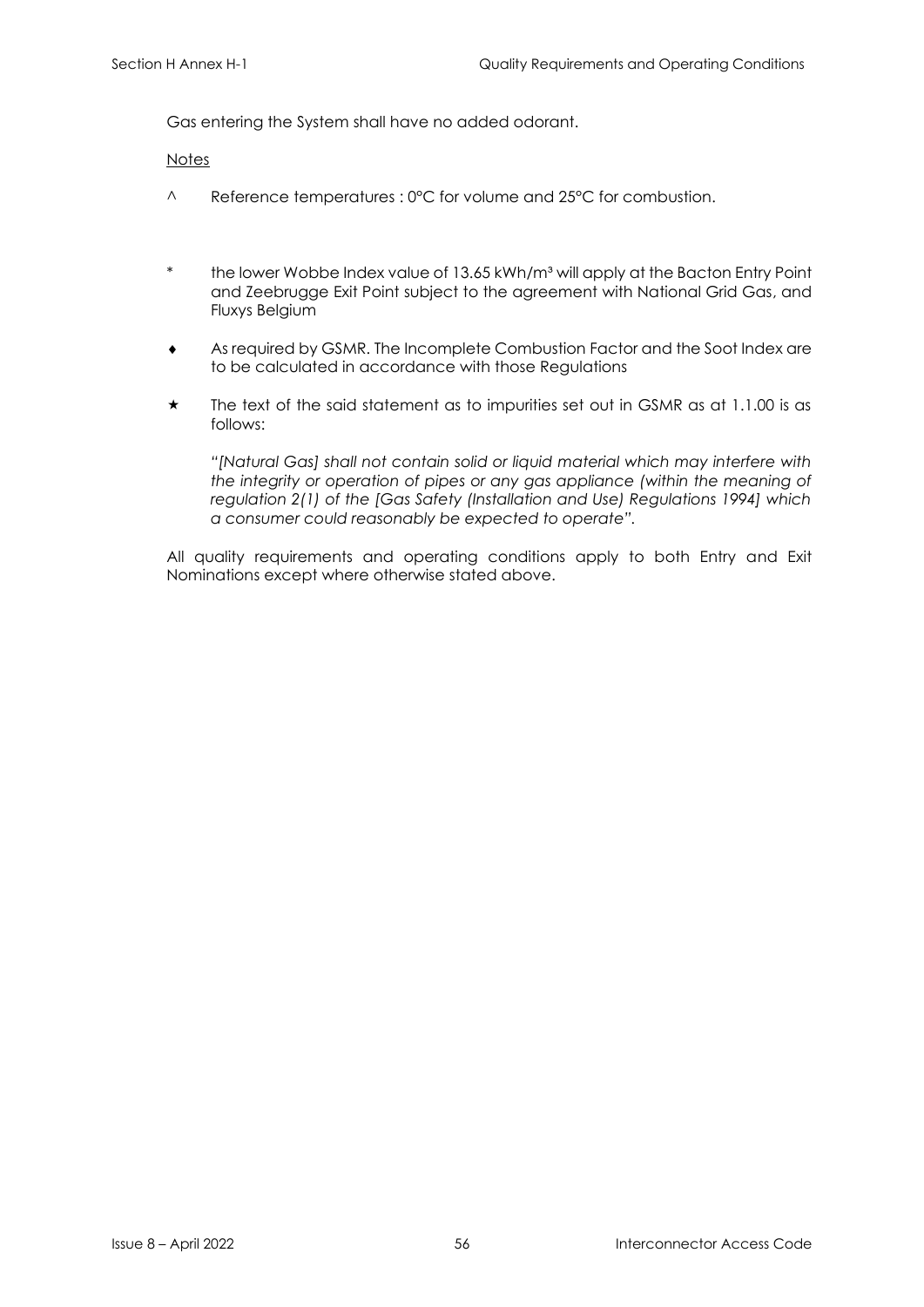Gas entering the System shall have no added odorant.

Notes

^ Reference temperatures : 0°C for volume and 25°C for combustion.

* the lower Wobbe Index value of 13.65 kWh/m³ will apply at the Bacton Entry Point and Zeebrugge Exit Point subject to the agreement with National Grid Gas, and Fluxys Belgium

♦ As required by GSMR. The Incomplete Combustion Factor and the Soot Index are to be calculated in accordance with those Regulations

★ The text of the said statement as to impurities set out in GSMR as at 1.1.00 is as follows:

*"[Natural Gas] shall not contain solid or liquid material which may interfere with the integrity or operation of pipes or any gas appliance (within the meaning of regulation 2(1) of the [Gas Safety (Installation and Use) Regulations 1994] which a consumer could reasonably be expected to operate".*

All quality requirements and operating conditions apply to both Entry and Exit Nominations except where otherwise stated above.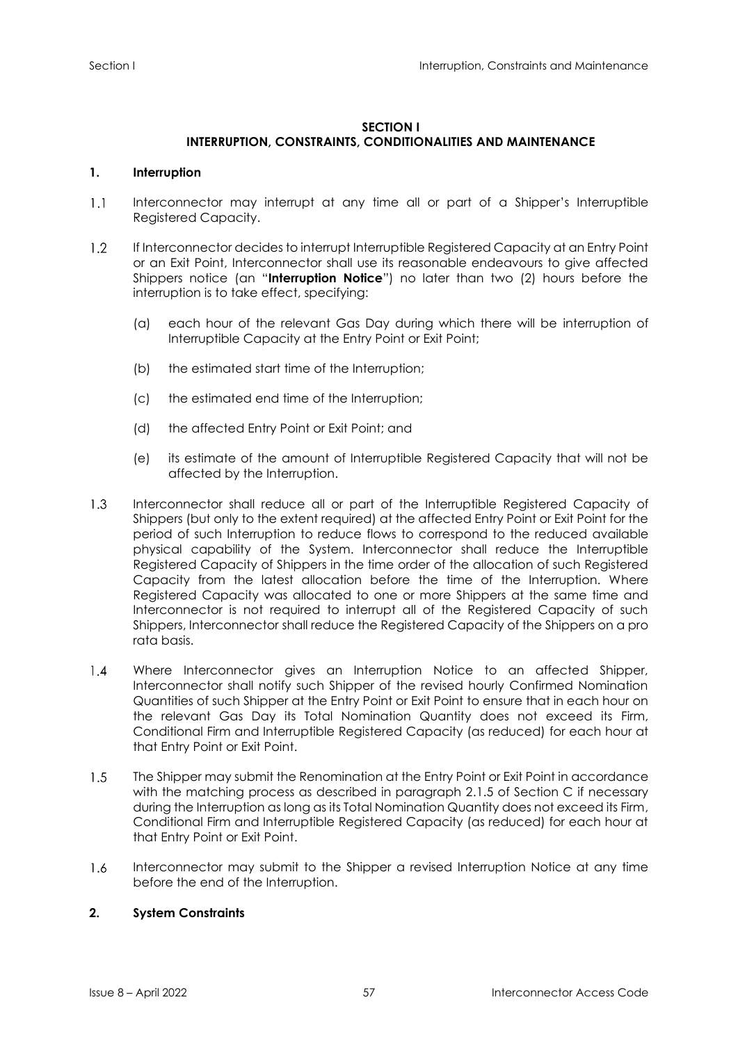## SECTION I
## INTERRUPTION, CONSTRAINTS, CONDITIONALITIES AND MAINTENANCE

### 1. Interruption

1.1 Interconnector may interrupt at any time all or part of a Shipper's Interruptible Registered Capacity.

1.2 If Interconnector decides to interrupt Interruptible Registered Capacity at an Entry Point or an Exit Point, Interconnector shall use its reasonable endeavours to give affected Shippers notice (an "**Interruption Notice**") no later than two (2) hours before the interruption is to take effect, specifying:

(a) each hour of the relevant Gas Day during which there will be interruption of Interruptible Capacity at the Entry Point or Exit Point;

(b) the estimated start time of the Interruption;

(c) the estimated end time of the Interruption;

(d) the affected Entry Point or Exit Point; and

(e) its estimate of the amount of Interruptible Registered Capacity that will not be affected by the Interruption.

1.3 Interconnector shall reduce all or part of the Interruptible Registered Capacity of Shippers (but only to the extent required) at the affected Entry Point or Exit Point for the period of such Interruption to reduce flows to correspond to the reduced available physical capability of the System. Interconnector shall reduce the Interruptible Registered Capacity of Shippers in the time order of the allocation of such Registered Capacity from the latest allocation before the time of the Interruption. Where Registered Capacity was allocated to one or more Shippers at the same time and Interconnector is not required to interrupt all of the Registered Capacity of such Shippers, Interconnector shall reduce the Registered Capacity of the Shippers on a pro rata basis.

1.4 Where Interconnector gives an Interruption Notice to an affected Shipper, Interconnector shall notify such Shipper of the revised hourly Confirmed Nomination Quantities of such Shipper at the Entry Point or Exit Point to ensure that in each hour on the relevant Gas Day its Total Nomination Quantity does not exceed its Firm, Conditional Firm and Interruptible Registered Capacity (as reduced) for each hour at that Entry Point or Exit Point.

1.5 The Shipper may submit the Renomination at the Entry Point or Exit Point in accordance with the matching process as described in paragraph 2.1.5 of Section C if necessary during the Interruption as long as its Total Nomination Quantity does not exceed its Firm, Conditional Firm and Interruptible Registered Capacity (as reduced) for each hour at that Entry Point or Exit Point.

1.6 Interconnector may submit to the Shipper a revised Interruption Notice at any time before the end of the Interruption.

### 2. System Constraints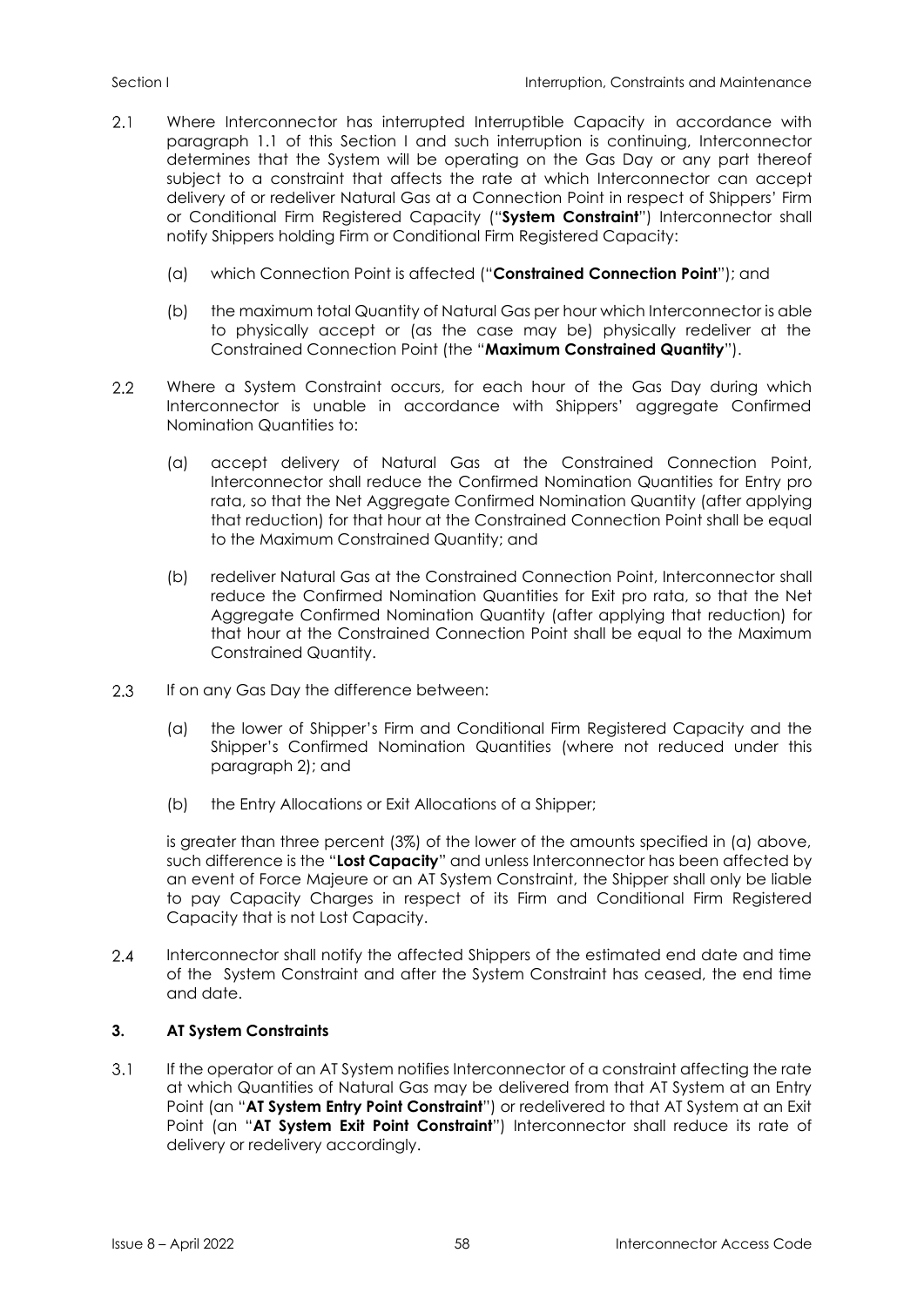2.1 Where Interconnector has interrupted Interruptible Capacity in accordance with paragraph 1.1 of this Section I and such interruption is continuing, Interconnector determines that the System will be operating on the Gas Day or any part thereof subject to a constraint that affects the rate at which Interconnector can accept delivery of or redeliver Natural Gas at a Connection Point in respect of Shippers' Firm or Conditional Firm Registered Capacity ("**System Constraint**") Interconnector shall notify Shippers holding Firm or Conditional Firm Registered Capacity:

(a) which Connection Point is affected ("**Constrained Connection Point**"); and

(b) the maximum total Quantity of Natural Gas per hour which Interconnector is able to physically accept or (as the case may be) physically redeliver at the Constrained Connection Point (the "**Maximum Constrained Quantity**").

2.2 Where a System Constraint occurs, for each hour of the Gas Day during which Interconnector is unable in accordance with Shippers' aggregate Confirmed Nomination Quantities to:

(a) accept delivery of Natural Gas at the Constrained Connection Point, Interconnector shall reduce the Confirmed Nomination Quantities for Entry pro rata, so that the Net Aggregate Confirmed Nomination Quantity (after applying that reduction) for that hour at the Constrained Connection Point shall be equal to the Maximum Constrained Quantity; and

(b) redeliver Natural Gas at the Constrained Connection Point, Interconnector shall reduce the Confirmed Nomination Quantities for Exit pro rata, so that the Net Aggregate Confirmed Nomination Quantity (after applying that reduction) for that hour at the Constrained Connection Point shall be equal to the Maximum Constrained Quantity.

2.3 If on any Gas Day the difference between:

(a) the lower of Shipper's Firm and Conditional Firm Registered Capacity and the Shipper's Confirmed Nomination Quantities (where not reduced under this paragraph 2); and

(b) the Entry Allocations or Exit Allocations of a Shipper;

is greater than three percent (3%) of the lower of the amounts specified in (a) above, such difference is the "**Lost Capacity**" and unless Interconnector has been affected by an event of Force Majeure or an AT System Constraint, the Shipper shall only be liable to pay Capacity Charges in respect of its Firm and Conditional Firm Registered Capacity that is not Lost Capacity.

2.4 Interconnector shall notify the affected Shippers of the estimated end date and time of the System Constraint and after the System Constraint has ceased, the end time and date.

### 3. AT System Constraints

3.1 If the operator of an AT System notifies Interconnector of a constraint affecting the rate at which Quantities of Natural Gas may be delivered from that AT System at an Entry Point (an "**AT System Entry Point Constraint**") or redelivered to that AT System at an Exit Point (an "**AT System Exit Point Constraint**") Interconnector shall reduce its rate of delivery or redelivery accordingly.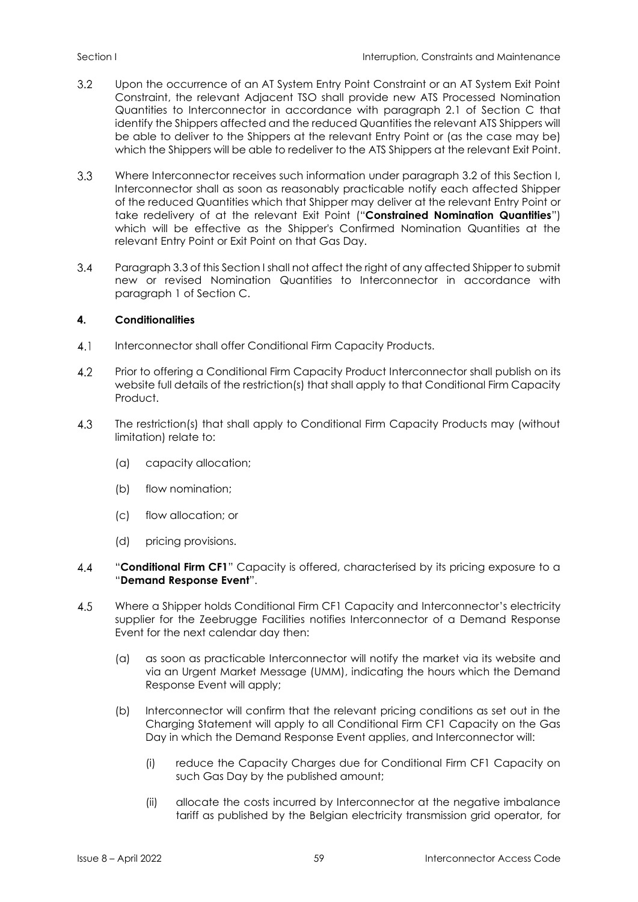3.2 Upon the occurrence of an AT System Entry Point Constraint or an AT System Exit Point Constraint, the relevant Adjacent TSO shall provide new ATS Processed Nomination Quantities to Interconnector in accordance with paragraph 2.1 of Section C that identify the Shippers affected and the reduced Quantities the relevant ATS Shippers will be able to deliver to the Shippers at the relevant Entry Point or (as the case may be) which the Shippers will be able to redeliver to the ATS Shippers at the relevant Exit Point.

3.3 Where Interconnector receives such information under paragraph 3.2 of this Section I, Interconnector shall as soon as reasonably practicable notify each affected Shipper of the reduced Quantities which that Shipper may deliver at the relevant Entry Point or take redelivery of at the relevant Exit Point ("**Constrained Nomination Quantities**") which will be effective as the Shipper's Confirmed Nomination Quantities at the relevant Entry Point or Exit Point on that Gas Day.

3.4 Paragraph 3.3 of this Section I shall not affect the right of any affected Shipper to submit new or revised Nomination Quantities to Interconnector in accordance with paragraph 1 of Section C.

**4. Conditionalities**

4.1 Interconnector shall offer Conditional Firm Capacity Products.

4.2 Prior to offering a Conditional Firm Capacity Product Interconnector shall publish on its website full details of the restriction(s) that shall apply to that Conditional Firm Capacity Product.

4.3 The restriction(s) that shall apply to Conditional Firm Capacity Products may (without limitation) relate to:

- (a) capacity allocation;
- (b) flow nomination;
- (c) flow allocation; or
- (d) pricing provisions.

4.4 "**Conditional Firm CF1**" Capacity is offered, characterised by its pricing exposure to a "**Demand Response Event**".

4.5 Where a Shipper holds Conditional Firm CF1 Capacity and Interconnector's electricity supplier for the Zeebrugge Facilities notifies Interconnector of a Demand Response Event for the next calendar day then:

- (a) as soon as practicable Interconnector will notify the market via its website and via an Urgent Market Message (UMM), indicating the hours which the Demand Response Event will apply;
- (b) Interconnector will confirm that the relevant pricing conditions as set out in the Charging Statement will apply to all Conditional Firm CF1 Capacity on the Gas Day in which the Demand Response Event applies, and Interconnector will:
  - (i) reduce the Capacity Charges due for Conditional Firm CF1 Capacity on such Gas Day by the published amount;
  - (ii) allocate the costs incurred by Interconnector at the negative imbalance tariff as published by the Belgian electricity transmission grid operator, for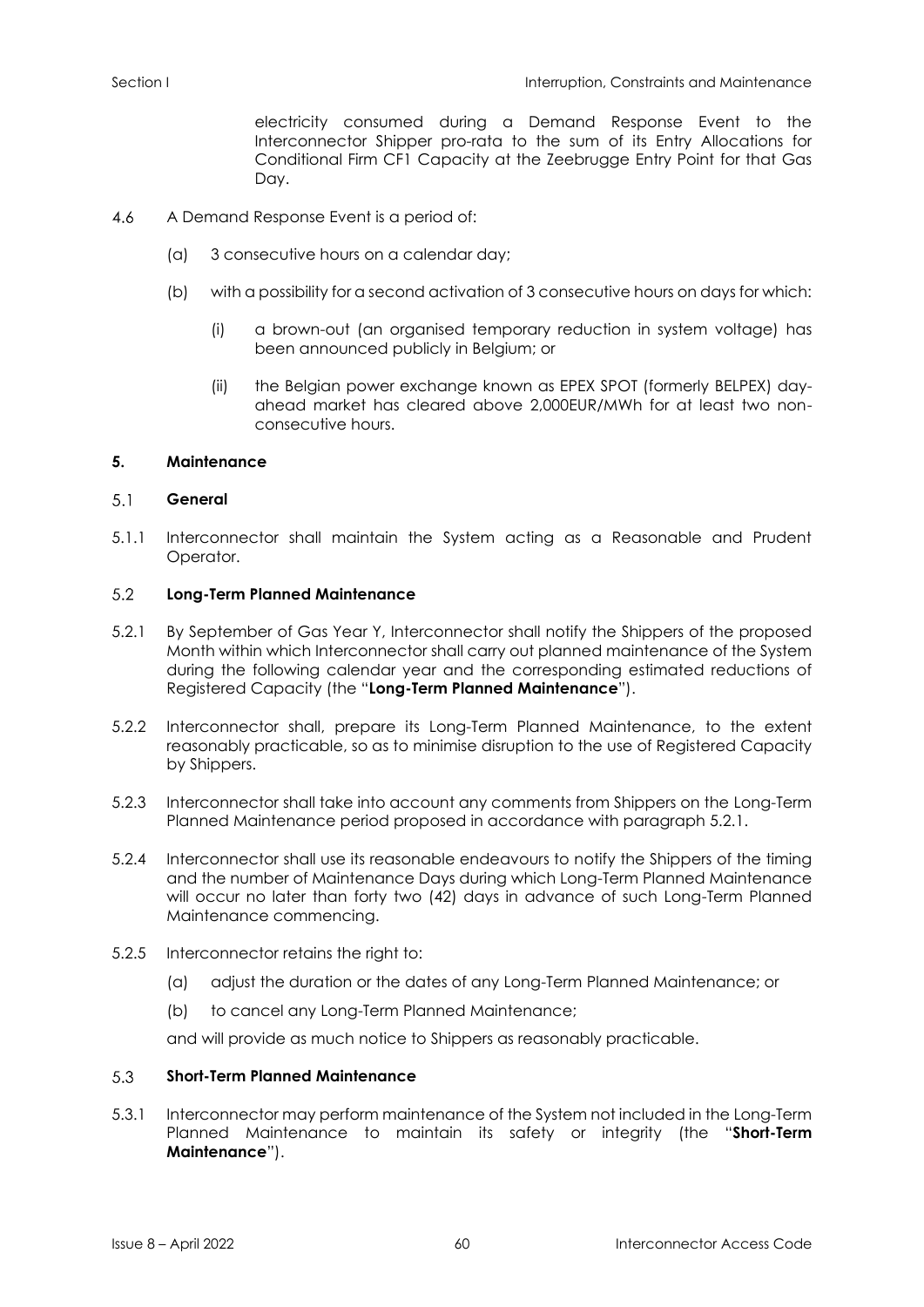electricity consumed during a Demand Response Event to the Interconnector Shipper pro-rata to the sum of its Entry Allocations for Conditional Firm CF1 Capacity at the Zeebrugge Entry Point for that Gas Day.

4.6 A Demand Response Event is a period of:

(a) 3 consecutive hours on a calendar day;

(b) with a possibility for a second activation of 3 consecutive hours on days for which:

(i) a brown-out (an organised temporary reduction in system voltage) has been announced publicly in Belgium; or

(ii) the Belgian power exchange known as EPEX SPOT (formerly BELPEX) day-ahead market has cleared above 2,000EUR/MWh for at least two non-consecutive hours.

## 5. Maintenance

### 5.1 General

5.1.1 Interconnector shall maintain the System acting as a Reasonable and Prudent Operator.

### 5.2 Long-Term Planned Maintenance

5.2.1 By September of Gas Year Y, Interconnector shall notify the Shippers of the proposed Month within which Interconnector shall carry out planned maintenance of the System during the following calendar year and the corresponding estimated reductions of Registered Capacity (the "**Long-Term Planned Maintenance**").

5.2.2 Interconnector shall, prepare its Long-Term Planned Maintenance, to the extent reasonably practicable, so as to minimise disruption to the use of Registered Capacity by Shippers.

5.2.3 Interconnector shall take into account any comments from Shippers on the Long-Term Planned Maintenance period proposed in accordance with paragraph 5.2.1.

5.2.4 Interconnector shall use its reasonable endeavours to notify the Shippers of the timing and the number of Maintenance Days during which Long-Term Planned Maintenance will occur no later than forty two (42) days in advance of such Long-Term Planned Maintenance commencing.

5.2.5 Interconnector retains the right to:

(a) adjust the duration or the dates of any Long-Term Planned Maintenance; or

(b) to cancel any Long-Term Planned Maintenance;

and will provide as much notice to Shippers as reasonably practicable.

### 5.3 Short-Term Planned Maintenance

5.3.1 Interconnector may perform maintenance of the System not included in the Long-Term Planned Maintenance to maintain its safety or integrity (the "**Short-Term Maintenance**").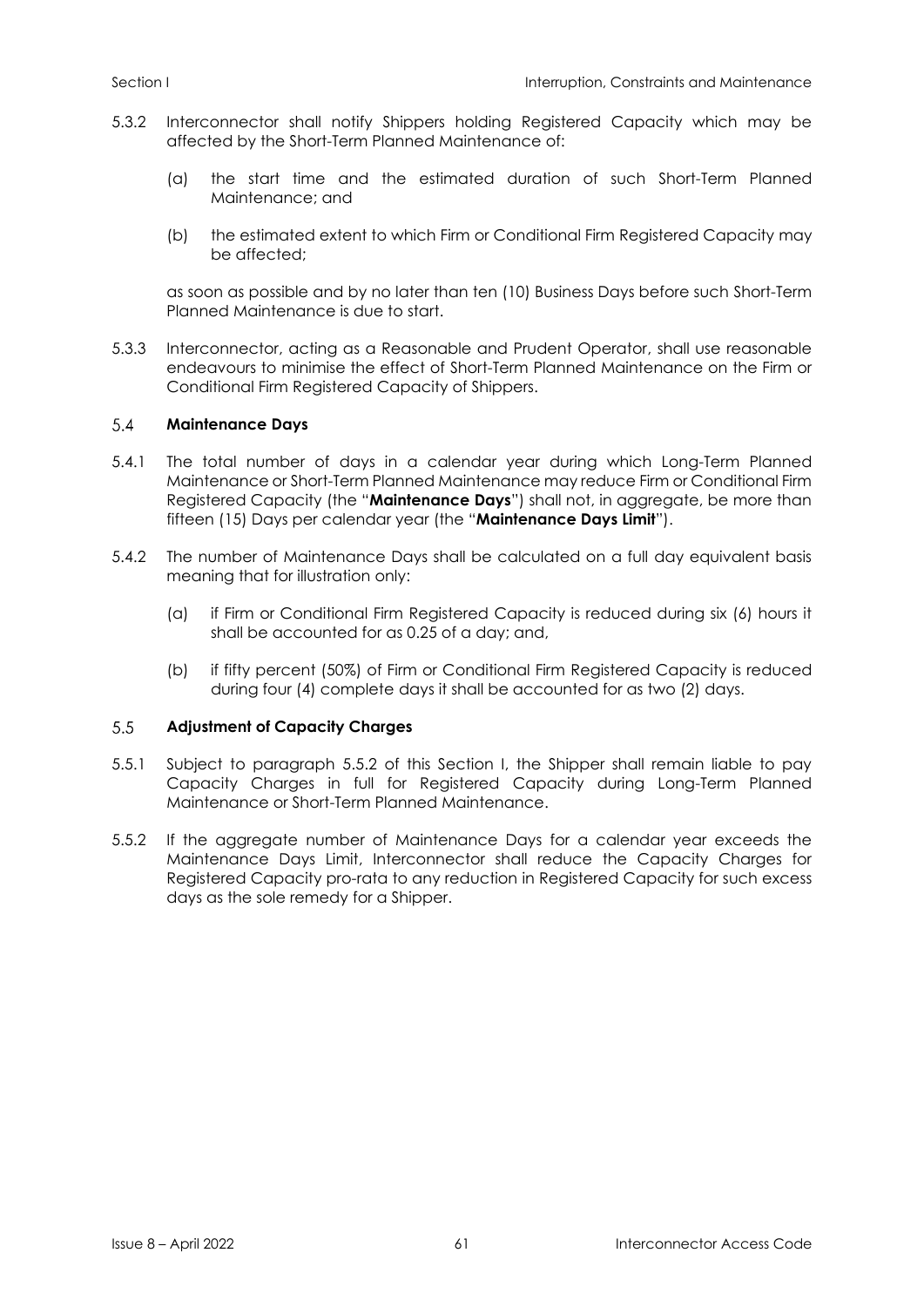5.3.2 Interconnector shall notify Shippers holding Registered Capacity which may be affected by the Short-Term Planned Maintenance of:

(a) the start time and the estimated duration of such Short-Term Planned Maintenance; and

(b) the estimated extent to which Firm or Conditional Firm Registered Capacity may be affected;

as soon as possible and by no later than ten (10) Business Days before such Short-Term Planned Maintenance is due to start.

5.3.3 Interconnector, acting as a Reasonable and Prudent Operator, shall use reasonable endeavours to minimise the effect of Short-Term Planned Maintenance on the Firm or Conditional Firm Registered Capacity of Shippers.

## 5.4 Maintenance Days

5.4.1 The total number of days in a calendar year during which Long-Term Planned Maintenance or Short-Term Planned Maintenance may reduce Firm or Conditional Firm Registered Capacity (the "**Maintenance Days**") shall not, in aggregate, be more than fifteen (15) Days per calendar year (the "**Maintenance Days Limit**").

5.4.2 The number of Maintenance Days shall be calculated on a full day equivalent basis meaning that for illustration only:

(a) if Firm or Conditional Firm Registered Capacity is reduced during six (6) hours it shall be accounted for as 0.25 of a day; and,

(b) if fifty percent (50%) of Firm or Conditional Firm Registered Capacity is reduced during four (4) complete days it shall be accounted for as two (2) days.

## 5.5 Adjustment of Capacity Charges

5.5.1 Subject to paragraph 5.5.2 of this Section I, the Shipper shall remain liable to pay Capacity Charges in full for Registered Capacity during Long-Term Planned Maintenance or Short-Term Planned Maintenance.

5.5.2 If the aggregate number of Maintenance Days for a calendar year exceeds the Maintenance Days Limit, Interconnector shall reduce the Capacity Charges for Registered Capacity pro-rata to any reduction in Registered Capacity for such excess days as the sole remedy for a Shipper.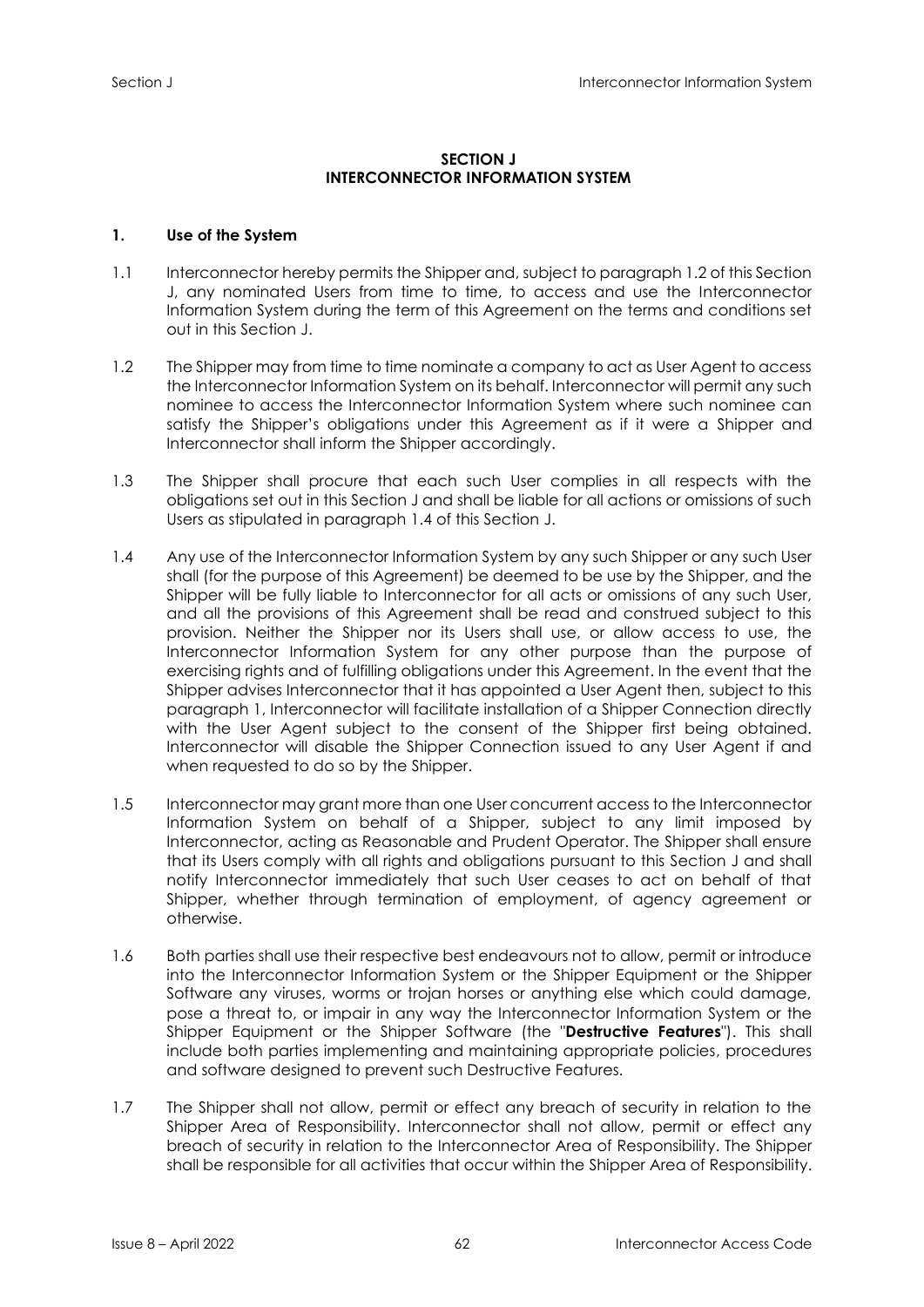## SECTION J
## INTERCONNECTOR INFORMATION SYSTEM

### 1. Use of the System

1.1 Interconnector hereby permits the Shipper and, subject to paragraph 1.2 of this Section J, any nominated Users from time to time, to access and use the Interconnector Information System during the term of this Agreement on the terms and conditions set out in this Section J.

1.2 The Shipper may from time to time nominate a company to act as User Agent to access the Interconnector Information System on its behalf. Interconnector will permit any such nominee to access the Interconnector Information System where such nominee can satisfy the Shipper's obligations under this Agreement as if it were a Shipper and Interconnector shall inform the Shipper accordingly.

1.3 The Shipper shall procure that each such User complies in all respects with the obligations set out in this Section J and shall be liable for all actions or omissions of such Users as stipulated in paragraph 1.4 of this Section J.

1.4 Any use of the Interconnector Information System by any such Shipper or any such User shall (for the purpose of this Agreement) be deemed to be use by the Shipper, and the Shipper will be fully liable to Interconnector for all acts or omissions of any such User, and all the provisions of this Agreement shall be read and construed subject to this provision. Neither the Shipper nor its Users shall use, or allow access to use, the Interconnector Information System for any other purpose than the purpose of exercising rights and of fulfilling obligations under this Agreement. In the event that the Shipper advises Interconnector that it has appointed a User Agent then, subject to this paragraph 1, Interconnector will facilitate installation of a Shipper Connection directly with the User Agent subject to the consent of the Shipper first being obtained. Interconnector will disable the Shipper Connection issued to any User Agent if and when requested to do so by the Shipper.

1.5 Interconnector may grant more than one User concurrent access to the Interconnector Information System on behalf of a Shipper, subject to any limit imposed by Interconnector, acting as Reasonable and Prudent Operator. The Shipper shall ensure that its Users comply with all rights and obligations pursuant to this Section J and shall notify Interconnector immediately that such User ceases to act on behalf of that Shipper, whether through termination of employment, of agency agreement or otherwise.

1.6 Both parties shall use their respective best endeavours not to allow, permit or introduce into the Interconnector Information System or the Shipper Equipment or the Shipper Software any viruses, worms or trojan horses or anything else which could damage, pose a threat to, or impair in any way the Interconnector Information System or the Shipper Equipment or the Shipper Software (the "**Destructive Features**"). This shall include both parties implementing and maintaining appropriate policies, procedures and software designed to prevent such Destructive Features.

1.7 The Shipper shall not allow, permit or effect any breach of security in relation to the Shipper Area of Responsibility. Interconnector shall not allow, permit or effect any breach of security in relation to the Interconnector Area of Responsibility. The Shipper shall be responsible for all activities that occur within the Shipper Area of Responsibility.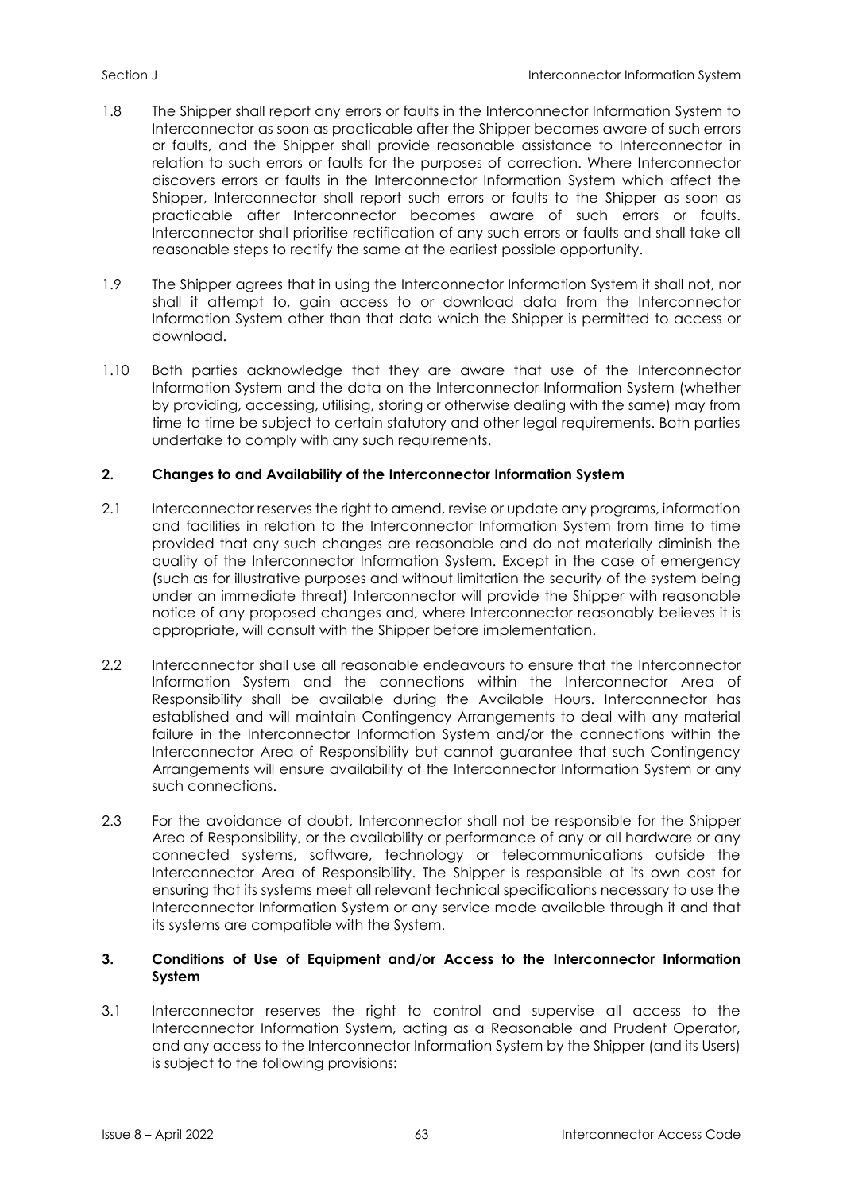1.8 The Shipper shall report any errors or faults in the Interconnector Information System to Interconnector as soon as practicable after the Shipper becomes aware of such errors or faults, and the Shipper shall provide reasonable assistance to Interconnector in relation to such errors or faults for the purposes of correction. Where Interconnector discovers errors or faults in the Interconnector Information System which affect the Shipper, Interconnector shall report such errors or faults to the Shipper as soon as practicable after Interconnector becomes aware of such errors or faults. Interconnector shall prioritise rectification of any such errors or faults and shall take all reasonable steps to rectify the same at the earliest possible opportunity.

1.9 The Shipper agrees that in using the Interconnector Information System it shall not, nor shall it attempt to, gain access to or download data from the Interconnector Information System other than that data which the Shipper is permitted to access or download.

1.10 Both parties acknowledge that they are aware that use of the Interconnector Information System and the data on the Interconnector Information System (whether by providing, accessing, utilising, storing or otherwise dealing with the same) may from time to time be subject to certain statutory and other legal requirements. Both parties undertake to comply with any such requirements.

## 2. Changes to and Availability of the Interconnector Information System

2.1 Interconnector reserves the right to amend, revise or update any programs, information and facilities in relation to the Interconnector Information System from time to time provided that any such changes are reasonable and do not materially diminish the quality of the Interconnector Information System. Except in the case of emergency (such as for illustrative purposes and without limitation the security of the system being under an immediate threat) Interconnector will provide the Shipper with reasonable notice of any proposed changes and, where Interconnector reasonably believes it is appropriate, will consult with the Shipper before implementation.

2.2 Interconnector shall use all reasonable endeavours to ensure that the Interconnector Information System and the connections within the Interconnector Area of Responsibility shall be available during the Available Hours. Interconnector has established and will maintain Contingency Arrangements to deal with any material failure in the Interconnector Information System and/or the connections within the Interconnector Area of Responsibility but cannot guarantee that such Contingency Arrangements will ensure availability of the Interconnector Information System or any such connections.

2.3 For the avoidance of doubt, Interconnector shall not be responsible for the Shipper Area of Responsibility, or the availability or performance of any or all hardware or any connected systems, software, technology or telecommunications outside the Interconnector Area of Responsibility. The Shipper is responsible at its own cost for ensuring that its systems meet all relevant technical specifications necessary to use the Interconnector Information System or any service made available through it and that its systems are compatible with the System.

## 3. Conditions of Use of Equipment and/or Access to the Interconnector Information System

3.1 Interconnector reserves the right to control and supervise all access to the Interconnector Information System, acting as a Reasonable and Prudent Operator, and any access to the Interconnector Information System by the Shipper (and its Users) is subject to the following provisions: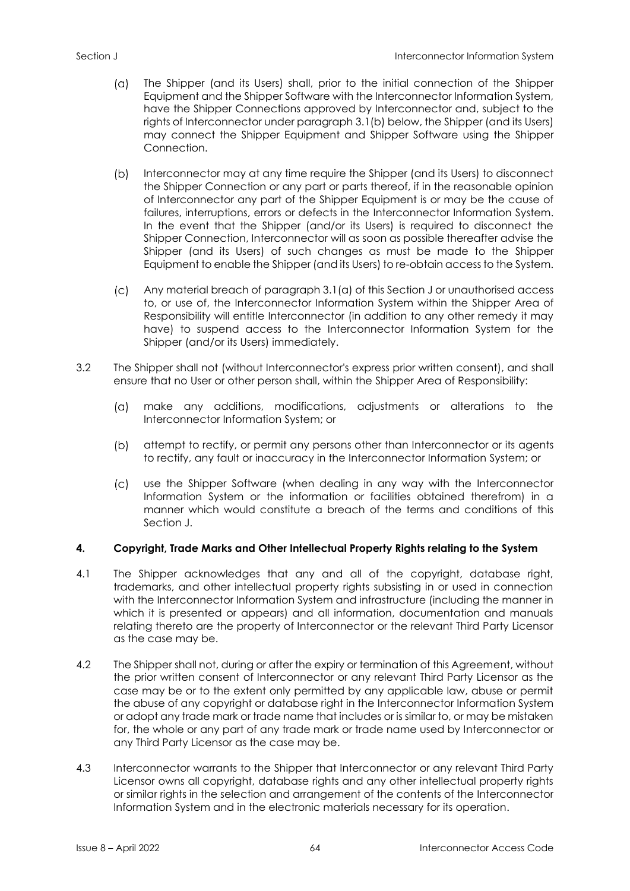(a) The Shipper (and its Users) shall, prior to the initial connection of the Shipper Equipment and the Shipper Software with the Interconnector Information System, have the Shipper Connections approved by Interconnector and, subject to the rights of Interconnector under paragraph 3.1(b) below, the Shipper (and its Users) may connect the Shipper Equipment and Shipper Software using the Shipper Connection.

(b) Interconnector may at any time require the Shipper (and its Users) to disconnect the Shipper Connection or any part or parts thereof, if in the reasonable opinion of Interconnector any part of the Shipper Equipment is or may be the cause of failures, interruptions, errors or defects in the Interconnector Information System. In the event that the Shipper (and/or its Users) is required to disconnect the Shipper Connection, Interconnector will as soon as possible thereafter advise the Shipper (and its Users) of such changes as must be made to the Shipper Equipment to enable the Shipper (and its Users) to re-obtain access to the System.

(c) Any material breach of paragraph 3.1(a) of this Section J or unauthorised access to, or use of, the Interconnector Information System within the Shipper Area of Responsibility will entitle Interconnector (in addition to any other remedy it may have) to suspend access to the Interconnector Information System for the Shipper (and/or its Users) immediately.

3.2 The Shipper shall not (without Interconnector's express prior written consent), and shall ensure that no User or other person shall, within the Shipper Area of Responsibility:

(a) make any additions, modifications, adjustments or alterations to the Interconnector Information System; or

(b) attempt to rectify, or permit any persons other than Interconnector or its agents to rectify, any fault or inaccuracy in the Interconnector Information System; or

(c) use the Shipper Software (when dealing in any way with the Interconnector Information System or the information or facilities obtained therefrom) in a manner which would constitute a breach of the terms and conditions of this Section J.

**4. Copyright, Trade Marks and Other Intellectual Property Rights relating to the System**

4.1 The Shipper acknowledges that any and all of the copyright, database right, trademarks, and other intellectual property rights subsisting in or used in connection with the Interconnector Information System and infrastructure (including the manner in which it is presented or appears) and all information, documentation and manuals relating thereto are the property of Interconnector or the relevant Third Party Licensor as the case may be.

4.2 The Shipper shall not, during or after the expiry or termination of this Agreement, without the prior written consent of Interconnector or any relevant Third Party Licensor as the case may be or to the extent only permitted by any applicable law, abuse or permit the abuse of any copyright or database right in the Interconnector Information System or adopt any trade mark or trade name that includes or is similar to, or may be mistaken for, the whole or any part of any trade mark or trade name used by Interconnector or any Third Party Licensor as the case may be.

4.3 Interconnector warrants to the Shipper that Interconnector or any relevant Third Party Licensor owns all copyright, database rights and any other intellectual property rights or similar rights in the selection and arrangement of the contents of the Interconnector Information System and in the electronic materials necessary for its operation.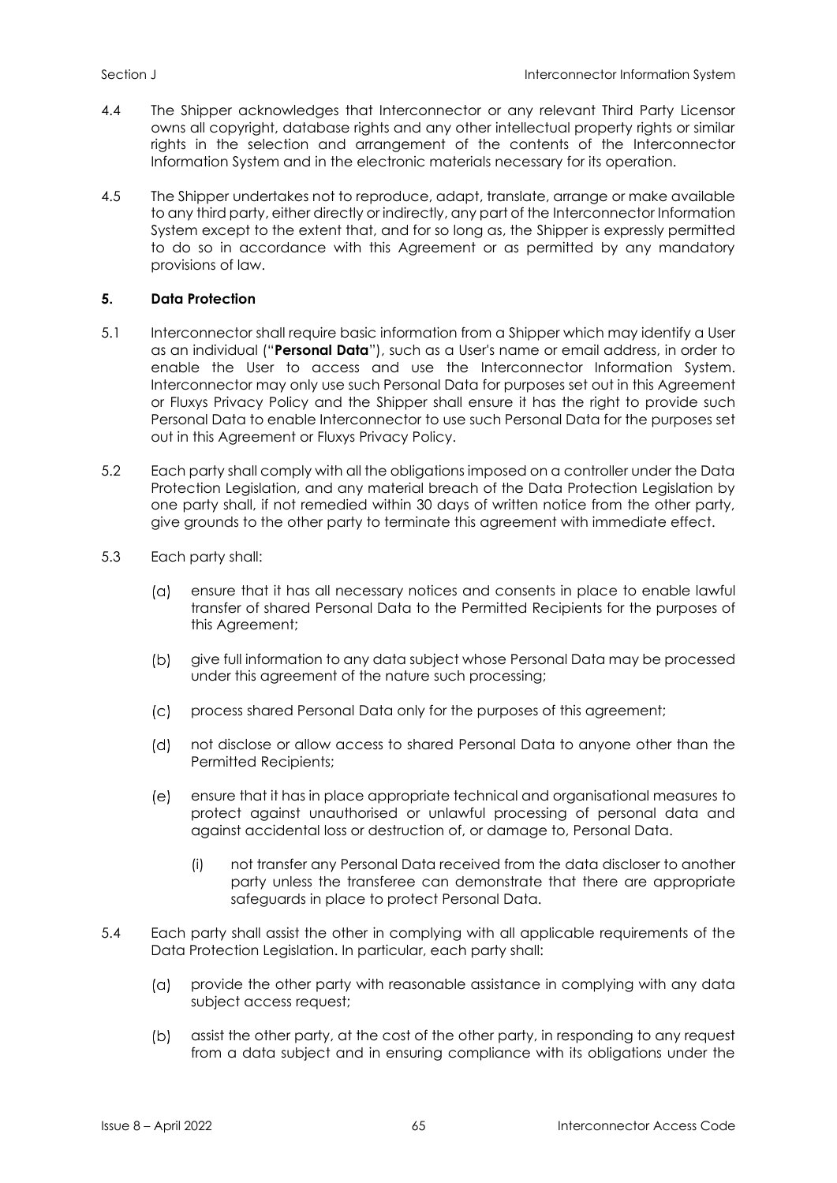4.4 The Shipper acknowledges that Interconnector or any relevant Third Party Licensor owns all copyright, database rights and any other intellectual property rights or similar rights in the selection and arrangement of the contents of the Interconnector Information System and in the electronic materials necessary for its operation.

4.5 The Shipper undertakes not to reproduce, adapt, translate, arrange or make available to any third party, either directly or indirectly, any part of the Interconnector Information System except to the extent that, and for so long as, the Shipper is expressly permitted to do so in accordance with this Agreement or as permitted by any mandatory provisions of law.

### 5. Data Protection

5.1 Interconnector shall require basic information from a Shipper which may identify a User as an individual ("**Personal Data**"), such as a User's name or email address, in order to enable the User to access and use the Interconnector Information System. Interconnector may only use such Personal Data for purposes set out in this Agreement or Fluxys Privacy Policy and the Shipper shall ensure it has the right to provide such Personal Data to enable Interconnector to use such Personal Data for the purposes set out in this Agreement or Fluxys Privacy Policy.

5.2 Each party shall comply with all the obligations imposed on a controller under the Data Protection Legislation, and any material breach of the Data Protection Legislation by one party shall, if not remedied within 30 days of written notice from the other party, give grounds to the other party to terminate this agreement with immediate effect.

5.3 Each party shall:

(a) ensure that it has all necessary notices and consents in place to enable lawful transfer of shared Personal Data to the Permitted Recipients for the purposes of this Agreement;

(b) give full information to any data subject whose Personal Data may be processed under this agreement of the nature such processing;

(c) process shared Personal Data only for the purposes of this agreement;

(d) not disclose or allow access to shared Personal Data to anyone other than the Permitted Recipients;

(e) ensure that it has in place appropriate technical and organisational measures to protect against unauthorised or unlawful processing of personal data and against accidental loss or destruction of, or damage to, Personal Data.

 (i) not transfer any Personal Data received from the data discloser to another party unless the transferee can demonstrate that there are appropriate safeguards in place to protect Personal Data.

5.4 Each party shall assist the other in complying with all applicable requirements of the Data Protection Legislation. In particular, each party shall:

(a) provide the other party with reasonable assistance in complying with any data subject access request;

(b) assist the other party, at the cost of the other party, in responding to any request from a data subject and in ensuring compliance with its obligations under the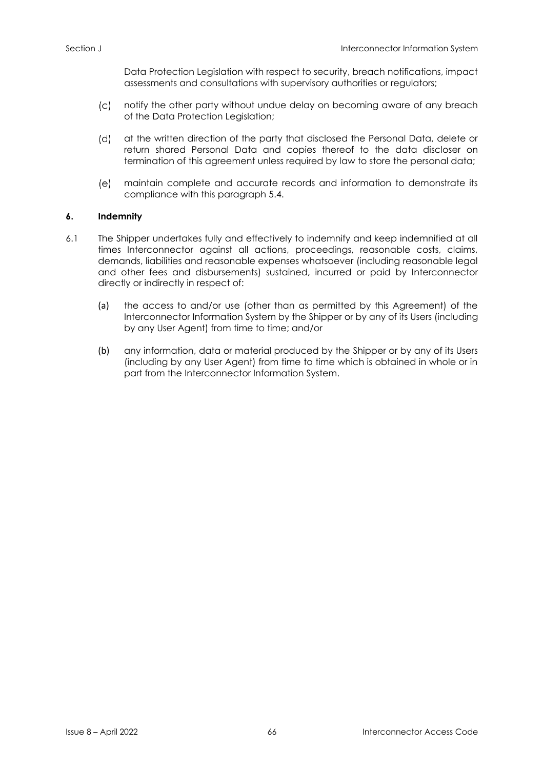Data Protection Legislation with respect to security, breach notifications, impact assessments and consultations with supervisory authorities or regulators;

(c) notify the other party without undue delay on becoming aware of any breach of the Data Protection Legislation;

(d) at the written direction of the party that disclosed the Personal Data, delete or return shared Personal Data and copies thereof to the data discloser on termination of this agreement unless required by law to store the personal data;

(e) maintain complete and accurate records and information to demonstrate its compliance with this paragraph 5.4.

**6. Indemnity**

6.1 The Shipper undertakes fully and effectively to indemnify and keep indemnified at all times Interconnector against all actions, proceedings, reasonable costs, claims, demands, liabilities and reasonable expenses whatsoever (including reasonable legal and other fees and disbursements) sustained, incurred or paid by Interconnector directly or indirectly in respect of:

(a) the access to and/or use (other than as permitted by this Agreement) of the Interconnector Information System by the Shipper or by any of its Users (including by any User Agent) from time to time; and/or

(b) any information, data or material produced by the Shipper or by any of its Users (including by any User Agent) from time to time which is obtained in whole or in part from the Interconnector Information System.